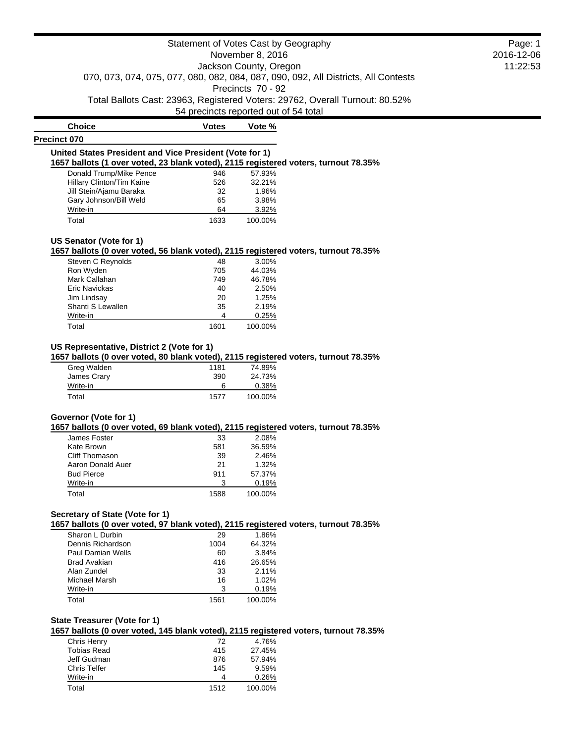# Statement of Votes Cast by Geography

November 8, 2016

Jackson County, Oregon

070, 073, 074, 075, 077, 080, 082, 084, 087, 090, 092, All Districts, All Contests

Precincts 70 - 92

Total Ballots Cast: 23963, Registered Voters: 29762, Overall Turnout: 80.52%

54 precincts reported out of 54 total

## Precinct 070

### United States President and Vice President (Vote for 1)

**1657 ballots (1 over voted, 23 blank voted), 2115 registered voters, turnout 78.35%**

| Choice | Votes | Vote % |
|---|---|---|
| Donald Trump/Mike Pence | 946 | 57.93% |
| Hillary Clinton/Tim Kaine | 526 | 32.21% |
| Jill Stein/Ajamu Baraka | 32 | 1.96% |
| Gary Johnson/Bill Weld | 65 | 3.98% |
| Write-in | 64 | 3.92% |
| Total | 1633 | 100.00% |

### US Senator (Vote for 1)

**1657 ballots (0 over voted, 56 blank voted), 2115 registered voters, turnout 78.35%**

| Choice | Votes | Vote % |
|---|---|---|
| Steven C Reynolds | 48 | 3.00% |
| Ron Wyden | 705 | 44.03% |
| Mark Callahan | 749 | 46.78% |
| Eric Navickas | 40 | 2.50% |
| Jim Lindsay | 20 | 1.25% |
| Shanti S Lewallen | 35 | 2.19% |
| Write-in | 4 | 0.25% |
| Total | 1601 | 100.00% |

### US Representative, District 2 (Vote for 1)

**1657 ballots (0 over voted, 80 blank voted), 2115 registered voters, turnout 78.35%**

| Choice | Votes | Vote % |
|---|---|---|
| Greg Walden | 1181 | 74.89% |
| James Crary | 390 | 24.73% |
| Write-in | 6 | 0.38% |
| Total | 1577 | 100.00% |

### Governor (Vote for 1)

**1657 ballots (0 over voted, 69 blank voted), 2115 registered voters, turnout 78.35%**

| Choice | Votes | Vote % |
|---|---|---|
| James Foster | 33 | 2.08% |
| Kate Brown | 581 | 36.59% |
| Cliff Thomason | 39 | 2.46% |
| Aaron Donald Auer | 21 | 1.32% |
| Bud Pierce | 911 | 57.37% |
| Write-in | 3 | 0.19% |
| Total | 1588 | 100.00% |

### Secretary of State (Vote for 1)

**1657 ballots (0 over voted, 97 blank voted), 2115 registered voters, turnout 78.35%**

| Choice | Votes | Vote % |
|---|---|---|
| Sharon L Durbin | 29 | 1.86% |
| Dennis Richardson | 1004 | 64.32% |
| Paul Damian Wells | 60 | 3.84% |
| Brad Avakian | 416 | 26.65% |
| Alan Zundel | 33 | 2.11% |
| Michael Marsh | 16 | 1.02% |
| Write-in | 3 | 0.19% |
| Total | 1561 | 100.00% |

### State Treasurer (Vote for 1)

**1657 ballots (0 over voted, 145 blank voted), 2115 registered voters, turnout 78.35%**

| Choice | Votes | Vote % |
|---|---|---|
| Chris Henry | 72 | 4.76% |
| Tobias Read | 415 | 27.45% |
| Jeff Gudman | 876 | 57.94% |
| Chris Telfer | 145 | 9.59% |
| Write-in | 4 | 0.26% |
| Total | 1512 | 100.00% |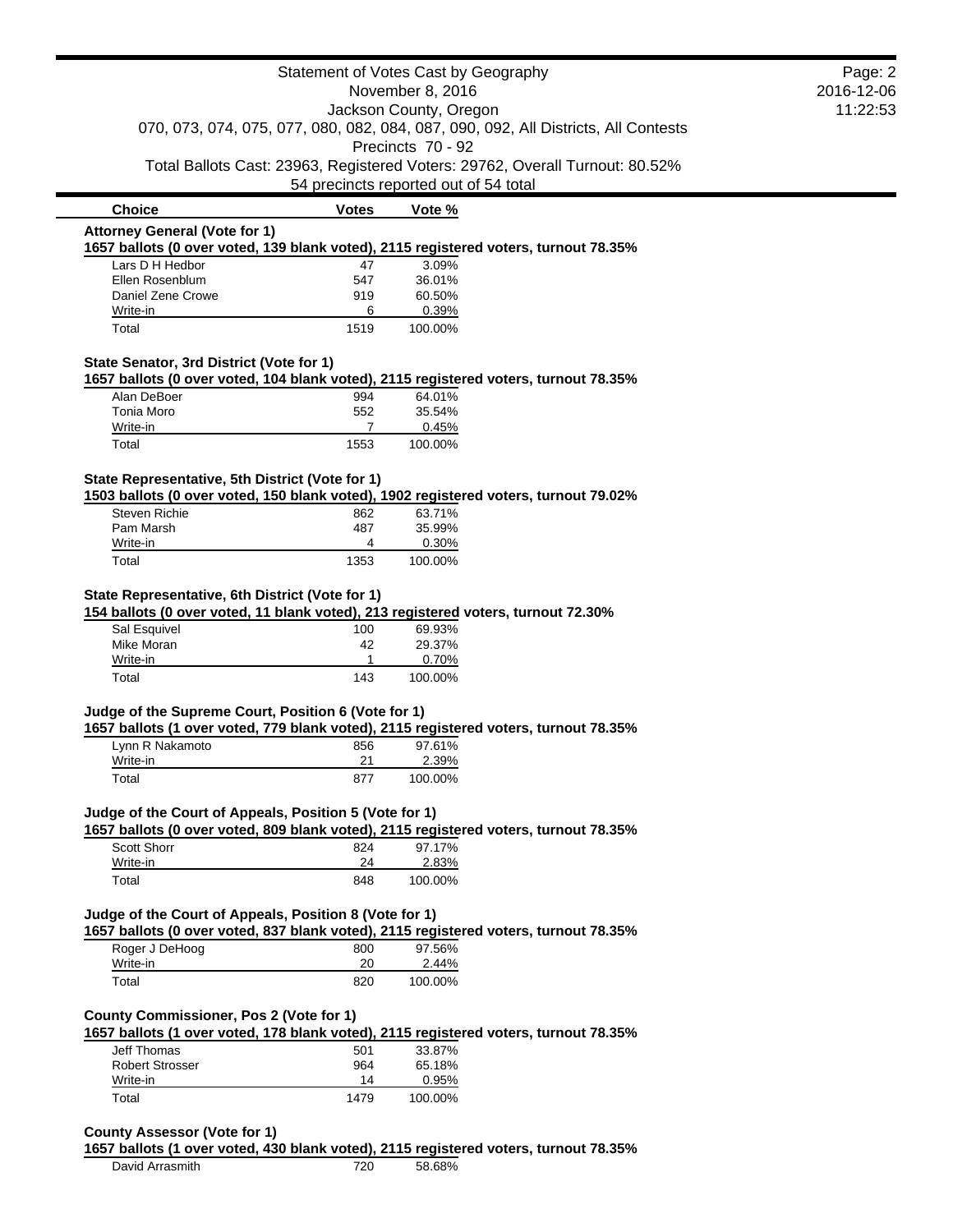Statement of Votes Cast by Geography
November 8, 2016
Jackson County, Oregon
070, 073, 074, 075, 077, 080, 082, 084, 087, 090, 092, All Districts, All Contests
Precincts 70 - 92
Total Ballots Cast: 23963, Registered Voters: 29762, Overall Turnout: 80.52%
54 precincts reported out of 54 total

| Choice | Votes | Vote % |
|---|---|---|

**Attorney General (Vote for 1)**
**1657 ballots (0 over voted, 139 blank voted), 2115 registered voters, turnout 78.35%**

| Choice | Votes | Vote % |
|---|---|---|
| Lars D H Hedbor | 47 | 3.09% |
| Ellen Rosenblum | 547 | 36.01% |
| Daniel Zene Crowe | 919 | 60.50% |
| Write-in | 6 | 0.39% |
| Total | 1519 | 100.00% |

**State Senator, 3rd District (Vote for 1)**
**1657 ballots (0 over voted, 104 blank voted), 2115 registered voters, turnout 78.35%**

| Choice | Votes | Vote % |
|---|---|---|
| Alan DeBoer | 994 | 64.01% |
| Tonia Moro | 552 | 35.54% |
| Write-in | 7 | 0.45% |
| Total | 1553 | 100.00% |

**State Representative, 5th District (Vote for 1)**
**1503 ballots (0 over voted, 150 blank voted), 1902 registered voters, turnout 79.02%**

| Choice | Votes | Vote % |
|---|---|---|
| Steven Richie | 862 | 63.71% |
| Pam Marsh | 487 | 35.99% |
| Write-in | 4 | 0.30% |
| Total | 1353 | 100.00% |

**State Representative, 6th District (Vote for 1)**
**154 ballots (0 over voted, 11 blank voted), 213 registered voters, turnout 72.30%**

| Choice | Votes | Vote % |
|---|---|---|
| Sal Esquivel | 100 | 69.93% |
| Mike Moran | 42 | 29.37% |
| Write-in | 1 | 0.70% |
| Total | 143 | 100.00% |

**Judge of the Supreme Court, Position 6 (Vote for 1)**
**1657 ballots (1 over voted, 779 blank voted), 2115 registered voters, turnout 78.35%**

| Choice | Votes | Vote % |
|---|---|---|
| Lynn R Nakamoto | 856 | 97.61% |
| Write-in | 21 | 2.39% |
| Total | 877 | 100.00% |

**Judge of the Court of Appeals, Position 5 (Vote for 1)**
**1657 ballots (0 over voted, 809 blank voted), 2115 registered voters, turnout 78.35%**

| Choice | Votes | Vote % |
|---|---|---|
| Scott Shorr | 824 | 97.17% |
| Write-in | 24 | 2.83% |
| Total | 848 | 100.00% |

**Judge of the Court of Appeals, Position 8 (Vote for 1)**
**1657 ballots (0 over voted, 837 blank voted), 2115 registered voters, turnout 78.35%**

| Choice | Votes | Vote % |
|---|---|---|
| Roger J DeHoog | 800 | 97.56% |
| Write-in | 20 | 2.44% |
| Total | 820 | 100.00% |

**County Commissioner, Pos 2 (Vote for 1)**
**1657 ballots (1 over voted, 178 blank voted), 2115 registered voters, turnout 78.35%**

| Choice | Votes | Vote % |
|---|---|---|
| Jeff Thomas | 501 | 33.87% |
| Robert Strosser | 964 | 65.18% |
| Write-in | 14 | 0.95% |
| Total | 1479 | 100.00% |

**County Assessor (Vote for 1)**
**1657 ballots (1 over voted, 430 blank voted), 2115 registered voters, turnout 78.35%**

| Choice | Votes | Vote % |
|---|---|---|
| David Arrasmith | 720 | 58.68% |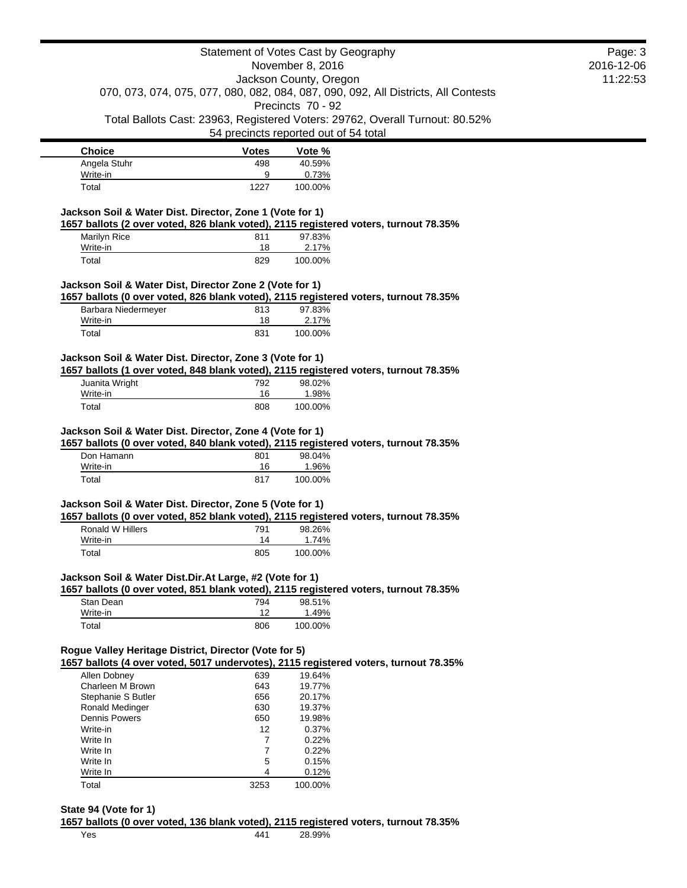| Choice | Votes | Vote % |
|---|---|---|
| Angela Stuhr | 498 | 40.59% |
| Write-in | 9 | 0.73% |
| Total | 1227 | 100.00% |

**Jackson Soil & Water Dist. Director, Zone 1 (Vote for 1)**

**1657 ballots (2 over voted, 826 blank voted), 2115 registered voters, turnout 78.35%**

| Choice | Votes | Vote % |
|---|---|---|
| Marilyn Rice | 811 | 97.83% |
| Write-in | 18 | 2.17% |
| Total | 829 | 100.00% |

**Jackson Soil & Water Dist, Director Zone 2 (Vote for 1)**

**1657 ballots (0 over voted, 826 blank voted), 2115 registered voters, turnout 78.35%**

| Choice | Votes | Vote % |
|---|---|---|
| Barbara Niedermeyer | 813 | 97.83% |
| Write-in | 18 | 2.17% |
| Total | 831 | 100.00% |

**Jackson Soil & Water Dist. Director, Zone 3 (Vote for 1)**

**1657 ballots (1 over voted, 848 blank voted), 2115 registered voters, turnout 78.35%**

| Choice | Votes | Vote % |
|---|---|---|
| Juanita Wright | 792 | 98.02% |
| Write-in | 16 | 1.98% |
| Total | 808 | 100.00% |

**Jackson Soil & Water Dist. Director, Zone 4 (Vote for 1)**

**1657 ballots (0 over voted, 840 blank voted), 2115 registered voters, turnout 78.35%**

| Choice | Votes | Vote % |
|---|---|---|
| Don Hamann | 801 | 98.04% |
| Write-in | 16 | 1.96% |
| Total | 817 | 100.00% |

**Jackson Soil & Water Dist. Director, Zone 5 (Vote for 1)**

**1657 ballots (0 over voted, 852 blank voted), 2115 registered voters, turnout 78.35%**

| Choice | Votes | Vote % |
|---|---|---|
| Ronald W Hillers | 791 | 98.26% |
| Write-in | 14 | 1.74% |
| Total | 805 | 100.00% |

**Jackson Soil & Water Dist.Dir.At Large, #2 (Vote for 1)**

**1657 ballots (0 over voted, 851 blank voted), 2115 registered voters, turnout 78.35%**

| Choice | Votes | Vote % |
|---|---|---|
| Stan Dean | 794 | 98.51% |
| Write-in | 12 | 1.49% |
| Total | 806 | 100.00% |

**Rogue Valley Heritage District, Director (Vote for 5)**

**1657 ballots (4 over voted, 5017 undervotes), 2115 registered voters, turnout 78.35%**

| Choice | Votes | Vote % |
|---|---|---|
| Allen Dobney | 639 | 19.64% |
| Charleen M Brown | 643 | 19.77% |
| Stephanie S Butler | 656 | 20.17% |
| Ronald Medinger | 630 | 19.37% |
| Dennis Powers | 650 | 19.98% |
| Write-in | 12 | 0.37% |
| Write In | 7 | 0.22% |
| Write In | 7 | 0.22% |
| Write In | 5 | 0.15% |
| Write In | 4 | 0.12% |
| Total | 3253 | 100.00% |

**State 94 (Vote for 1)**

**1657 ballots (0 over voted, 136 blank voted), 2115 registered voters, turnout 78.35%**

| Choice | Votes | Vote % |
|---|---|---|
| Yes | 441 | 28.99% |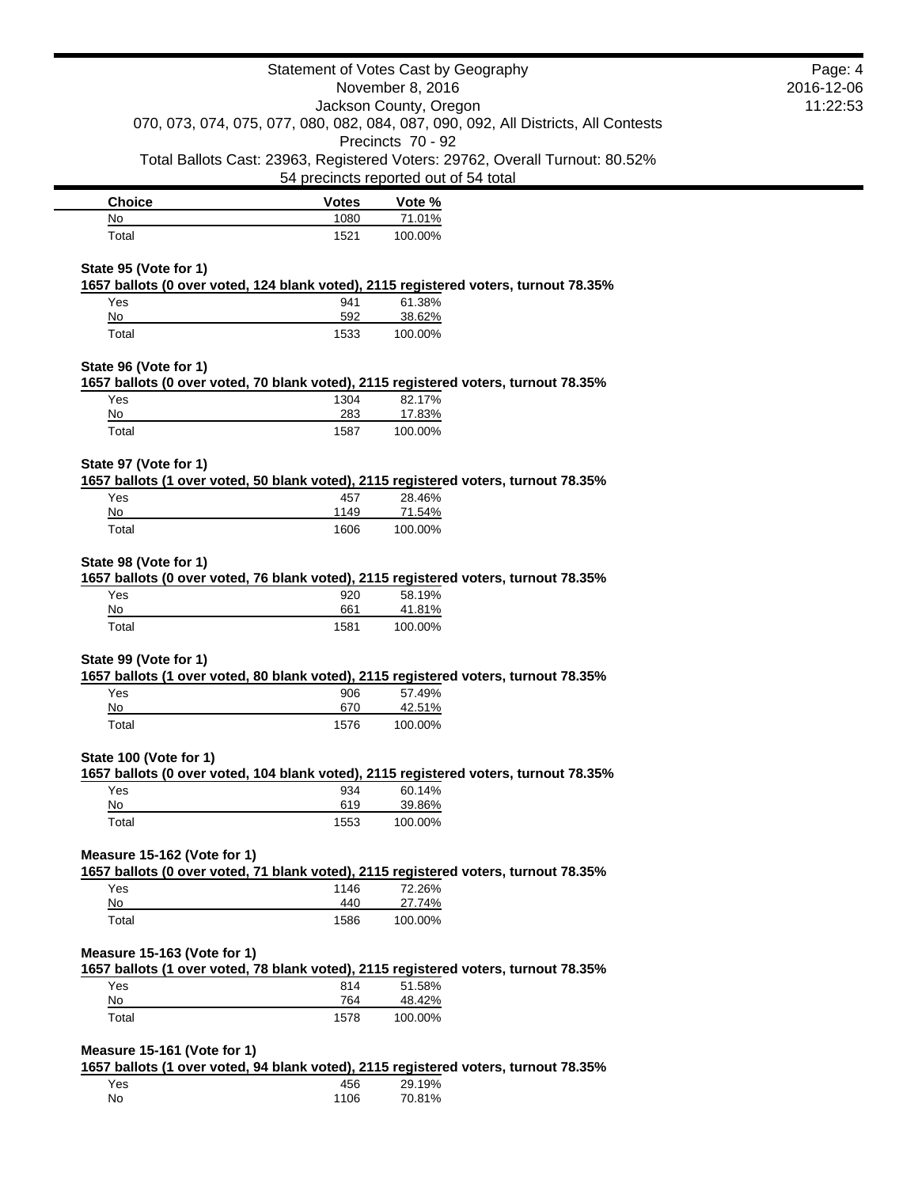| Choice | Votes | Vote % |
| --- | --- | --- |
| No | 1080 | 71.01% |
| Total | 1521 | 100.00% |

**State 95 (Vote for 1)**

**1657 ballots (0 over voted, 124 blank voted), 2115 registered voters, turnout 78.35%**

| Choice | Votes | Vote % |
| --- | --- | --- |
| Yes | 941 | 61.38% |
| No | 592 | 38.62% |
| Total | 1533 | 100.00% |

**State 96 (Vote for 1)**

**1657 ballots (0 over voted, 70 blank voted), 2115 registered voters, turnout 78.35%**

| Choice | Votes | Vote % |
| --- | --- | --- |
| Yes | 1304 | 82.17% |
| No | 283 | 17.83% |
| Total | 1587 | 100.00% |

**State 97 (Vote for 1)**

**1657 ballots (1 over voted, 50 blank voted), 2115 registered voters, turnout 78.35%**

| Choice | Votes | Vote % |
| --- | --- | --- |
| Yes | 457 | 28.46% |
| No | 1149 | 71.54% |
| Total | 1606 | 100.00% |

**State 98 (Vote for 1)**

**1657 ballots (0 over voted, 76 blank voted), 2115 registered voters, turnout 78.35%**

| Choice | Votes | Vote % |
| --- | --- | --- |
| Yes | 920 | 58.19% |
| No | 661 | 41.81% |
| Total | 1581 | 100.00% |

**State 99 (Vote for 1)**

**1657 ballots (1 over voted, 80 blank voted), 2115 registered voters, turnout 78.35%**

| Choice | Votes | Vote % |
| --- | --- | --- |
| Yes | 906 | 57.49% |
| No | 670 | 42.51% |
| Total | 1576 | 100.00% |

**State 100 (Vote for 1)**

**1657 ballots (0 over voted, 104 blank voted), 2115 registered voters, turnout 78.35%**

| Choice | Votes | Vote % |
| --- | --- | --- |
| Yes | 934 | 60.14% |
| No | 619 | 39.86% |
| Total | 1553 | 100.00% |

**Measure 15-162 (Vote for 1)**

**1657 ballots (0 over voted, 71 blank voted), 2115 registered voters, turnout 78.35%**

| Choice | Votes | Vote % |
| --- | --- | --- |
| Yes | 1146 | 72.26% |
| No | 440 | 27.74% |
| Total | 1586 | 100.00% |

**Measure 15-163 (Vote for 1)**

**1657 ballots (1 over voted, 78 blank voted), 2115 registered voters, turnout 78.35%**

| Choice | Votes | Vote % |
| --- | --- | --- |
| Yes | 814 | 51.58% |
| No | 764 | 48.42% |
| Total | 1578 | 100.00% |

**Measure 15-161 (Vote for 1)**

**1657 ballots (1 over voted, 94 blank voted), 2115 registered voters, turnout 78.35%**

| Choice | Votes | Vote % |
| --- | --- | --- |
| Yes | 456 | 29.19% |
| No | 1106 | 70.81% |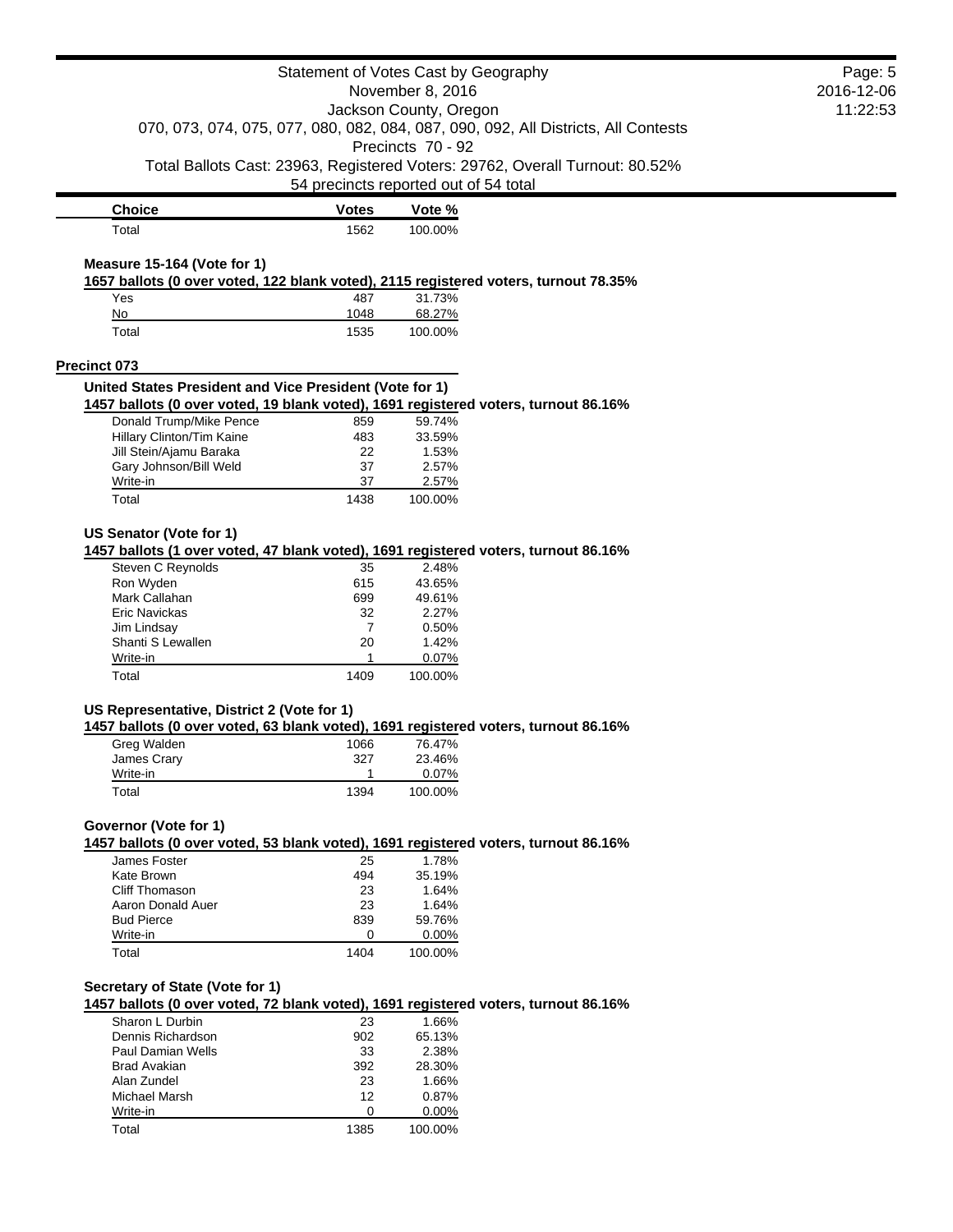Statement of Votes Cast by Geography
November 8, 2016
Jackson County, Oregon
070, 073, 074, 075, 077, 080, 082, 084, 087, 090, 092, All Districts, All Contests
Precincts 70 - 92
Total Ballots Cast: 23963, Registered Voters: 29762, Overall Turnout: 80.52%
54 precincts reported out of 54 total

| Choice | Votes | Vote % |
|---|---|---|
| Total | 1562 | 100.00% |

### Measure 15-164 (Vote for 1)

**1657 ballots (0 over voted, 122 blank voted), 2115 registered voters, turnout 78.35%**

| Choice | Votes | Vote % |
|---|---|---|
| Yes | 487 | 31.73% |
| No | 1048 | 68.27% |
| Total | 1535 | 100.00% |

## Precinct 073

### United States President and Vice President (Vote for 1)

**1457 ballots (0 over voted, 19 blank voted), 1691 registered voters, turnout 86.16%**

| Choice | Votes | Vote % |
|---|---|---|
| Donald Trump/Mike Pence | 859 | 59.74% |
| Hillary Clinton/Tim Kaine | 483 | 33.59% |
| Jill Stein/Ajamu Baraka | 22 | 1.53% |
| Gary Johnson/Bill Weld | 37 | 2.57% |
| Write-in | 37 | 2.57% |
| Total | 1438 | 100.00% |

### US Senator (Vote for 1)

**1457 ballots (1 over voted, 47 blank voted), 1691 registered voters, turnout 86.16%**

| Choice | Votes | Vote % |
|---|---|---|
| Steven C Reynolds | 35 | 2.48% |
| Ron Wyden | 615 | 43.65% |
| Mark Callahan | 699 | 49.61% |
| Eric Navickas | 32 | 2.27% |
| Jim Lindsay | 7 | 0.50% |
| Shanti S Lewallen | 20 | 1.42% |
| Write-in | 1 | 0.07% |
| Total | 1409 | 100.00% |

### US Representative, District 2 (Vote for 1)

**1457 ballots (0 over voted, 63 blank voted), 1691 registered voters, turnout 86.16%**

| Choice | Votes | Vote % |
|---|---|---|
| Greg Walden | 1066 | 76.47% |
| James Crary | 327 | 23.46% |
| Write-in | 1 | 0.07% |
| Total | 1394 | 100.00% |

### Governor (Vote for 1)

**1457 ballots (0 over voted, 53 blank voted), 1691 registered voters, turnout 86.16%**

| Choice | Votes | Vote % |
|---|---|---|
| James Foster | 25 | 1.78% |
| Kate Brown | 494 | 35.19% |
| Cliff Thomason | 23 | 1.64% |
| Aaron Donald Auer | 23 | 1.64% |
| Bud Pierce | 839 | 59.76% |
| Write-in | 0 | 0.00% |
| Total | 1404 | 100.00% |

### Secretary of State (Vote for 1)

**1457 ballots (0 over voted, 72 blank voted), 1691 registered voters, turnout 86.16%**

| Choice | Votes | Vote % |
|---|---|---|
| Sharon L Durbin | 23 | 1.66% |
| Dennis Richardson | 902 | 65.13% |
| Paul Damian Wells | 33 | 2.38% |
| Brad Avakian | 392 | 28.30% |
| Alan Zundel | 23 | 1.66% |
| Michael Marsh | 12 | 0.87% |
| Write-in | 0 | 0.00% |
| Total | 1385 | 100.00% |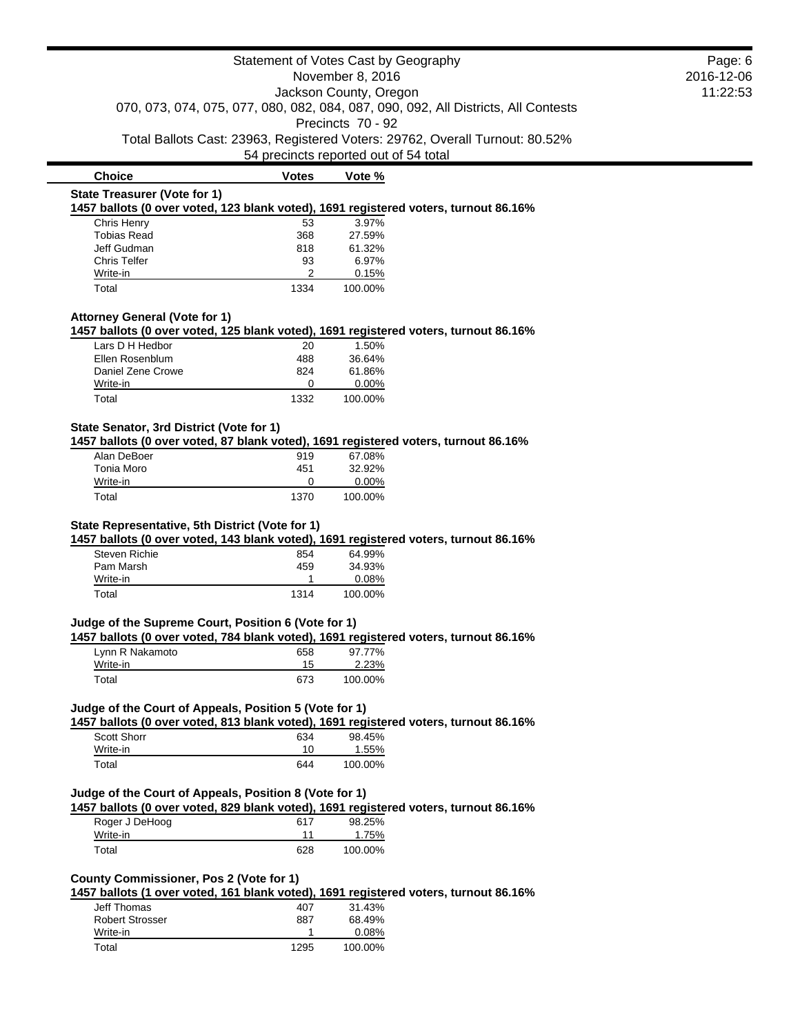Statement of Votes Cast by Geography
November 8, 2016
Jackson County, Oregon
070, 073, 074, 075, 077, 080, 082, 084, 087, 090, 092, All Districts, All Contests
Precincts 70 - 92
Total Ballots Cast: 23963, Registered Voters: 29762, Overall Turnout: 80.52%
54 precincts reported out of 54 total

### State Treasurer (Vote for 1)

**1457 ballots (0 over voted, 123 blank voted), 1691 registered voters, turnout 86.16%**

| Choice | Votes | Vote % |
|---|---|---|
| Chris Henry | 53 | 3.97% |
| Tobias Read | 368 | 27.59% |
| Jeff Gudman | 818 | 61.32% |
| Chris Telfer | 93 | 6.97% |
| Write-in | 2 | 0.15% |
| Total | 1334 | 100.00% |

### Attorney General (Vote for 1)

**1457 ballots (0 over voted, 125 blank voted), 1691 registered voters, turnout 86.16%**

| Choice | Votes | Vote % |
|---|---|---|
| Lars D H Hedbor | 20 | 1.50% |
| Ellen Rosenblum | 488 | 36.64% |
| Daniel Zene Crowe | 824 | 61.86% |
| Write-in | 0 | 0.00% |
| Total | 1332 | 100.00% |

### State Senator, 3rd District (Vote for 1)

**1457 ballots (0 over voted, 87 blank voted), 1691 registered voters, turnout 86.16%**

| Choice | Votes | Vote % |
|---|---|---|
| Alan DeBoer | 919 | 67.08% |
| Tonia Moro | 451 | 32.92% |
| Write-in | 0 | 0.00% |
| Total | 1370 | 100.00% |

### State Representative, 5th District (Vote for 1)

**1457 ballots (0 over voted, 143 blank voted), 1691 registered voters, turnout 86.16%**

| Choice | Votes | Vote % |
|---|---|---|
| Steven Richie | 854 | 64.99% |
| Pam Marsh | 459 | 34.93% |
| Write-in | 1 | 0.08% |
| Total | 1314 | 100.00% |

### Judge of the Supreme Court, Position 6 (Vote for 1)

**1457 ballots (0 over voted, 784 blank voted), 1691 registered voters, turnout 86.16%**

| Choice | Votes | Vote % |
|---|---|---|
| Lynn R Nakamoto | 658 | 97.77% |
| Write-in | 15 | 2.23% |
| Total | 673 | 100.00% |

### Judge of the Court of Appeals, Position 5 (Vote for 1)

**1457 ballots (0 over voted, 813 blank voted), 1691 registered voters, turnout 86.16%**

| Choice | Votes | Vote % |
|---|---|---|
| Scott Shorr | 634 | 98.45% |
| Write-in | 10 | 1.55% |
| Total | 644 | 100.00% |

### Judge of the Court of Appeals, Position 8 (Vote for 1)

**1457 ballots (0 over voted, 829 blank voted), 1691 registered voters, turnout 86.16%**

| Choice | Votes | Vote % |
|---|---|---|
| Roger J DeHoog | 617 | 98.25% |
| Write-in | 11 | 1.75% |
| Total | 628 | 100.00% |

### County Commissioner, Pos 2 (Vote for 1)

**1457 ballots (1 over voted, 161 blank voted), 1691 registered voters, turnout 86.16%**

| Choice | Votes | Vote % |
|---|---|---|
| Jeff Thomas | 407 | 31.43% |
| Robert Strosser | 887 | 68.49% |
| Write-in | 1 | 0.08% |
| Total | 1295 | 100.00% |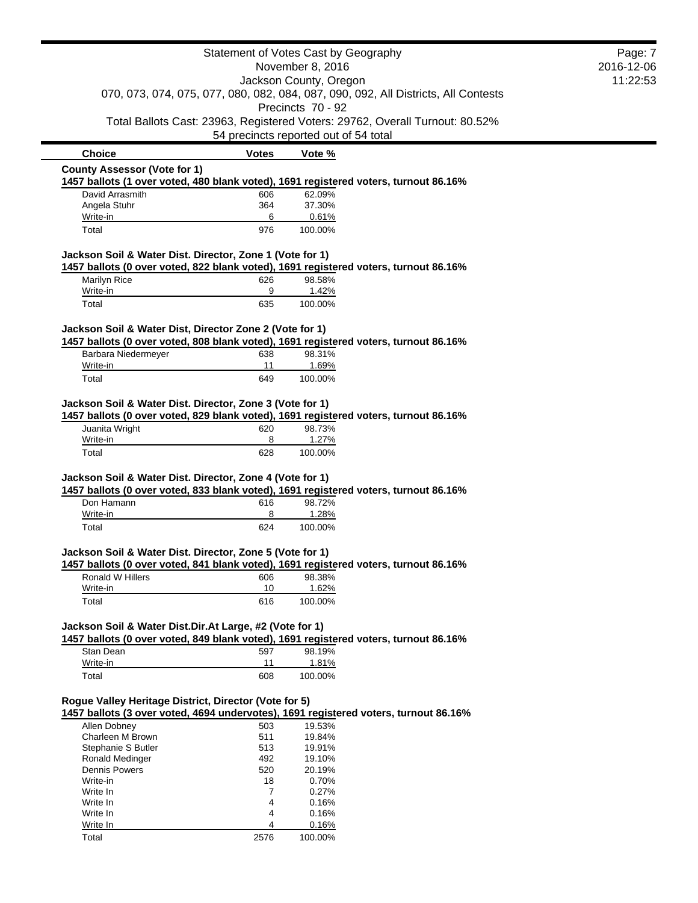Statement of Votes Cast by Geography
November 8, 2016
Jackson County, Oregon
070, 073, 074, 075, 077, 080, 082, 084, 087, 090, 092, All Districts, All Contests
Precincts 70 - 92
Total Ballots Cast: 23963, Registered Voters: 29762, Overall Turnout: 80.52%
54 precincts reported out of 54 total

2016-12-06
11:22:53

### County Assessor (Vote for 1)

**1457 ballots (1 over voted, 480 blank voted), 1691 registered voters, turnout 86.16%**

| Choice | Votes | Vote % |
|---|---|---|
| David Arrasmith | 606 | 62.09% |
| Angela Stuhr | 364 | 37.30% |
| Write-in | 6 | 0.61% |
| Total | 976 | 100.00% |

### Jackson Soil & Water Dist. Director, Zone 1 (Vote for 1)

**1457 ballots (0 over voted, 822 blank voted), 1691 registered voters, turnout 86.16%**

| Choice | Votes | Vote % |
|---|---|---|
| Marilyn Rice | 626 | 98.58% |
| Write-in | 9 | 1.42% |
| Total | 635 | 100.00% |

### Jackson Soil & Water Dist, Director Zone 2 (Vote for 1)

**1457 ballots (0 over voted, 808 blank voted), 1691 registered voters, turnout 86.16%**

| Choice | Votes | Vote % |
|---|---|---|
| Barbara Niedermeyer | 638 | 98.31% |
| Write-in | 11 | 1.69% |
| Total | 649 | 100.00% |

### Jackson Soil & Water Dist. Director, Zone 3 (Vote for 1)

**1457 ballots (0 over voted, 829 blank voted), 1691 registered voters, turnout 86.16%**

| Choice | Votes | Vote % |
|---|---|---|
| Juanita Wright | 620 | 98.73% |
| Write-in | 8 | 1.27% |
| Total | 628 | 100.00% |

### Jackson Soil & Water Dist. Director, Zone 4 (Vote for 1)

**1457 ballots (0 over voted, 833 blank voted), 1691 registered voters, turnout 86.16%**

| Choice | Votes | Vote % |
|---|---|---|
| Don Hamann | 616 | 98.72% |
| Write-in | 8 | 1.28% |
| Total | 624 | 100.00% |

### Jackson Soil & Water Dist. Director, Zone 5 (Vote for 1)

**1457 ballots (0 over voted, 841 blank voted), 1691 registered voters, turnout 86.16%**

| Choice | Votes | Vote % |
|---|---|---|
| Ronald W Hillers | 606 | 98.38% |
| Write-in | 10 | 1.62% |
| Total | 616 | 100.00% |

### Jackson Soil & Water Dist.Dir.At Large, #2 (Vote for 1)

**1457 ballots (0 over voted, 849 blank voted), 1691 registered voters, turnout 86.16%**

| Choice | Votes | Vote % |
|---|---|---|
| Stan Dean | 597 | 98.19% |
| Write-in | 11 | 1.81% |
| Total | 608 | 100.00% |

### Rogue Valley Heritage District, Director (Vote for 5)

**1457 ballots (3 over voted, 4694 undervotes), 1691 registered voters, turnout 86.16%**

| Choice | Votes | Vote % |
|---|---|---|
| Allen Dobney | 503 | 19.53% |
| Charleen M Brown | 511 | 19.84% |
| Stephanie S Butler | 513 | 19.91% |
| Ronald Medinger | 492 | 19.10% |
| Dennis Powers | 520 | 20.19% |
| Write-in | 18 | 0.70% |
| Write In | 7 | 0.27% |
| Write In | 4 | 0.16% |
| Write In | 4 | 0.16% |
| Write In | 4 | 0.16% |
| Total | 2576 | 100.00% |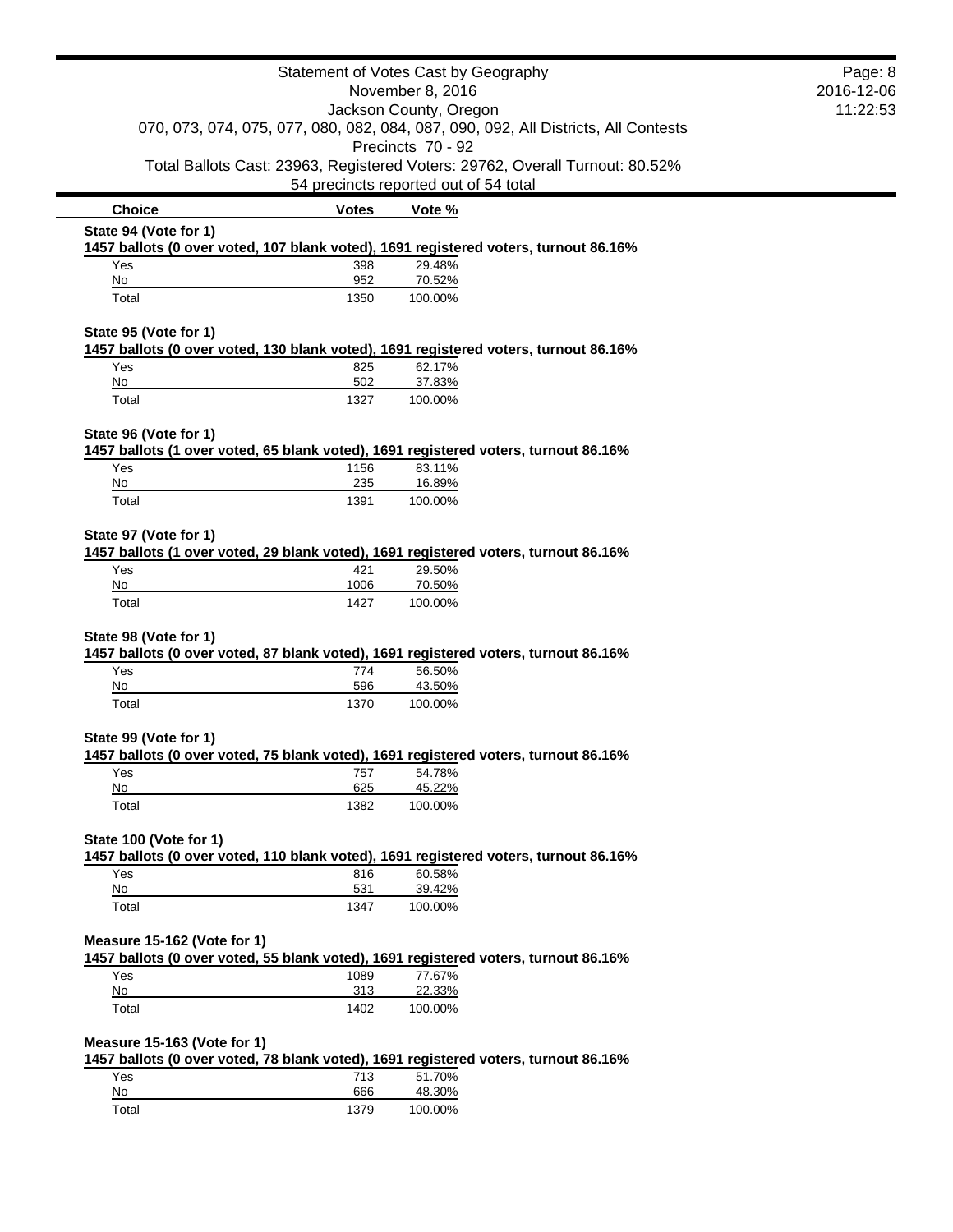# Statement of Votes Cast by Geography

November 8, 2016

Jackson County, Oregon

070, 073, 074, 075, 077, 080, 082, 084, 087, 090, 092, All Districts, All Contests

Precincts 70 - 92

Total Ballots Cast: 23963, Registered Voters: 29762, Overall Turnout: 80.52%

54 precincts reported out of 54 total

### State 94 (Vote for 1)

**1457 ballots (0 over voted, 107 blank voted), 1691 registered voters, turnout 86.16%**

| Choice | Votes | Vote % |
|---|---|---|
| Yes | 398 | 29.48% |
| No | 952 | 70.52% |
| Total | 1350 | 100.00% |

### State 95 (Vote for 1)

**1457 ballots (0 over voted, 130 blank voted), 1691 registered voters, turnout 86.16%**

| Choice | Votes | Vote % |
|---|---|---|
| Yes | 825 | 62.17% |
| No | 502 | 37.83% |
| Total | 1327 | 100.00% |

### State 96 (Vote for 1)

**1457 ballots (1 over voted, 65 blank voted), 1691 registered voters, turnout 86.16%**

| Choice | Votes | Vote % |
|---|---|---|
| Yes | 1156 | 83.11% |
| No | 235 | 16.89% |
| Total | 1391 | 100.00% |

### State 97 (Vote for 1)

**1457 ballots (1 over voted, 29 blank voted), 1691 registered voters, turnout 86.16%**

| Choice | Votes | Vote % |
|---|---|---|
| Yes | 421 | 29.50% |
| No | 1006 | 70.50% |
| Total | 1427 | 100.00% |

### State 98 (Vote for 1)

**1457 ballots (0 over voted, 87 blank voted), 1691 registered voters, turnout 86.16%**

| Choice | Votes | Vote % |
|---|---|---|
| Yes | 774 | 56.50% |
| No | 596 | 43.50% |
| Total | 1370 | 100.00% |

### State 99 (Vote for 1)

**1457 ballots (0 over voted, 75 blank voted), 1691 registered voters, turnout 86.16%**

| Choice | Votes | Vote % |
|---|---|---|
| Yes | 757 | 54.78% |
| No | 625 | 45.22% |
| Total | 1382 | 100.00% |

### State 100 (Vote for 1)

**1457 ballots (0 over voted, 110 blank voted), 1691 registered voters, turnout 86.16%**

| Choice | Votes | Vote % |
|---|---|---|
| Yes | 816 | 60.58% |
| No | 531 | 39.42% |
| Total | 1347 | 100.00% |

### Measure 15-162 (Vote for 1)

**1457 ballots (0 over voted, 55 blank voted), 1691 registered voters, turnout 86.16%**

| Choice | Votes | Vote % |
|---|---|---|
| Yes | 1089 | 77.67% |
| No | 313 | 22.33% |
| Total | 1402 | 100.00% |

### Measure 15-163 (Vote for 1)

**1457 ballots (0 over voted, 78 blank voted), 1691 registered voters, turnout 86.16%**

| Choice | Votes | Vote % |
|---|---|---|
| Yes | 713 | 51.70% |
| No | 666 | 48.30% |
| Total | 1379 | 100.00% |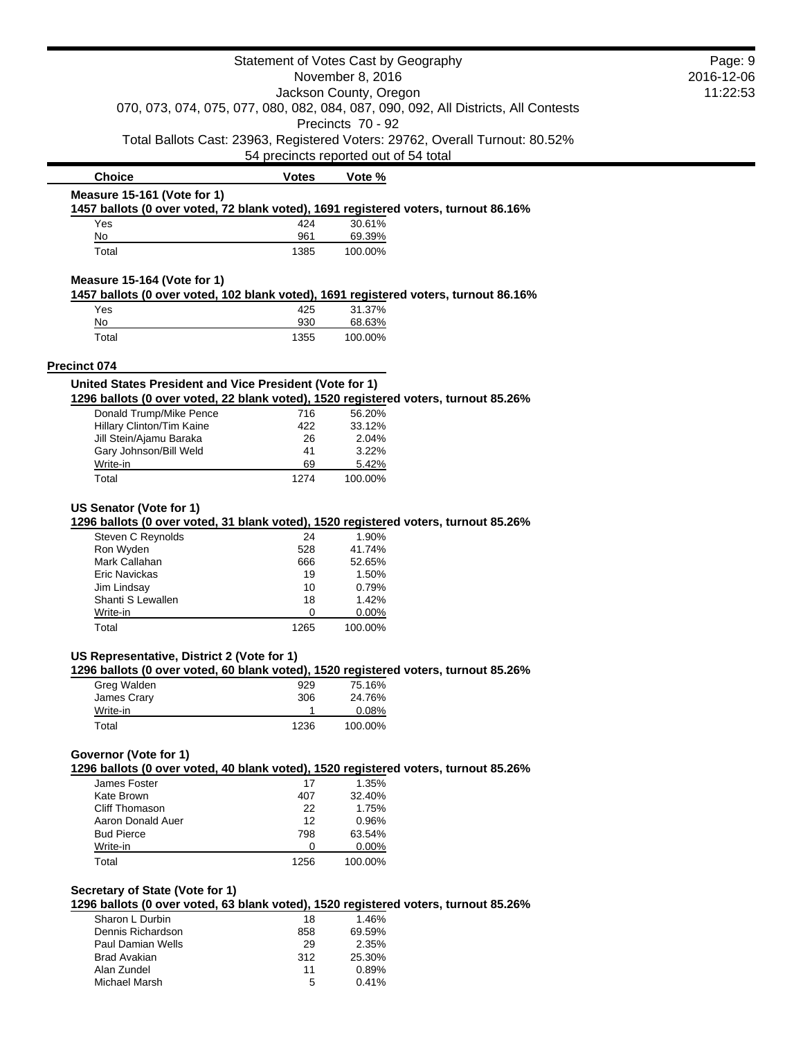Statement of Votes Cast by Geography
November 8, 2016
Jackson County, Oregon
070, 073, 074, 075, 077, 080, 082, 084, 087, 090, 092, All Districts, All Contests
Precincts 70 - 92
Total Ballots Cast: 23963, Registered Voters: 29762, Overall Turnout: 80.52%
54 precincts reported out of 54 total

| Choice | Votes | Vote % |
|---|---|---|

### Measure 15-161 (Vote for 1)

**1457 ballots (0 over voted, 72 blank voted), 1691 registered voters, turnout 86.16%**

| Choice | Votes | Vote % |
|---|---|---|
| Yes | 424 | 30.61% |
| No | 961 | 69.39% |
| Total | 1385 | 100.00% |

### Measure 15-164 (Vote for 1)

**1457 ballots (0 over voted, 102 blank voted), 1691 registered voters, turnout 86.16%**

| Choice | Votes | Vote % |
|---|---|---|
| Yes | 425 | 31.37% |
| No | 930 | 68.63% |
| Total | 1355 | 100.00% |

## Precinct 074

### United States President and Vice President (Vote for 1)

**1296 ballots (0 over voted, 22 blank voted), 1520 registered voters, turnout 85.26%**

| Choice | Votes | Vote % |
|---|---|---|
| Donald Trump/Mike Pence | 716 | 56.20% |
| Hillary Clinton/Tim Kaine | 422 | 33.12% |
| Jill Stein/Ajamu Baraka | 26 | 2.04% |
| Gary Johnson/Bill Weld | 41 | 3.22% |
| Write-in | 69 | 5.42% |
| Total | 1274 | 100.00% |

### US Senator (Vote for 1)

**1296 ballots (0 over voted, 31 blank voted), 1520 registered voters, turnout 85.26%**

| Choice | Votes | Vote % |
|---|---|---|
| Steven C Reynolds | 24 | 1.90% |
| Ron Wyden | 528 | 41.74% |
| Mark Callahan | 666 | 52.65% |
| Eric Navickas | 19 | 1.50% |
| Jim Lindsay | 10 | 0.79% |
| Shanti S Lewallen | 18 | 1.42% |
| Write-in | 0 | 0.00% |
| Total | 1265 | 100.00% |

### US Representative, District 2 (Vote for 1)

**1296 ballots (0 over voted, 60 blank voted), 1520 registered voters, turnout 85.26%**

| Choice | Votes | Vote % |
|---|---|---|
| Greg Walden | 929 | 75.16% |
| James Crary | 306 | 24.76% |
| Write-in | 1 | 0.08% |
| Total | 1236 | 100.00% |

### Governor (Vote for 1)

**1296 ballots (0 over voted, 40 blank voted), 1520 registered voters, turnout 85.26%**

| Choice | Votes | Vote % |
|---|---|---|
| James Foster | 17 | 1.35% |
| Kate Brown | 407 | 32.40% |
| Cliff Thomason | 22 | 1.75% |
| Aaron Donald Auer | 12 | 0.96% |
| Bud Pierce | 798 | 63.54% |
| Write-in | 0 | 0.00% |
| Total | 1256 | 100.00% |

### Secretary of State (Vote for 1)

**1296 ballots (0 over voted, 63 blank voted), 1520 registered voters, turnout 85.26%**

| Choice | Votes | Vote % |
|---|---|---|
| Sharon L Durbin | 18 | 1.46% |
| Dennis Richardson | 858 | 69.59% |
| Paul Damian Wells | 29 | 2.35% |
| Brad Avakian | 312 | 25.30% |
| Alan Zundel | 11 | 0.89% |
| Michael Marsh | 5 | 0.41% |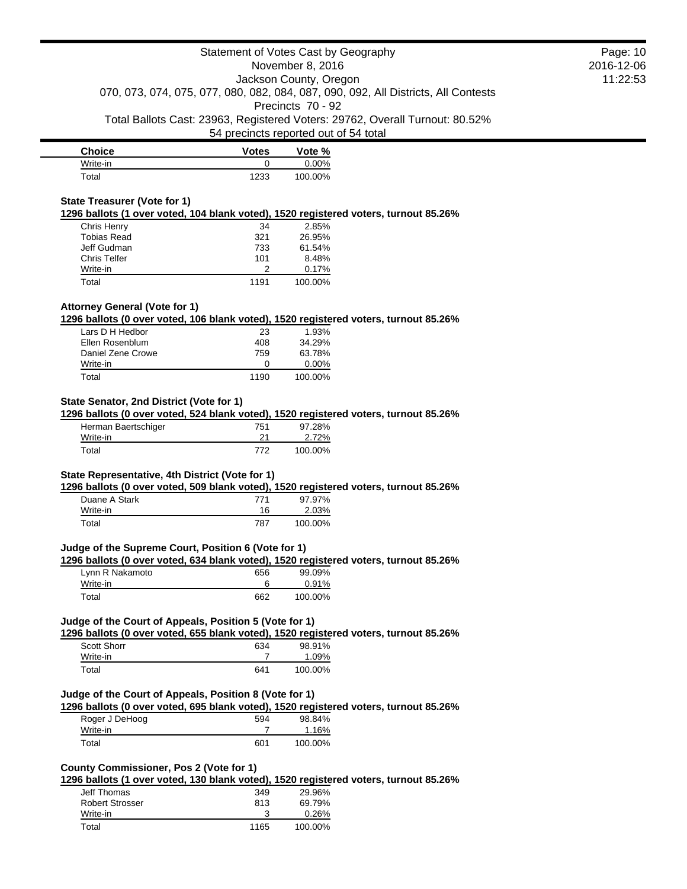| Choice | Votes | Vote % |
| --- | --- | --- |
| Write-in | 0 | 0.00% |
| Total | 1233 | 100.00% |

### State Treasurer (Vote for 1)

**1296 ballots (1 over voted, 104 blank voted), 1520 registered voters, turnout 85.26%**

| Choice | Votes | Vote % |
| --- | --- | --- |
| Chris Henry | 34 | 2.85% |
| Tobias Read | 321 | 26.95% |
| Jeff Gudman | 733 | 61.54% |
| Chris Telfer | 101 | 8.48% |
| Write-in | 2 | 0.17% |
| Total | 1191 | 100.00% |

### Attorney General (Vote for 1)

**1296 ballots (0 over voted, 106 blank voted), 1520 registered voters, turnout 85.26%**

| Choice | Votes | Vote % |
| --- | --- | --- |
| Lars D H Hedbor | 23 | 1.93% |
| Ellen Rosenblum | 408 | 34.29% |
| Daniel Zene Crowe | 759 | 63.78% |
| Write-in | 0 | 0.00% |
| Total | 1190 | 100.00% |

### State Senator, 2nd District (Vote for 1)

**1296 ballots (0 over voted, 524 blank voted), 1520 registered voters, turnout 85.26%**

| Choice | Votes | Vote % |
| --- | --- | --- |
| Herman Baertschiger | 751 | 97.28% |
| Write-in | 21 | 2.72% |
| Total | 772 | 100.00% |

### State Representative, 4th District (Vote for 1)

**1296 ballots (0 over voted, 509 blank voted), 1520 registered voters, turnout 85.26%**

| Choice | Votes | Vote % |
| --- | --- | --- |
| Duane A Stark | 771 | 97.97% |
| Write-in | 16 | 2.03% |
| Total | 787 | 100.00% |

### Judge of the Supreme Court, Position 6 (Vote for 1)

**1296 ballots (0 over voted, 634 blank voted), 1520 registered voters, turnout 85.26%**

| Choice | Votes | Vote % |
| --- | --- | --- |
| Lynn R Nakamoto | 656 | 99.09% |
| Write-in | 6 | 0.91% |
| Total | 662 | 100.00% |

### Judge of the Court of Appeals, Position 5 (Vote for 1)

**1296 ballots (0 over voted, 655 blank voted), 1520 registered voters, turnout 85.26%**

| Choice | Votes | Vote % |
| --- | --- | --- |
| Scott Shorr | 634 | 98.91% |
| Write-in | 7 | 1.09% |
| Total | 641 | 100.00% |

### Judge of the Court of Appeals, Position 8 (Vote for 1)

**1296 ballots (0 over voted, 695 blank voted), 1520 registered voters, turnout 85.26%**

| Choice | Votes | Vote % |
| --- | --- | --- |
| Roger J DeHoog | 594 | 98.84% |
| Write-in | 7 | 1.16% |
| Total | 601 | 100.00% |

### County Commissioner, Pos 2 (Vote for 1)

**1296 ballots (1 over voted, 130 blank voted), 1520 registered voters, turnout 85.26%**

| Choice | Votes | Vote % |
| --- | --- | --- |
| Jeff Thomas | 349 | 29.96% |
| Robert Strosser | 813 | 69.79% |
| Write-in | 3 | 0.26% |
| Total | 1165 | 100.00% |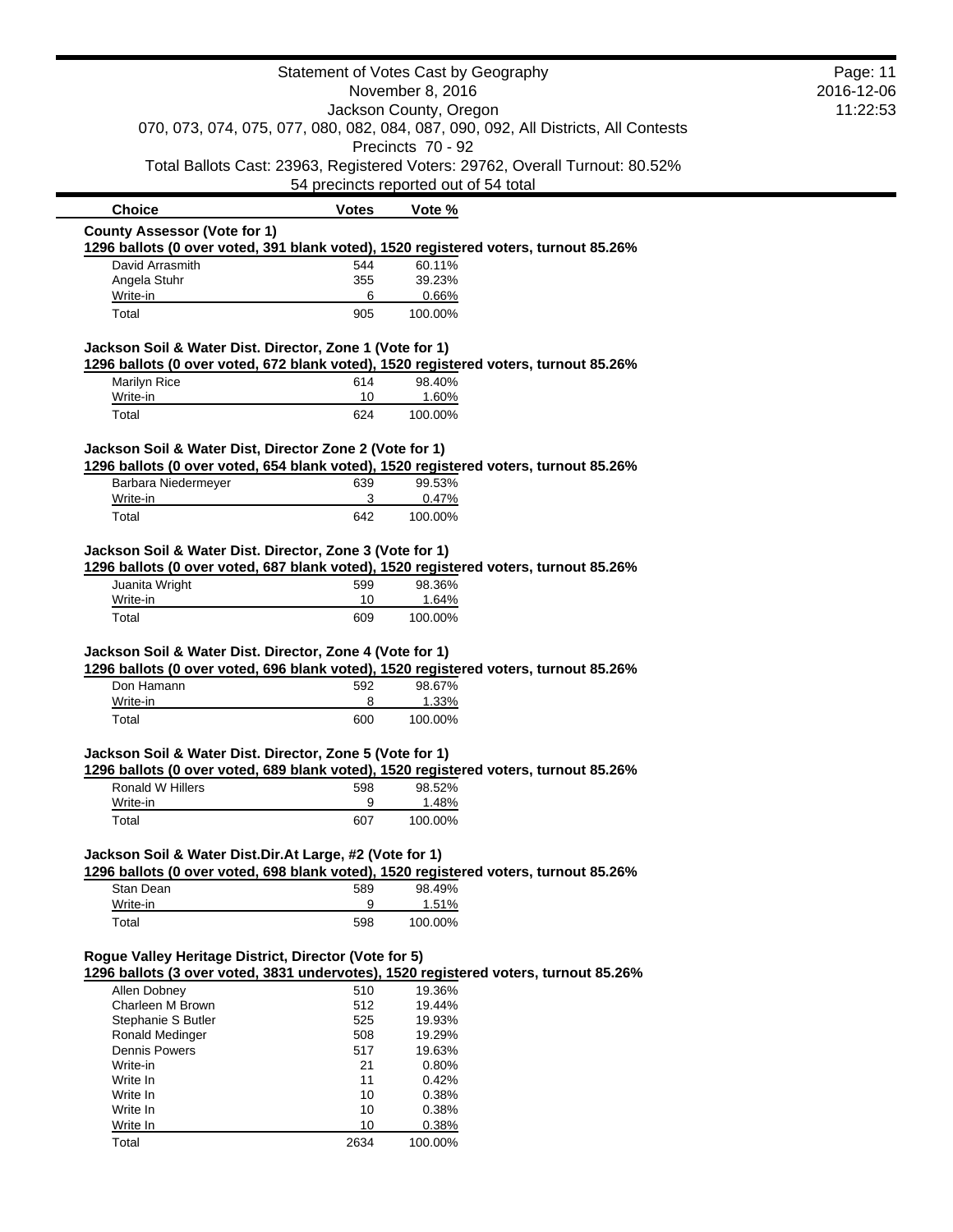Statement of Votes Cast by Geography
November 8, 2016
Jackson County, Oregon
070, 073, 074, 075, 077, 080, 082, 084, 087, 090, 092, All Districts, All Contests
Precincts 70 - 92
Total Ballots Cast: 23963, Registered Voters: 29762, Overall Turnout: 80.52%
54 precincts reported out of 54 total

| Choice | Votes | Vote % |
|---|---|---|

**County Assessor (Vote for 1)**
**1296 ballots (0 over voted, 391 blank voted), 1520 registered voters, turnout 85.26%**

| Choice | Votes | Vote % |
|---|---|---|
| David Arrasmith | 544 | 60.11% |
| Angela Stuhr | 355 | 39.23% |
| Write-in | 6 | 0.66% |
| Total | 905 | 100.00% |

**Jackson Soil & Water Dist. Director, Zone 1 (Vote for 1)**
**1296 ballots (0 over voted, 672 blank voted), 1520 registered voters, turnout 85.26%**

| Choice | Votes | Vote % |
|---|---|---|
| Marilyn Rice | 614 | 98.40% |
| Write-in | 10 | 1.60% |
| Total | 624 | 100.00% |

**Jackson Soil & Water Dist, Director Zone 2 (Vote for 1)**
**1296 ballots (0 over voted, 654 blank voted), 1520 registered voters, turnout 85.26%**

| Choice | Votes | Vote % |
|---|---|---|
| Barbara Niedermeyer | 639 | 99.53% |
| Write-in | 3 | 0.47% |
| Total | 642 | 100.00% |

**Jackson Soil & Water Dist. Director, Zone 3 (Vote for 1)**
**1296 ballots (0 over voted, 687 blank voted), 1520 registered voters, turnout 85.26%**

| Choice | Votes | Vote % |
|---|---|---|
| Juanita Wright | 599 | 98.36% |
| Write-in | 10 | 1.64% |
| Total | 609 | 100.00% |

**Jackson Soil & Water Dist. Director, Zone 4 (Vote for 1)**
**1296 ballots (0 over voted, 696 blank voted), 1520 registered voters, turnout 85.26%**

| Choice | Votes | Vote % |
|---|---|---|
| Don Hamann | 592 | 98.67% |
| Write-in | 8 | 1.33% |
| Total | 600 | 100.00% |

**Jackson Soil & Water Dist. Director, Zone 5 (Vote for 1)**
**1296 ballots (0 over voted, 689 blank voted), 1520 registered voters, turnout 85.26%**

| Choice | Votes | Vote % |
|---|---|---|
| Ronald W Hillers | 598 | 98.52% |
| Write-in | 9 | 1.48% |
| Total | 607 | 100.00% |

**Jackson Soil & Water Dist.Dir.At Large, #2 (Vote for 1)**
**1296 ballots (0 over voted, 698 blank voted), 1520 registered voters, turnout 85.26%**

| Choice | Votes | Vote % |
|---|---|---|
| Stan Dean | 589 | 98.49% |
| Write-in | 9 | 1.51% |
| Total | 598 | 100.00% |

**Rogue Valley Heritage District, Director (Vote for 5)**
**1296 ballots (3 over voted, 3831 undervotes), 1520 registered voters, turnout 85.26%**

| Choice | Votes | Vote % |
|---|---|---|
| Allen Dobney | 510 | 19.36% |
| Charleen M Brown | 512 | 19.44% |
| Stephanie S Butler | 525 | 19.93% |
| Ronald Medinger | 508 | 19.29% |
| Dennis Powers | 517 | 19.63% |
| Write-in | 21 | 0.80% |
| Write In | 11 | 0.42% |
| Write In | 10 | 0.38% |
| Write In | 10 | 0.38% |
| Write In | 10 | 0.38% |
| Total | 2634 | 100.00% |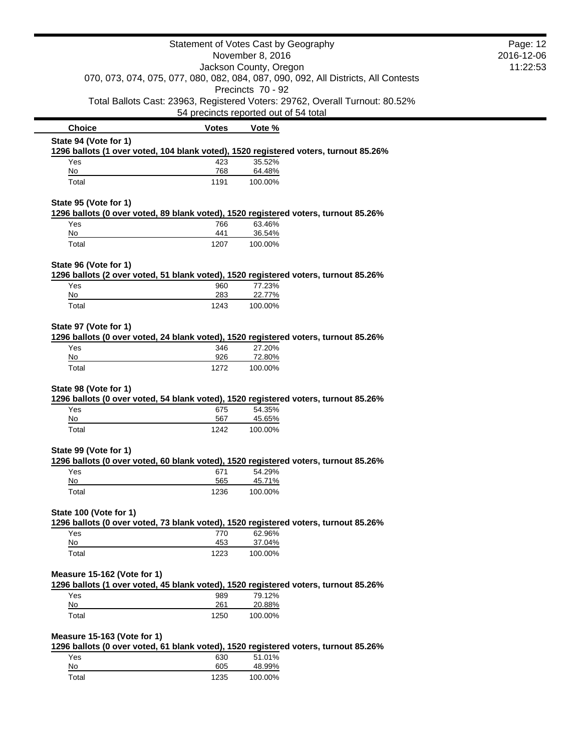Statement of Votes Cast by Geography
November 8, 2016
Jackson County, Oregon
070, 073, 074, 075, 077, 080, 082, 084, 087, 090, 092, All Districts, All Contests
Precincts 70 - 92
Total Ballots Cast: 23963, Registered Voters: 29762, Overall Turnout: 80.52%
54 precincts reported out of 54 total

| Choice | Votes | Vote % |
|---|---|---|

**State 94 (Vote for 1)**
**1296 ballots (1 over voted, 104 blank voted), 1520 registered voters, turnout 85.26%**

| Choice | Votes | Vote % |
|---|---|---|
| Yes | 423 | 35.52% |
| No | 768 | 64.48% |
| Total | 1191 | 100.00% |

**State 95 (Vote for 1)**
**1296 ballots (0 over voted, 89 blank voted), 1520 registered voters, turnout 85.26%**

| Choice | Votes | Vote % |
|---|---|---|
| Yes | 766 | 63.46% |
| No | 441 | 36.54% |
| Total | 1207 | 100.00% |

**State 96 (Vote for 1)**
**1296 ballots (2 over voted, 51 blank voted), 1520 registered voters, turnout 85.26%**

| Choice | Votes | Vote % |
|---|---|---|
| Yes | 960 | 77.23% |
| No | 283 | 22.77% |
| Total | 1243 | 100.00% |

**State 97 (Vote for 1)**
**1296 ballots (0 over voted, 24 blank voted), 1520 registered voters, turnout 85.26%**

| Choice | Votes | Vote % |
|---|---|---|
| Yes | 346 | 27.20% |
| No | 926 | 72.80% |
| Total | 1272 | 100.00% |

**State 98 (Vote for 1)**
**1296 ballots (0 over voted, 54 blank voted), 1520 registered voters, turnout 85.26%**

| Choice | Votes | Vote % |
|---|---|---|
| Yes | 675 | 54.35% |
| No | 567 | 45.65% |
| Total | 1242 | 100.00% |

**State 99 (Vote for 1)**
**1296 ballots (0 over voted, 60 blank voted), 1520 registered voters, turnout 85.26%**

| Choice | Votes | Vote % |
|---|---|---|
| Yes | 671 | 54.29% |
| No | 565 | 45.71% |
| Total | 1236 | 100.00% |

**State 100 (Vote for 1)**
**1296 ballots (0 over voted, 73 blank voted), 1520 registered voters, turnout 85.26%**

| Choice | Votes | Vote % |
|---|---|---|
| Yes | 770 | 62.96% |
| No | 453 | 37.04% |
| Total | 1223 | 100.00% |

**Measure 15-162 (Vote for 1)**
**1296 ballots (1 over voted, 45 blank voted), 1520 registered voters, turnout 85.26%**

| Choice | Votes | Vote % |
|---|---|---|
| Yes | 989 | 79.12% |
| No | 261 | 20.88% |
| Total | 1250 | 100.00% |

**Measure 15-163 (Vote for 1)**
**1296 ballots (0 over voted, 61 blank voted), 1520 registered voters, turnout 85.26%**

| Choice | Votes | Vote % |
|---|---|---|
| Yes | 630 | 51.01% |
| No | 605 | 48.99% |
| Total | 1235 | 100.00% |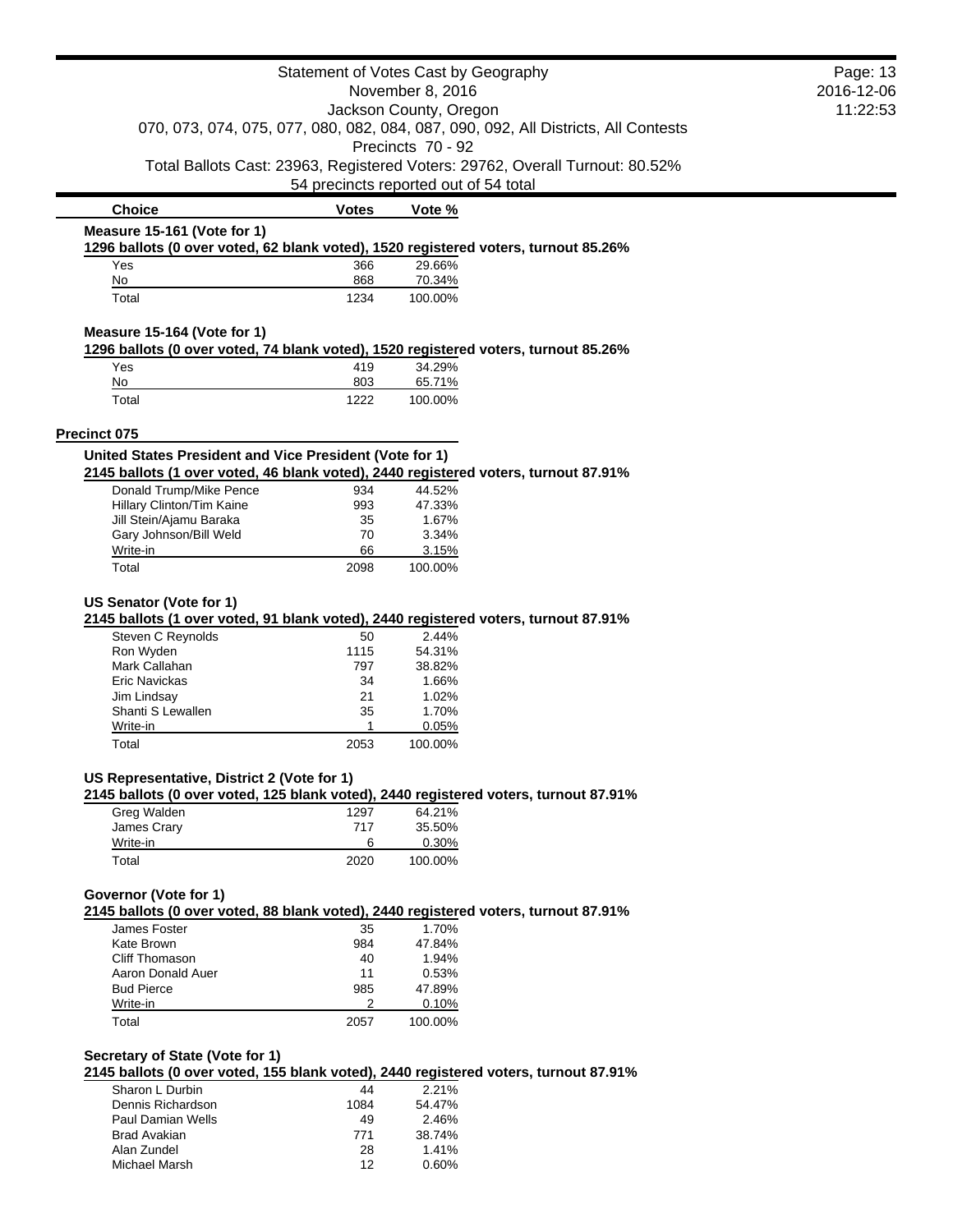Statement of Votes Cast by Geography
November 8, 2016
Jackson County, Oregon
070, 073, 074, 075, 077, 080, 082, 084, 087, 090, 092, All Districts, All Contests
Precincts 70 - 92
Total Ballots Cast: 23963, Registered Voters: 29762, Overall Turnout: 80.52%
54 precincts reported out of 54 total

### Measure 15-161 (Vote for 1)

**1296 ballots (0 over voted, 62 blank voted), 1520 registered voters, turnout 85.26%**

| Choice | Votes | Vote % |
|---|---|---|
| Yes | 366 | 29.66% |
| No | 868 | 70.34% |
| Total | 1234 | 100.00% |

### Measure 15-164 (Vote for 1)

**1296 ballots (0 over voted, 74 blank voted), 1520 registered voters, turnout 85.26%**

| Choice | Votes | Vote % |
|---|---|---|
| Yes | 419 | 34.29% |
| No | 803 | 65.71% |
| Total | 1222 | 100.00% |

## Precinct 075

### United States President and Vice President (Vote for 1)

**2145 ballots (1 over voted, 46 blank voted), 2440 registered voters, turnout 87.91%**

| Choice | Votes | Vote % |
|---|---|---|
| Donald Trump/Mike Pence | 934 | 44.52% |
| Hillary Clinton/Tim Kaine | 993 | 47.33% |
| Jill Stein/Ajamu Baraka | 35 | 1.67% |
| Gary Johnson/Bill Weld | 70 | 3.34% |
| Write-in | 66 | 3.15% |
| Total | 2098 | 100.00% |

### US Senator (Vote for 1)

**2145 ballots (1 over voted, 91 blank voted), 2440 registered voters, turnout 87.91%**

| Choice | Votes | Vote % |
|---|---|---|
| Steven C Reynolds | 50 | 2.44% |
| Ron Wyden | 1115 | 54.31% |
| Mark Callahan | 797 | 38.82% |
| Eric Navickas | 34 | 1.66% |
| Jim Lindsay | 21 | 1.02% |
| Shanti S Lewallen | 35 | 1.70% |
| Write-in | 1 | 0.05% |
| Total | 2053 | 100.00% |

### US Representative, District 2 (Vote for 1)

**2145 ballots (0 over voted, 125 blank voted), 2440 registered voters, turnout 87.91%**

| Choice | Votes | Vote % |
|---|---|---|
| Greg Walden | 1297 | 64.21% |
| James Crary | 717 | 35.50% |
| Write-in | 6 | 0.30% |
| Total | 2020 | 100.00% |

### Governor (Vote for 1)

**2145 ballots (0 over voted, 88 blank voted), 2440 registered voters, turnout 87.91%**

| Choice | Votes | Vote % |
|---|---|---|
| James Foster | 35 | 1.70% |
| Kate Brown | 984 | 47.84% |
| Cliff Thomason | 40 | 1.94% |
| Aaron Donald Auer | 11 | 0.53% |
| Bud Pierce | 985 | 47.89% |
| Write-in | 2 | 0.10% |
| Total | 2057 | 100.00% |

### Secretary of State (Vote for 1)

**2145 ballots (0 over voted, 155 blank voted), 2440 registered voters, turnout 87.91%**

| Choice | Votes | Vote % |
|---|---|---|
| Sharon L Durbin | 44 | 2.21% |
| Dennis Richardson | 1084 | 54.47% |
| Paul Damian Wells | 49 | 2.46% |
| Brad Avakian | 771 | 38.74% |
| Alan Zundel | 28 | 1.41% |
| Michael Marsh | 12 | 0.60% |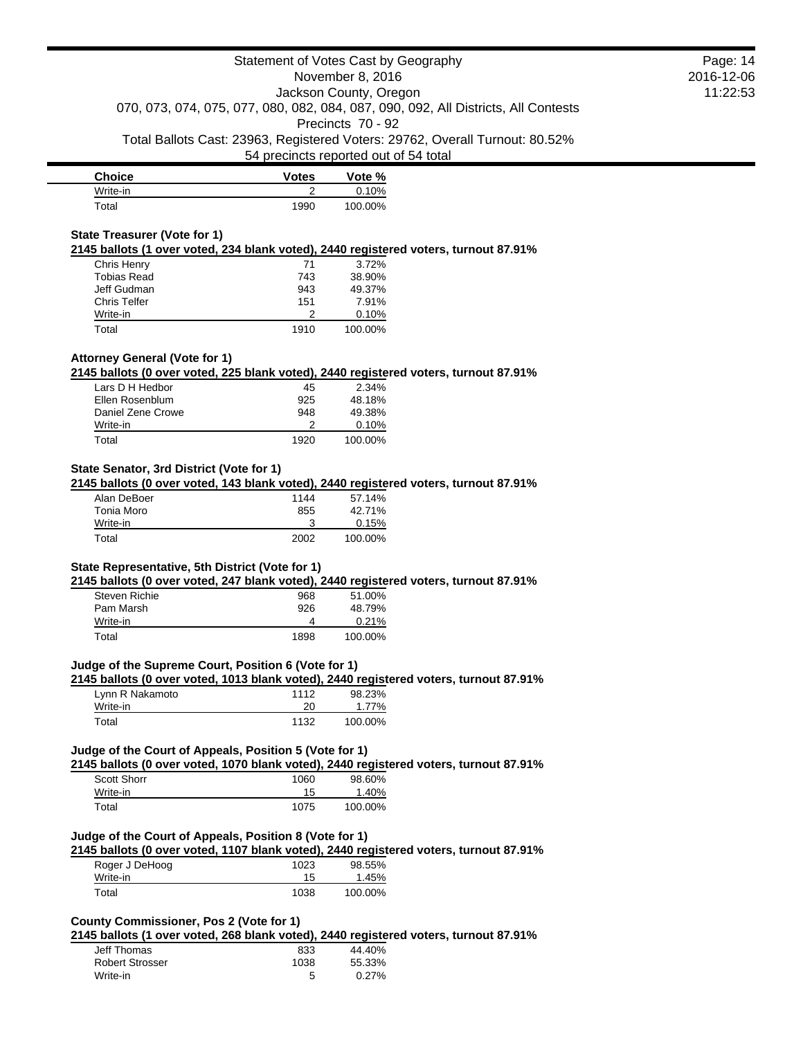Statement of Votes Cast by Geography
November 8, 2016
Jackson County, Oregon
070, 073, 074, 075, 077, 080, 082, 084, 087, 090, 092, All Districts, All Contests
Precincts 70 - 92
Total Ballots Cast: 23963, Registered Voters: 29762, Overall Turnout: 80.52%
54 precincts reported out of 54 total

| Choice | Votes | Vote % |
|---|---|---|
| Write-in | 2 | 0.10% |
| Total | 1990 | 100.00% |

**State Treasurer (Vote for 1)**

**2145 ballots (1 over voted, 234 blank voted), 2440 registered voters, turnout 87.91%**

| Choice | Votes | Vote % |
|---|---|---|
| Chris Henry | 71 | 3.72% |
| Tobias Read | 743 | 38.90% |
| Jeff Gudman | 943 | 49.37% |
| Chris Telfer | 151 | 7.91% |
| Write-in | 2 | 0.10% |
| Total | 1910 | 100.00% |

**Attorney General (Vote for 1)**

**2145 ballots (0 over voted, 225 blank voted), 2440 registered voters, turnout 87.91%**

| Choice | Votes | Vote % |
|---|---|---|
| Lars D H Hedbor | 45 | 2.34% |
| Ellen Rosenblum | 925 | 48.18% |
| Daniel Zene Crowe | 948 | 49.38% |
| Write-in | 2 | 0.10% |
| Total | 1920 | 100.00% |

**State Senator, 3rd District (Vote for 1)**

**2145 ballots (0 over voted, 143 blank voted), 2440 registered voters, turnout 87.91%**

| Choice | Votes | Vote % |
|---|---|---|
| Alan DeBoer | 1144 | 57.14% |
| Tonia Moro | 855 | 42.71% |
| Write-in | 3 | 0.15% |
| Total | 2002 | 100.00% |

**State Representative, 5th District (Vote for 1)**

**2145 ballots (0 over voted, 247 blank voted), 2440 registered voters, turnout 87.91%**

| Choice | Votes | Vote % |
|---|---|---|
| Steven Richie | 968 | 51.00% |
| Pam Marsh | 926 | 48.79% |
| Write-in | 4 | 0.21% |
| Total | 1898 | 100.00% |

**Judge of the Supreme Court, Position 6 (Vote for 1)**

**2145 ballots (0 over voted, 1013 blank voted), 2440 registered voters, turnout 87.91%**

| Choice | Votes | Vote % |
|---|---|---|
| Lynn R Nakamoto | 1112 | 98.23% |
| Write-in | 20 | 1.77% |
| Total | 1132 | 100.00% |

**Judge of the Court of Appeals, Position 5 (Vote for 1)**

**2145 ballots (0 over voted, 1070 blank voted), 2440 registered voters, turnout 87.91%**

| Choice | Votes | Vote % |
|---|---|---|
| Scott Shorr | 1060 | 98.60% |
| Write-in | 15 | 1.40% |
| Total | 1075 | 100.00% |

**Judge of the Court of Appeals, Position 8 (Vote for 1)**

**2145 ballots (0 over voted, 1107 blank voted), 2440 registered voters, turnout 87.91%**

| Choice | Votes | Vote % |
|---|---|---|
| Roger J DeHoog | 1023 | 98.55% |
| Write-in | 15 | 1.45% |
| Total | 1038 | 100.00% |

**County Commissioner, Pos 2 (Vote for 1)**

**2145 ballots (1 over voted, 268 blank voted), 2440 registered voters, turnout 87.91%**

| Choice | Votes | Vote % |
|---|---|---|
| Jeff Thomas | 833 | 44.40% |
| Robert Strosser | 1038 | 55.33% |
| Write-in | 5 | 0.27% |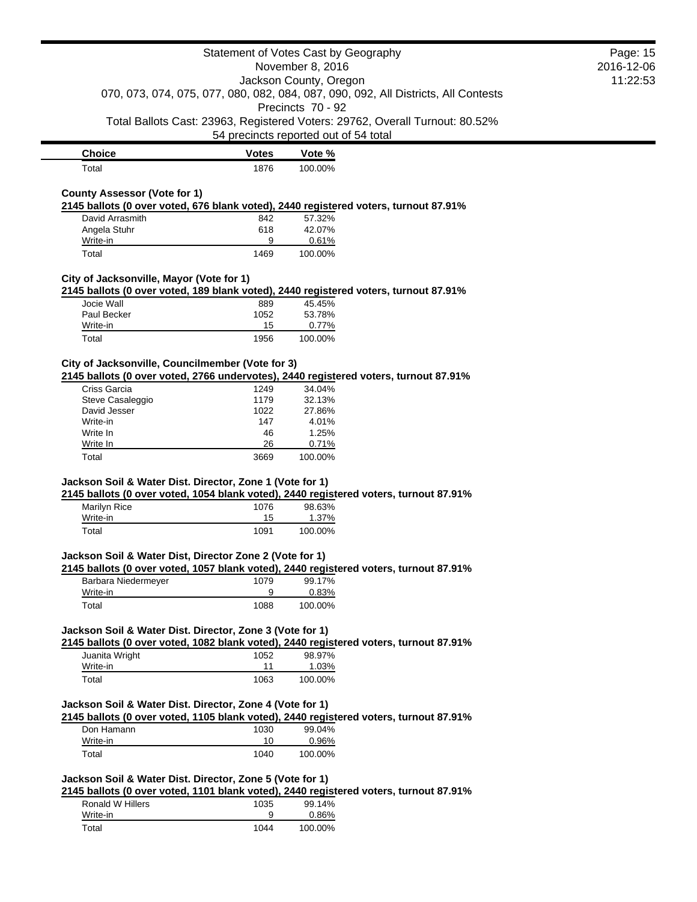Statement of Votes Cast by Geography
November 8, 2016
Jackson County, Oregon
070, 073, 074, 075, 077, 080, 082, 084, 087, 090, 092, All Districts, All Contests
Precincts 70 - 92
Total Ballots Cast: 23963, Registered Voters: 29762, Overall Turnout: 80.52%
54 precincts reported out of 54 total

| Choice | Votes | Vote % |
| --- | --- | --- |
| Total | 1876 | 100.00% |

### County Assessor (Vote for 1)

**2145 ballots (0 over voted, 676 blank voted), 2440 registered voters, turnout 87.91%**

| Choice | Votes | Vote % |
| --- | --- | --- |
| David Arrasmith | 842 | 57.32% |
| Angela Stuhr | 618 | 42.07% |
| Write-in | 9 | 0.61% |
| Total | 1469 | 100.00% |

### City of Jacksonville, Mayor (Vote for 1)

**2145 ballots (0 over voted, 189 blank voted), 2440 registered voters, turnout 87.91%**

| Choice | Votes | Vote % |
| --- | --- | --- |
| Jocie Wall | 889 | 45.45% |
| Paul Becker | 1052 | 53.78% |
| Write-in | 15 | 0.77% |
| Total | 1956 | 100.00% |

### City of Jacksonville, Councilmember (Vote for 3)

**2145 ballots (0 over voted, 2766 undervotes), 2440 registered voters, turnout 87.91%**

| Choice | Votes | Vote % |
| --- | --- | --- |
| Criss Garcia | 1249 | 34.04% |
| Steve Casaleggio | 1179 | 32.13% |
| David Jesser | 1022 | 27.86% |
| Write-in | 147 | 4.01% |
| Write In | 46 | 1.25% |
| Write In | 26 | 0.71% |
| Total | 3669 | 100.00% |

### Jackson Soil & Water Dist. Director, Zone 1 (Vote for 1)

**2145 ballots (0 over voted, 1054 blank voted), 2440 registered voters, turnout 87.91%**

| Choice | Votes | Vote % |
| --- | --- | --- |
| Marilyn Rice | 1076 | 98.63% |
| Write-in | 15 | 1.37% |
| Total | 1091 | 100.00% |

### Jackson Soil & Water Dist, Director Zone 2 (Vote for 1)

**2145 ballots (0 over voted, 1057 blank voted), 2440 registered voters, turnout 87.91%**

| Choice | Votes | Vote % |
| --- | --- | --- |
| Barbara Niedermeyer | 1079 | 99.17% |
| Write-in | 9 | 0.83% |
| Total | 1088 | 100.00% |

### Jackson Soil & Water Dist. Director, Zone 3 (Vote for 1)

**2145 ballots (0 over voted, 1082 blank voted), 2440 registered voters, turnout 87.91%**

| Choice | Votes | Vote % |
| --- | --- | --- |
| Juanita Wright | 1052 | 98.97% |
| Write-in | 11 | 1.03% |
| Total | 1063 | 100.00% |

### Jackson Soil & Water Dist. Director, Zone 4 (Vote for 1)

**2145 ballots (0 over voted, 1105 blank voted), 2440 registered voters, turnout 87.91%**

| Choice | Votes | Vote % |
| --- | --- | --- |
| Don Hamann | 1030 | 99.04% |
| Write-in | 10 | 0.96% |
| Total | 1040 | 100.00% |

### Jackson Soil & Water Dist. Director, Zone 5 (Vote for 1)

**2145 ballots (0 over voted, 1101 blank voted), 2440 registered voters, turnout 87.91%**

| Choice | Votes | Vote % |
| --- | --- | --- |
| Ronald W Hillers | 1035 | 99.14% |
| Write-in | 9 | 0.86% |
| Total | 1044 | 100.00% |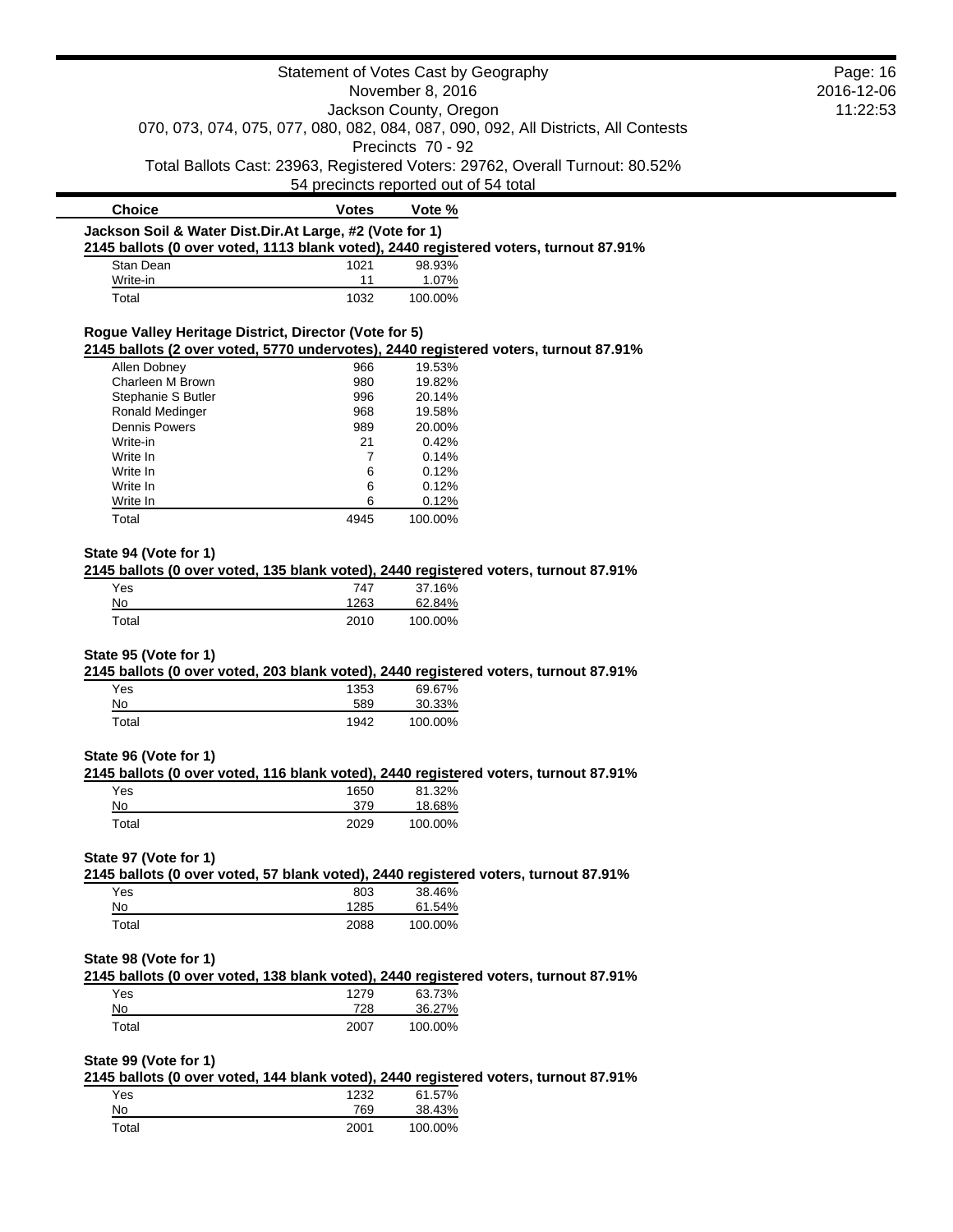Statement of Votes Cast by Geography
November 8, 2016
Jackson County, Oregon
070, 073, 074, 075, 077, 080, 082, 084, 087, 090, 092, All Districts, All Contests
Precincts 70 - 92
Total Ballots Cast: 23963, Registered Voters: 29762, Overall Turnout: 80.52%
54 precincts reported out of 54 total

### Jackson Soil & Water Dist.Dir.At Large, #2 (Vote for 1)

**2145 ballots (0 over voted, 1113 blank voted), 2440 registered voters, turnout 87.91%**

| Choice | Votes | Vote % |
|---|---|---|
| Stan Dean | 1021 | 98.93% |
| Write-in | 11 | 1.07% |
| Total | 1032 | 100.00% |

### Rogue Valley Heritage District, Director (Vote for 5)

**2145 ballots (2 over voted, 5770 undervotes), 2440 registered voters, turnout 87.91%**

| Choice | Votes | Vote % |
|---|---|---|
| Allen Dobney | 966 | 19.53% |
| Charleen M Brown | 980 | 19.82% |
| Stephanie S Butler | 996 | 20.14% |
| Ronald Medinger | 968 | 19.58% |
| Dennis Powers | 989 | 20.00% |
| Write-in | 21 | 0.42% |
| Write In | 7 | 0.14% |
| Write In | 6 | 0.12% |
| Write In | 6 | 0.12% |
| Write In | 6 | 0.12% |
| Total | 4945 | 100.00% |

### State 94 (Vote for 1)

**2145 ballots (0 over voted, 135 blank voted), 2440 registered voters, turnout 87.91%**

| Choice | Votes | Vote % |
|---|---|---|
| Yes | 747 | 37.16% |
| No | 1263 | 62.84% |
| Total | 2010 | 100.00% |

### State 95 (Vote for 1)

**2145 ballots (0 over voted, 203 blank voted), 2440 registered voters, turnout 87.91%**

| Choice | Votes | Vote % |
|---|---|---|
| Yes | 1353 | 69.67% |
| No | 589 | 30.33% |
| Total | 1942 | 100.00% |

### State 96 (Vote for 1)

**2145 ballots (0 over voted, 116 blank voted), 2440 registered voters, turnout 87.91%**

| Choice | Votes | Vote % |
|---|---|---|
| Yes | 1650 | 81.32% |
| No | 379 | 18.68% |
| Total | 2029 | 100.00% |

### State 97 (Vote for 1)

**2145 ballots (0 over voted, 57 blank voted), 2440 registered voters, turnout 87.91%**

| Choice | Votes | Vote % |
|---|---|---|
| Yes | 803 | 38.46% |
| No | 1285 | 61.54% |
| Total | 2088 | 100.00% |

### State 98 (Vote for 1)

**2145 ballots (0 over voted, 138 blank voted), 2440 registered voters, turnout 87.91%**

| Choice | Votes | Vote % |
|---|---|---|
| Yes | 1279 | 63.73% |
| No | 728 | 36.27% |
| Total | 2007 | 100.00% |

### State 99 (Vote for 1)

**2145 ballots (0 over voted, 144 blank voted), 2440 registered voters, turnout 87.91%**

| Choice | Votes | Vote % |
|---|---|---|
| Yes | 1232 | 61.57% |
| No | 769 | 38.43% |
| Total | 2001 | 100.00% |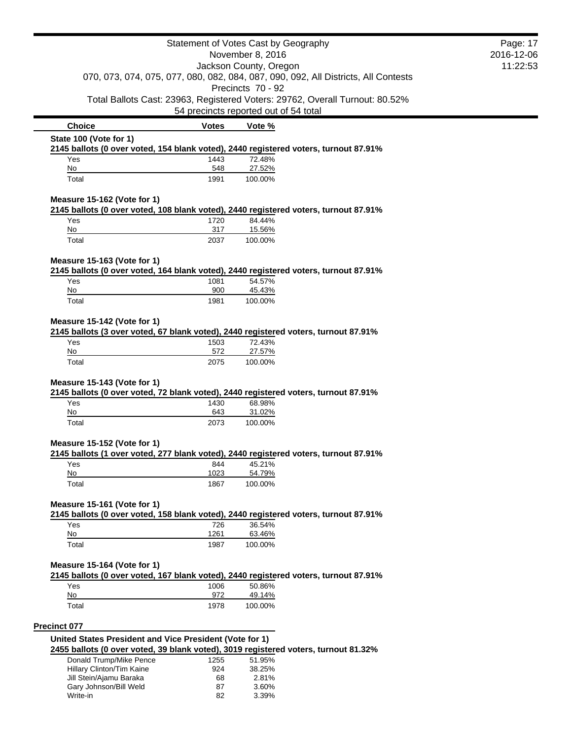Statement of Votes Cast by Geography
November 8, 2016
Jackson County, Oregon
070, 073, 074, 075, 077, 080, 082, 084, 087, 090, 092, All Districts, All Contests
Precincts 70 - 92
Total Ballots Cast: 23963, Registered Voters: 29762, Overall Turnout: 80.52%
54 precincts reported out of 54 total

| Choice | Votes | Vote % |
|---|---|---|

**State 100 (Vote for 1)**

**2145 ballots (0 over voted, 154 blank voted), 2440 registered voters, turnout 87.91%**

| Choice | Votes | Vote % |
|---|---|---|
| Yes | 1443 | 72.48% |
| No | 548 | 27.52% |
| Total | 1991 | 100.00% |

**Measure 15-162 (Vote for 1)**

**2145 ballots (0 over voted, 108 blank voted), 2440 registered voters, turnout 87.91%**

| Choice | Votes | Vote % |
|---|---|---|
| Yes | 1720 | 84.44% |
| No | 317 | 15.56% |
| Total | 2037 | 100.00% |

**Measure 15-163 (Vote for 1)**

**2145 ballots (0 over voted, 164 blank voted), 2440 registered voters, turnout 87.91%**

| Choice | Votes | Vote % |
|---|---|---|
| Yes | 1081 | 54.57% |
| No | 900 | 45.43% |
| Total | 1981 | 100.00% |

**Measure 15-142 (Vote for 1)**

**2145 ballots (3 over voted, 67 blank voted), 2440 registered voters, turnout 87.91%**

| Choice | Votes | Vote % |
|---|---|---|
| Yes | 1503 | 72.43% |
| No | 572 | 27.57% |
| Total | 2075 | 100.00% |

**Measure 15-143 (Vote for 1)**

**2145 ballots (0 over voted, 72 blank voted), 2440 registered voters, turnout 87.91%**

| Choice | Votes | Vote % |
|---|---|---|
| Yes | 1430 | 68.98% |
| No | 643 | 31.02% |
| Total | 2073 | 100.00% |

**Measure 15-152 (Vote for 1)**

**2145 ballots (1 over voted, 277 blank voted), 2440 registered voters, turnout 87.91%**

| Choice | Votes | Vote % |
|---|---|---|
| Yes | 844 | 45.21% |
| No | 1023 | 54.79% |
| Total | 1867 | 100.00% |

**Measure 15-161 (Vote for 1)**

**2145 ballots (0 over voted, 158 blank voted), 2440 registered voters, turnout 87.91%**

| Choice | Votes | Vote % |
|---|---|---|
| Yes | 726 | 36.54% |
| No | 1261 | 63.46% |
| Total | 1987 | 100.00% |

**Measure 15-164 (Vote for 1)**

**2145 ballots (0 over voted, 167 blank voted), 2440 registered voters, turnout 87.91%**

| Choice | Votes | Vote % |
|---|---|---|
| Yes | 1006 | 50.86% |
| No | 972 | 49.14% |
| Total | 1978 | 100.00% |

## Precinct 077

**United States President and Vice President (Vote for 1)**

**2455 ballots (0 over voted, 39 blank voted), 3019 registered voters, turnout 81.32%**

| Choice | Votes | Vote % |
|---|---|---|
| Donald Trump/Mike Pence | 1255 | 51.95% |
| Hillary Clinton/Tim Kaine | 924 | 38.25% |
| Jill Stein/Ajamu Baraka | 68 | 2.81% |
| Gary Johnson/Bill Weld | 87 | 3.60% |
| Write-in | 82 | 3.39% |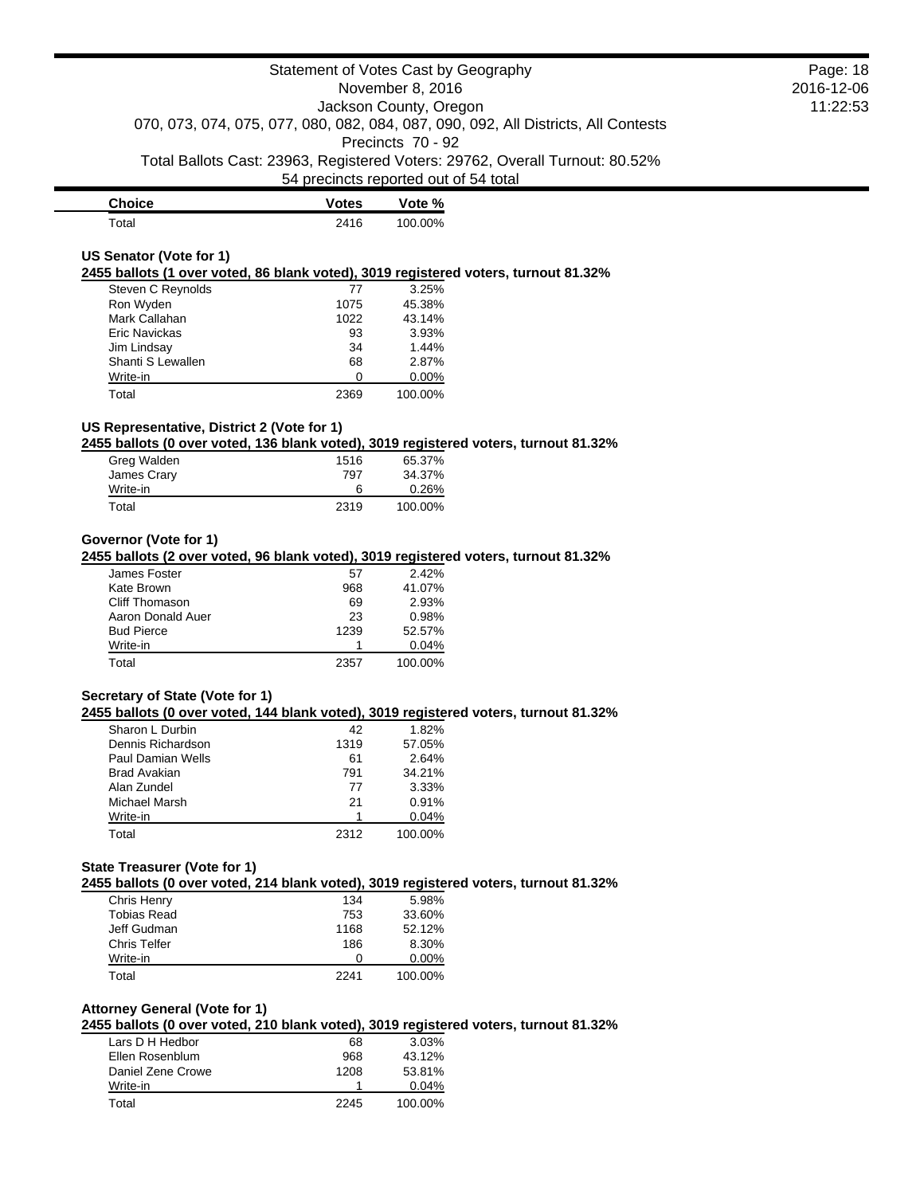| Choice | Votes | Vote % |
|---|---|---|
| Total | 2416 | 100.00% |

### US Senator (Vote for 1)

**2455 ballots (1 over voted, 86 blank voted), 3019 registered voters, turnout 81.32%**

| Choice | Votes | Vote % |
|---|---|---|
| Steven C Reynolds | 77 | 3.25% |
| Ron Wyden | 1075 | 45.38% |
| Mark Callahan | 1022 | 43.14% |
| Eric Navickas | 93 | 3.93% |
| Jim Lindsay | 34 | 1.44% |
| Shanti S Lewallen | 68 | 2.87% |
| Write-in | 0 | 0.00% |
| Total | 2369 | 100.00% |

### US Representative, District 2 (Vote for 1)

**2455 ballots (0 over voted, 136 blank voted), 3019 registered voters, turnout 81.32%**

| Choice | Votes | Vote % |
|---|---|---|
| Greg Walden | 1516 | 65.37% |
| James Crary | 797 | 34.37% |
| Write-in | 6 | 0.26% |
| Total | 2319 | 100.00% |

### Governor (Vote for 1)

**2455 ballots (2 over voted, 96 blank voted), 3019 registered voters, turnout 81.32%**

| Choice | Votes | Vote % |
|---|---|---|
| James Foster | 57 | 2.42% |
| Kate Brown | 968 | 41.07% |
| Cliff Thomason | 69 | 2.93% |
| Aaron Donald Auer | 23 | 0.98% |
| Bud Pierce | 1239 | 52.57% |
| Write-in | 1 | 0.04% |
| Total | 2357 | 100.00% |

### Secretary of State (Vote for 1)

**2455 ballots (0 over voted, 144 blank voted), 3019 registered voters, turnout 81.32%**

| Choice | Votes | Vote % |
|---|---|---|
| Sharon L Durbin | 42 | 1.82% |
| Dennis Richardson | 1319 | 57.05% |
| Paul Damian Wells | 61 | 2.64% |
| Brad Avakian | 791 | 34.21% |
| Alan Zundel | 77 | 3.33% |
| Michael Marsh | 21 | 0.91% |
| Write-in | 1 | 0.04% |
| Total | 2312 | 100.00% |

### State Treasurer (Vote for 1)

**2455 ballots (0 over voted, 214 blank voted), 3019 registered voters, turnout 81.32%**

| Choice | Votes | Vote % |
|---|---|---|
| Chris Henry | 134 | 5.98% |
| Tobias Read | 753 | 33.60% |
| Jeff Gudman | 1168 | 52.12% |
| Chris Telfer | 186 | 8.30% |
| Write-in | 0 | 0.00% |
| Total | 2241 | 100.00% |

### Attorney General (Vote for 1)

**2455 ballots (0 over voted, 210 blank voted), 3019 registered voters, turnout 81.32%**

| Choice | Votes | Vote % |
|---|---|---|
| Lars D H Hedbor | 68 | 3.03% |
| Ellen Rosenblum | 968 | 43.12% |
| Daniel Zene Crowe | 1208 | 53.81% |
| Write-in | 1 | 0.04% |
| Total | 2245 | 100.00% |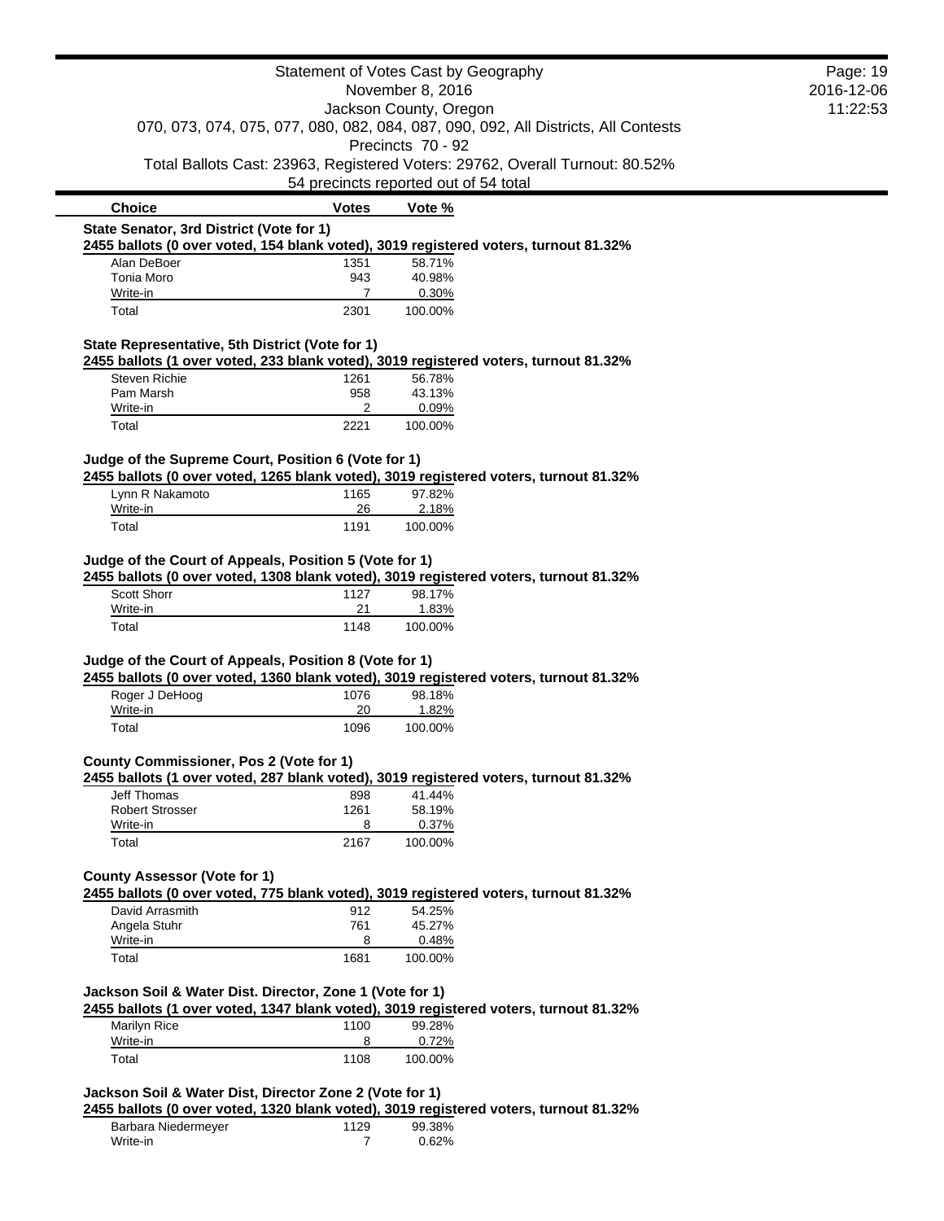Statement of Votes Cast by Geography
November 8, 2016
Jackson County, Oregon
070, 073, 074, 075, 077, 080, 082, 084, 087, 090, 092, All Districts, All Contests
Precincts 70 - 92
Total Ballots Cast: 23963, Registered Voters: 29762, Overall Turnout: 80.52%
54 precincts reported out of 54 total

**State Senator, 3rd District (Vote for 1)**
**2455 ballots (0 over voted, 154 blank voted), 3019 registered voters, turnout 81.32%**

| Choice | Votes | Vote % |
|---|---|---|
| Alan DeBoer | 1351 | 58.71% |
| Tonia Moro | 943 | 40.98% |
| Write-in | 7 | 0.30% |
| Total | 2301 | 100.00% |

**State Representative, 5th District (Vote for 1)**
**2455 ballots (1 over voted, 233 blank voted), 3019 registered voters, turnout 81.32%**

| Choice | Votes | Vote % |
|---|---|---|
| Steven Richie | 1261 | 56.78% |
| Pam Marsh | 958 | 43.13% |
| Write-in | 2 | 0.09% |
| Total | 2221 | 100.00% |

**Judge of the Supreme Court, Position 6 (Vote for 1)**
**2455 ballots (0 over voted, 1265 blank voted), 3019 registered voters, turnout 81.32%**

| Choice | Votes | Vote % |
|---|---|---|
| Lynn R Nakamoto | 1165 | 97.82% |
| Write-in | 26 | 2.18% |
| Total | 1191 | 100.00% |

**Judge of the Court of Appeals, Position 5 (Vote for 1)**
**2455 ballots (0 over voted, 1308 blank voted), 3019 registered voters, turnout 81.32%**

| Choice | Votes | Vote % |
|---|---|---|
| Scott Shorr | 1127 | 98.17% |
| Write-in | 21 | 1.83% |
| Total | 1148 | 100.00% |

**Judge of the Court of Appeals, Position 8 (Vote for 1)**
**2455 ballots (0 over voted, 1360 blank voted), 3019 registered voters, turnout 81.32%**

| Choice | Votes | Vote % |
|---|---|---|
| Roger J DeHoog | 1076 | 98.18% |
| Write-in | 20 | 1.82% |
| Total | 1096 | 100.00% |

**County Commissioner, Pos 2 (Vote for 1)**
**2455 ballots (1 over voted, 287 blank voted), 3019 registered voters, turnout 81.32%**

| Choice | Votes | Vote % |
|---|---|---|
| Jeff Thomas | 898 | 41.44% |
| Robert Strosser | 1261 | 58.19% |
| Write-in | 8 | 0.37% |
| Total | 2167 | 100.00% |

**County Assessor (Vote for 1)**
**2455 ballots (0 over voted, 775 blank voted), 3019 registered voters, turnout 81.32%**

| Choice | Votes | Vote % |
|---|---|---|
| David Arrasmith | 912 | 54.25% |
| Angela Stuhr | 761 | 45.27% |
| Write-in | 8 | 0.48% |
| Total | 1681 | 100.00% |

**Jackson Soil & Water Dist. Director, Zone 1 (Vote for 1)**
**2455 ballots (1 over voted, 1347 blank voted), 3019 registered voters, turnout 81.32%**

| Choice | Votes | Vote % |
|---|---|---|
| Marilyn Rice | 1100 | 99.28% |
| Write-in | 8 | 0.72% |
| Total | 1108 | 100.00% |

**Jackson Soil & Water Dist, Director Zone 2 (Vote for 1)**
**2455 ballots (0 over voted, 1320 blank voted), 3019 registered voters, turnout 81.32%**

| Choice | Votes | Vote % |
|---|---|---|
| Barbara Niedermeyer | 1129 | 99.38% |
| Write-in | 7 | 0.62% |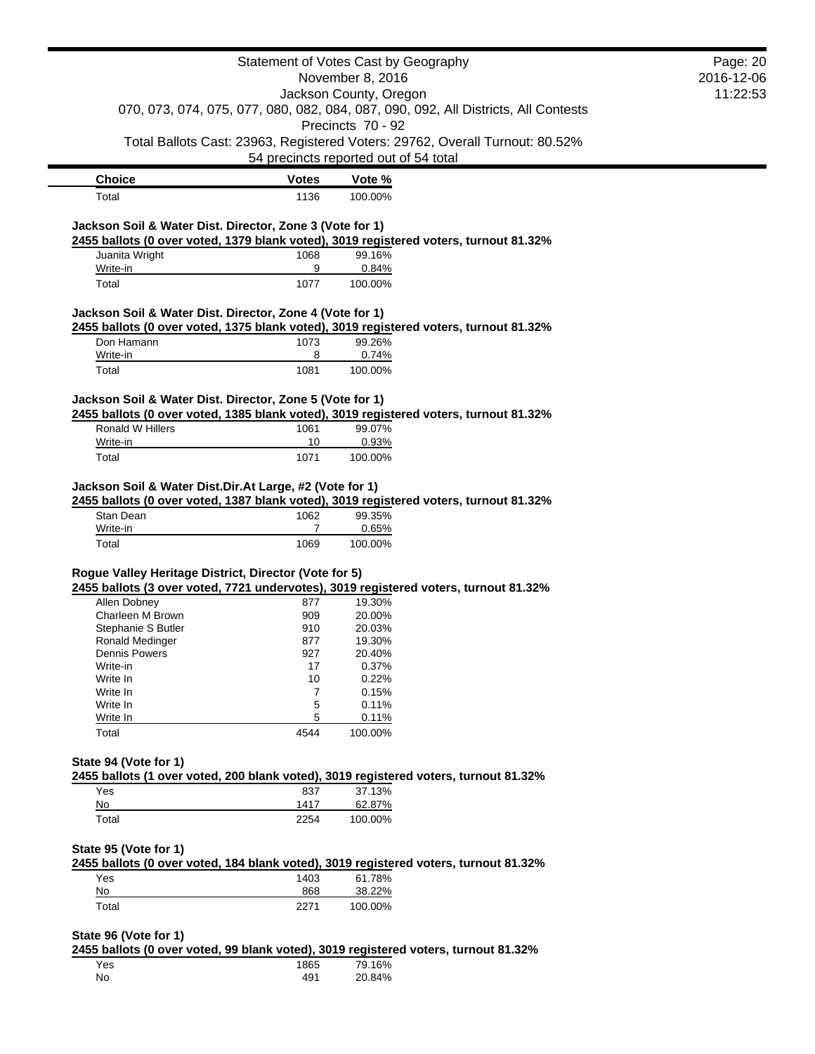Statement of Votes Cast by Geography
November 8, 2016
Jackson County, Oregon
070, 073, 074, 075, 077, 080, 082, 084, 087, 090, 092, All Districts, All Contests
Precincts 70 - 92
Total Ballots Cast: 23963, Registered Voters: 29762, Overall Turnout: 80.52%
54 precincts reported out of 54 total

| Choice | Votes | Vote % |
|---|---|---|
| Total | 1136 | 100.00% |

### Jackson Soil & Water Dist. Director, Zone 3 (Vote for 1)

**2455 ballots (0 over voted, 1379 blank voted), 3019 registered voters, turnout 81.32%**

| Choice | Votes | Vote % |
|---|---|---|
| Juanita Wright | 1068 | 99.16% |
| Write-in | 9 | 0.84% |
| Total | 1077 | 100.00% |

### Jackson Soil & Water Dist. Director, Zone 4 (Vote for 1)

**2455 ballots (0 over voted, 1375 blank voted), 3019 registered voters, turnout 81.32%**

| Choice | Votes | Vote % |
|---|---|---|
| Don Hamann | 1073 | 99.26% |
| Write-in | 8 | 0.74% |
| Total | 1081 | 100.00% |

### Jackson Soil & Water Dist. Director, Zone 5 (Vote for 1)

**2455 ballots (0 over voted, 1385 blank voted), 3019 registered voters, turnout 81.32%**

| Choice | Votes | Vote % |
|---|---|---|
| Ronald W Hillers | 1061 | 99.07% |
| Write-in | 10 | 0.93% |
| Total | 1071 | 100.00% |

### Jackson Soil & Water Dist.Dir.At Large, #2 (Vote for 1)

**2455 ballots (0 over voted, 1387 blank voted), 3019 registered voters, turnout 81.32%**

| Choice | Votes | Vote % |
|---|---|---|
| Stan Dean | 1062 | 99.35% |
| Write-in | 7 | 0.65% |
| Total | 1069 | 100.00% |

### Rogue Valley Heritage District, Director (Vote for 5)

**2455 ballots (3 over voted, 7721 undervotes), 3019 registered voters, turnout 81.32%**

| Choice | Votes | Vote % |
|---|---|---|
| Allen Dobney | 877 | 19.30% |
| Charleen M Brown | 909 | 20.00% |
| Stephanie S Butler | 910 | 20.03% |
| Ronald Medinger | 877 | 19.30% |
| Dennis Powers | 927 | 20.40% |
| Write-in | 17 | 0.37% |
| Write In | 10 | 0.22% |
| Write In | 7 | 0.15% |
| Write In | 5 | 0.11% |
| Write In | 5 | 0.11% |
| Total | 4544 | 100.00% |

### State 94 (Vote for 1)

**2455 ballots (1 over voted, 200 blank voted), 3019 registered voters, turnout 81.32%**

| Choice | Votes | Vote % |
|---|---|---|
| Yes | 837 | 37.13% |
| No | 1417 | 62.87% |
| Total | 2254 | 100.00% |

### State 95 (Vote for 1)

**2455 ballots (0 over voted, 184 blank voted), 3019 registered voters, turnout 81.32%**

| Choice | Votes | Vote % |
|---|---|---|
| Yes | 1403 | 61.78% |
| No | 868 | 38.22% |
| Total | 2271 | 100.00% |

### State 96 (Vote for 1)

**2455 ballots (0 over voted, 99 blank voted), 3019 registered voters, turnout 81.32%**

| Choice | Votes | Vote % |
|---|---|---|
| Yes | 1865 | 79.16% |
| No | 491 | 20.84% |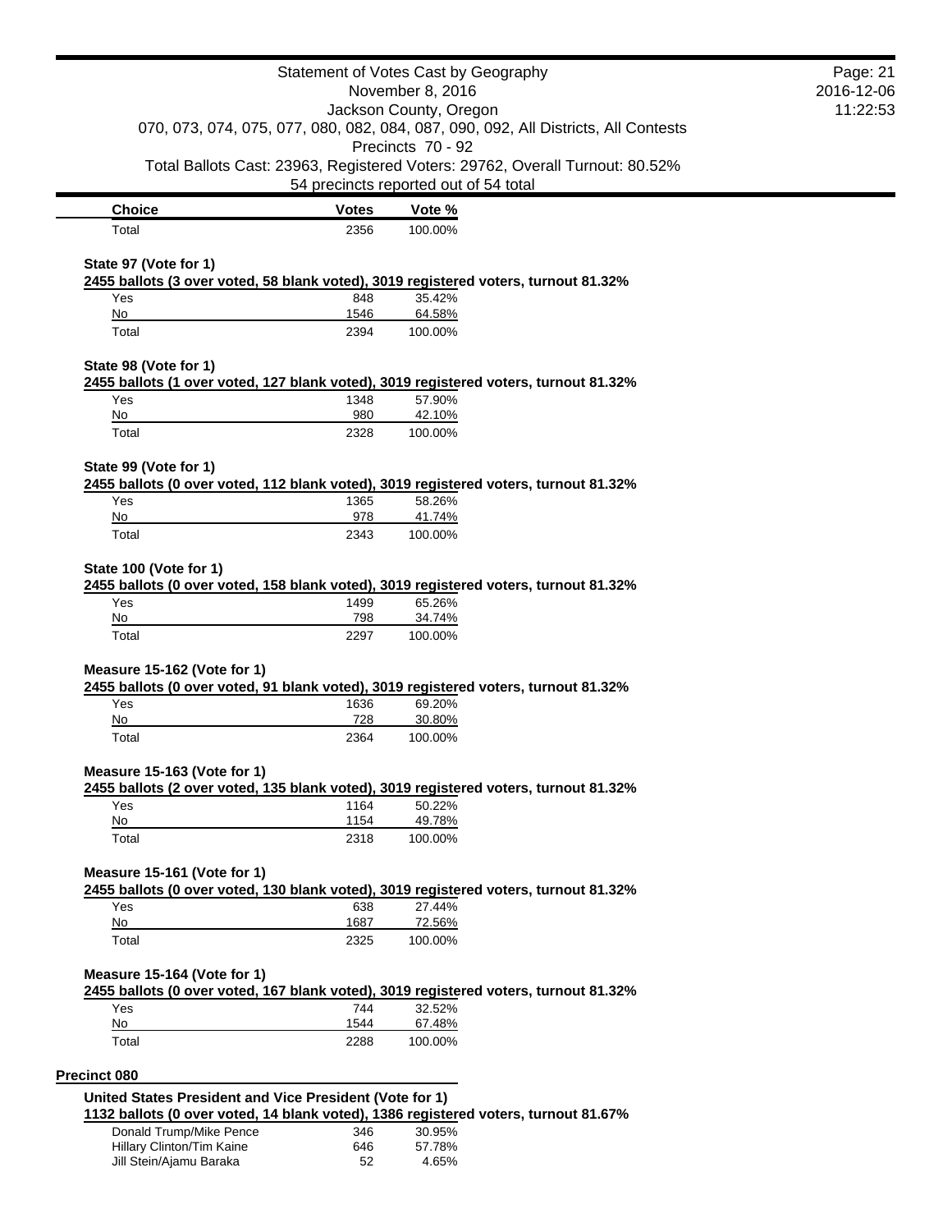| Choice | Votes | Vote % |
|---|---|---|
| Total | 2356 | 100.00% |

**State 97 (Vote for 1)**

**2455 ballots (3 over voted, 58 blank voted), 3019 registered voters, turnout 81.32%**

| Choice | Votes | Vote % |
|---|---|---|
| Yes | 848 | 35.42% |
| No | 1546 | 64.58% |
| Total | 2394 | 100.00% |

**State 98 (Vote for 1)**

**2455 ballots (1 over voted, 127 blank voted), 3019 registered voters, turnout 81.32%**

| Choice | Votes | Vote % |
|---|---|---|
| Yes | 1348 | 57.90% |
| No | 980 | 42.10% |
| Total | 2328 | 100.00% |

**State 99 (Vote for 1)**

**2455 ballots (0 over voted, 112 blank voted), 3019 registered voters, turnout 81.32%**

| Choice | Votes | Vote % |
|---|---|---|
| Yes | 1365 | 58.26% |
| No | 978 | 41.74% |
| Total | 2343 | 100.00% |

**State 100 (Vote for 1)**

**2455 ballots (0 over voted, 158 blank voted), 3019 registered voters, turnout 81.32%**

| Choice | Votes | Vote % |
|---|---|---|
| Yes | 1499 | 65.26% |
| No | 798 | 34.74% |
| Total | 2297 | 100.00% |

**Measure 15-162 (Vote for 1)**

**2455 ballots (0 over voted, 91 blank voted), 3019 registered voters, turnout 81.32%**

| Choice | Votes | Vote % |
|---|---|---|
| Yes | 1636 | 69.20% |
| No | 728 | 30.80% |
| Total | 2364 | 100.00% |

**Measure 15-163 (Vote for 1)**

**2455 ballots (2 over voted, 135 blank voted), 3019 registered voters, turnout 81.32%**

| Choice | Votes | Vote % |
|---|---|---|
| Yes | 1164 | 50.22% |
| No | 1154 | 49.78% |
| Total | 2318 | 100.00% |

**Measure 15-161 (Vote for 1)**

**2455 ballots (0 over voted, 130 blank voted), 3019 registered voters, turnout 81.32%**

| Choice | Votes | Vote % |
|---|---|---|
| Yes | 638 | 27.44% |
| No | 1687 | 72.56% |
| Total | 2325 | 100.00% |

**Measure 15-164 (Vote for 1)**

**2455 ballots (0 over voted, 167 blank voted), 3019 registered voters, turnout 81.32%**

| Choice | Votes | Vote % |
|---|---|---|
| Yes | 744 | 32.52% |
| No | 1544 | 67.48% |
| Total | 2288 | 100.00% |

## Precinct 080

**United States President and Vice President (Vote for 1)**

**1132 ballots (0 over voted, 14 blank voted), 1386 registered voters, turnout 81.67%**

| Choice | Votes | Vote % |
|---|---|---|
| Donald Trump/Mike Pence | 346 | 30.95% |
| Hillary Clinton/Tim Kaine | 646 | 57.78% |
| Jill Stein/Ajamu Baraka | 52 | 4.65% |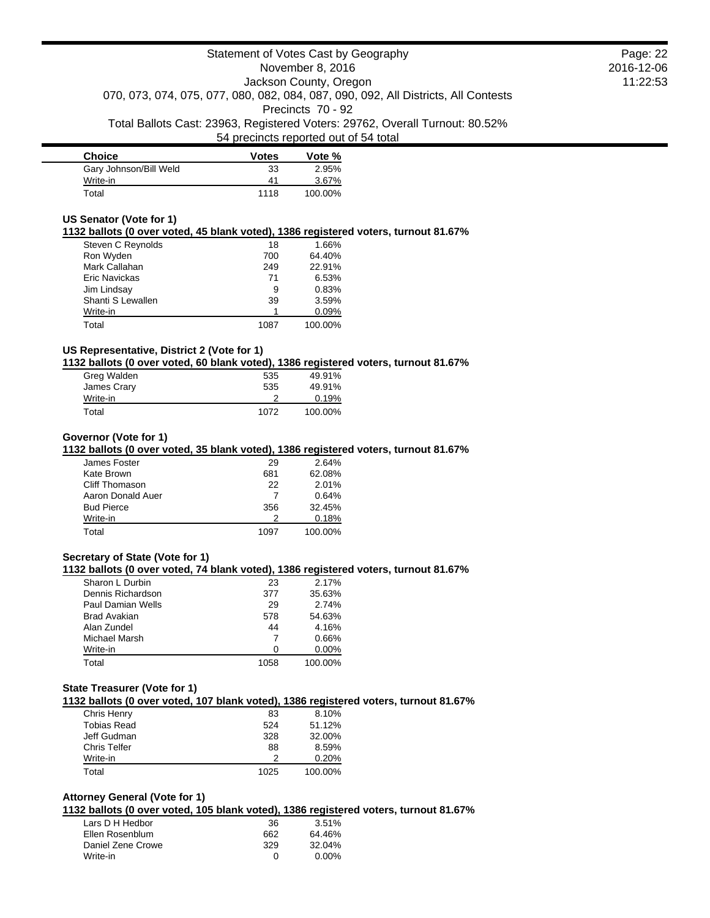| Choice | Votes | Vote % |
|---|---|---|
| Gary Johnson/Bill Weld | 33 | 2.95% |
| Write-in | 41 | 3.67% |
| Total | 1118 | 100.00% |

### US Senator (Vote for 1)

**1132 ballots (0 over voted, 45 blank voted), 1386 registered voters, turnout 81.67%**

| Choice | Votes | Vote % |
|---|---|---|
| Steven C Reynolds | 18 | 1.66% |
| Ron Wyden | 700 | 64.40% |
| Mark Callahan | 249 | 22.91% |
| Eric Navickas | 71 | 6.53% |
| Jim Lindsay | 9 | 0.83% |
| Shanti S Lewallen | 39 | 3.59% |
| Write-in | 1 | 0.09% |
| Total | 1087 | 100.00% |

### US Representative, District 2 (Vote for 1)

**1132 ballots (0 over voted, 60 blank voted), 1386 registered voters, turnout 81.67%**

| Choice | Votes | Vote % |
|---|---|---|
| Greg Walden | 535 | 49.91% |
| James Crary | 535 | 49.91% |
| Write-in | 2 | 0.19% |
| Total | 1072 | 100.00% |

### Governor (Vote for 1)

**1132 ballots (0 over voted, 35 blank voted), 1386 registered voters, turnout 81.67%**

| Choice | Votes | Vote % |
|---|---|---|
| James Foster | 29 | 2.64% |
| Kate Brown | 681 | 62.08% |
| Cliff Thomason | 22 | 2.01% |
| Aaron Donald Auer | 7 | 0.64% |
| Bud Pierce | 356 | 32.45% |
| Write-in | 2 | 0.18% |
| Total | 1097 | 100.00% |

### Secretary of State (Vote for 1)

**1132 ballots (0 over voted, 74 blank voted), 1386 registered voters, turnout 81.67%**

| Choice | Votes | Vote % |
|---|---|---|
| Sharon L Durbin | 23 | 2.17% |
| Dennis Richardson | 377 | 35.63% |
| Paul Damian Wells | 29 | 2.74% |
| Brad Avakian | 578 | 54.63% |
| Alan Zundel | 44 | 4.16% |
| Michael Marsh | 7 | 0.66% |
| Write-in | 0 | 0.00% |
| Total | 1058 | 100.00% |

### State Treasurer (Vote for 1)

**1132 ballots (0 over voted, 107 blank voted), 1386 registered voters, turnout 81.67%**

| Choice | Votes | Vote % |
|---|---|---|
| Chris Henry | 83 | 8.10% |
| Tobias Read | 524 | 51.12% |
| Jeff Gudman | 328 | 32.00% |
| Chris Telfer | 88 | 8.59% |
| Write-in | 2 | 0.20% |
| Total | 1025 | 100.00% |

### Attorney General (Vote for 1)

**1132 ballots (0 over voted, 105 blank voted), 1386 registered voters, turnout 81.67%**

| Choice | Votes | Vote % |
|---|---|---|
| Lars D H Hedbor | 36 | 3.51% |
| Ellen Rosenblum | 662 | 64.46% |
| Daniel Zene Crowe | 329 | 32.04% |
| Write-in | 0 | 0.00% |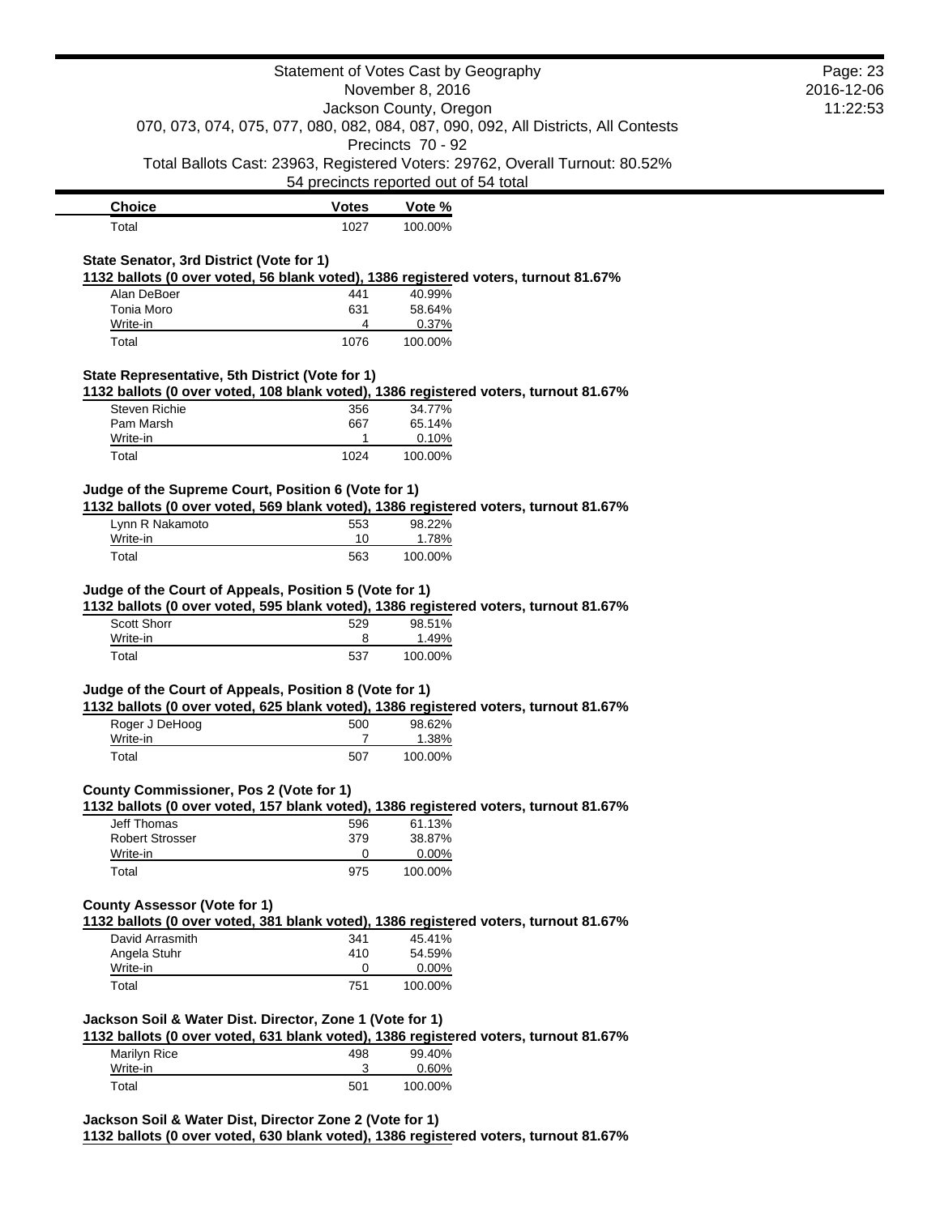| Choice | Votes | Vote % |
|---|---|---|
| Total | 1027 | 100.00% |

### State Senator, 3rd District (Vote for 1)

**1132 ballots (0 over voted, 56 blank voted), 1386 registered voters, turnout 81.67%**

| Choice | Votes | Vote % |
|---|---|---|
| Alan DeBoer | 441 | 40.99% |
| Tonia Moro | 631 | 58.64% |
| Write-in | 4 | 0.37% |
| Total | 1076 | 100.00% |

### State Representative, 5th District (Vote for 1)

**1132 ballots (0 over voted, 108 blank voted), 1386 registered voters, turnout 81.67%**

| Choice | Votes | Vote % |
|---|---|---|
| Steven Richie | 356 | 34.77% |
| Pam Marsh | 667 | 65.14% |
| Write-in | 1 | 0.10% |
| Total | 1024 | 100.00% |

### Judge of the Supreme Court, Position 6 (Vote for 1)

**1132 ballots (0 over voted, 569 blank voted), 1386 registered voters, turnout 81.67%**

| Choice | Votes | Vote % |
|---|---|---|
| Lynn R Nakamoto | 553 | 98.22% |
| Write-in | 10 | 1.78% |
| Total | 563 | 100.00% |

### Judge of the Court of Appeals, Position 5 (Vote for 1)

**1132 ballots (0 over voted, 595 blank voted), 1386 registered voters, turnout 81.67%**

| Choice | Votes | Vote % |
|---|---|---|
| Scott Shorr | 529 | 98.51% |
| Write-in | 8 | 1.49% |
| Total | 537 | 100.00% |

### Judge of the Court of Appeals, Position 8 (Vote for 1)

**1132 ballots (0 over voted, 625 blank voted), 1386 registered voters, turnout 81.67%**

| Choice | Votes | Vote % |
|---|---|---|
| Roger J DeHoog | 500 | 98.62% |
| Write-in | 7 | 1.38% |
| Total | 507 | 100.00% |

### County Commissioner, Pos 2 (Vote for 1)

**1132 ballots (0 over voted, 157 blank voted), 1386 registered voters, turnout 81.67%**

| Choice | Votes | Vote % |
|---|---|---|
| Jeff Thomas | 596 | 61.13% |
| Robert Strosser | 379 | 38.87% |
| Write-in | 0 | 0.00% |
| Total | 975 | 100.00% |

### County Assessor (Vote for 1)

**1132 ballots (0 over voted, 381 blank voted), 1386 registered voters, turnout 81.67%**

| Choice | Votes | Vote % |
|---|---|---|
| David Arrasmith | 341 | 45.41% |
| Angela Stuhr | 410 | 54.59% |
| Write-in | 0 | 0.00% |
| Total | 751 | 100.00% |

### Jackson Soil & Water Dist. Director, Zone 1 (Vote for 1)

**1132 ballots (0 over voted, 631 blank voted), 1386 registered voters, turnout 81.67%**

| Choice | Votes | Vote % |
|---|---|---|
| Marilyn Rice | 498 | 99.40% |
| Write-in | 3 | 0.60% |
| Total | 501 | 100.00% |

### Jackson Soil & Water Dist, Director Zone 2 (Vote for 1)

**1132 ballots (0 over voted, 630 blank voted), 1386 registered voters, turnout 81.67%**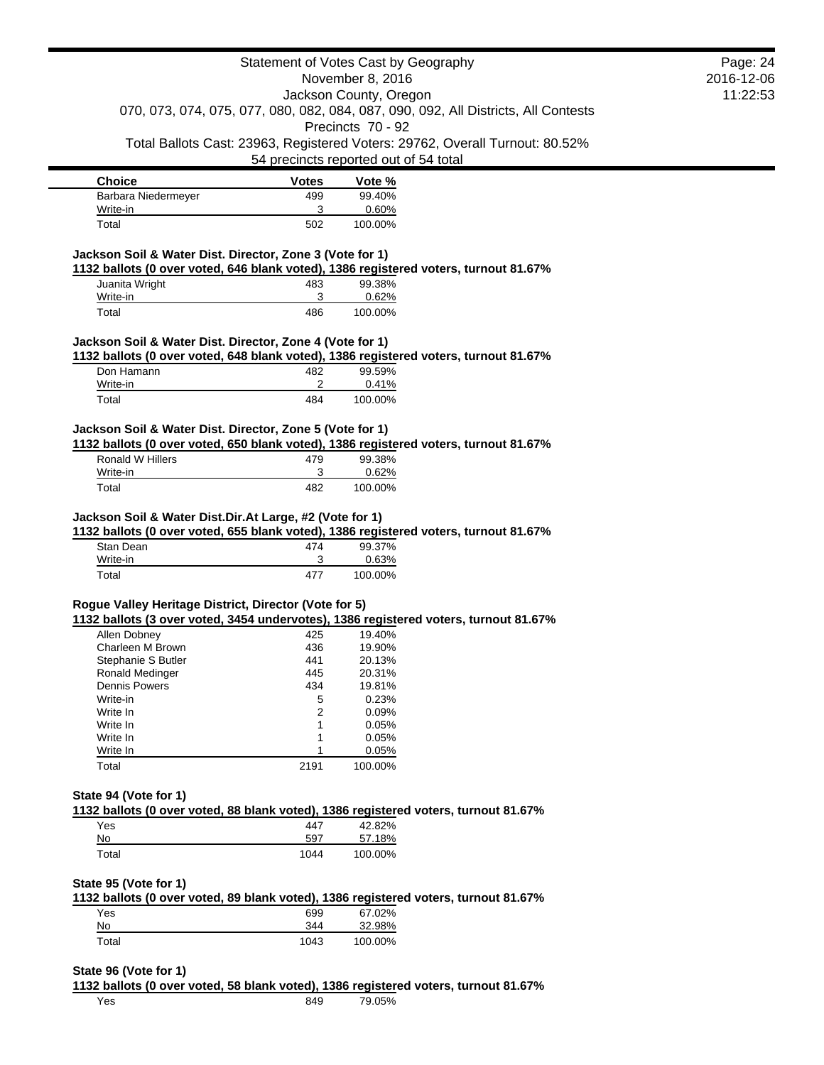Statement of Votes Cast by Geography
November 8, 2016
Jackson County, Oregon
070, 073, 074, 075, 077, 080, 082, 084, 087, 090, 092, All Districts, All Contests
Precincts 70 - 92
Total Ballots Cast: 23963, Registered Voters: 29762, Overall Turnout: 80.52%
54 precincts reported out of 54 total

| Choice | Votes | Vote % |
|---|---|---|
| Barbara Niedermeyer | 499 | 99.40% |
| Write-in | 3 | 0.60% |
| Total | 502 | 100.00% |

**Jackson Soil & Water Dist. Director, Zone 3 (Vote for 1)**

**1132 ballots (0 over voted, 646 blank voted), 1386 registered voters, turnout 81.67%**

| Choice | Votes | Vote % |
|---|---|---|
| Juanita Wright | 483 | 99.38% |
| Write-in | 3 | 0.62% |
| Total | 486 | 100.00% |

**Jackson Soil & Water Dist. Director, Zone 4 (Vote for 1)**

**1132 ballots (0 over voted, 648 blank voted), 1386 registered voters, turnout 81.67%**

| Choice | Votes | Vote % |
|---|---|---|
| Don Hamann | 482 | 99.59% |
| Write-in | 2 | 0.41% |
| Total | 484 | 100.00% |

**Jackson Soil & Water Dist. Director, Zone 5 (Vote for 1)**

**1132 ballots (0 over voted, 650 blank voted), 1386 registered voters, turnout 81.67%**

| Choice | Votes | Vote % |
|---|---|---|
| Ronald W Hillers | 479 | 99.38% |
| Write-in | 3 | 0.62% |
| Total | 482 | 100.00% |

**Jackson Soil & Water Dist.Dir.At Large, #2 (Vote for 1)**

**1132 ballots (0 over voted, 655 blank voted), 1386 registered voters, turnout 81.67%**

| Choice | Votes | Vote % |
|---|---|---|
| Stan Dean | 474 | 99.37% |
| Write-in | 3 | 0.63% |
| Total | 477 | 100.00% |

**Rogue Valley Heritage District, Director (Vote for 5)**

**1132 ballots (3 over voted, 3454 undervotes), 1386 registered voters, turnout 81.67%**

| Choice | Votes | Vote % |
|---|---|---|
| Allen Dobney | 425 | 19.40% |
| Charleen M Brown | 436 | 19.90% |
| Stephanie S Butler | 441 | 20.13% |
| Ronald Medinger | 445 | 20.31% |
| Dennis Powers | 434 | 19.81% |
| Write-in | 5 | 0.23% |
| Write In | 2 | 0.09% |
| Write In | 1 | 0.05% |
| Write In | 1 | 0.05% |
| Write In | 1 | 0.05% |
| Total | 2191 | 100.00% |

**State 94 (Vote for 1)**

**1132 ballots (0 over voted, 88 blank voted), 1386 registered voters, turnout 81.67%**

| Choice | Votes | Vote % |
|---|---|---|
| Yes | 447 | 42.82% |
| No | 597 | 57.18% |
| Total | 1044 | 100.00% |

**State 95 (Vote for 1)**

**1132 ballots (0 over voted, 89 blank voted), 1386 registered voters, turnout 81.67%**

| Choice | Votes | Vote % |
|---|---|---|
| Yes | 699 | 67.02% |
| No | 344 | 32.98% |
| Total | 1043 | 100.00% |

**State 96 (Vote for 1)**

**1132 ballots (0 over voted, 58 blank voted), 1386 registered voters, turnout 81.67%**

| Choice | Votes | Vote % |
|---|---|---|
| Yes | 849 | 79.05% |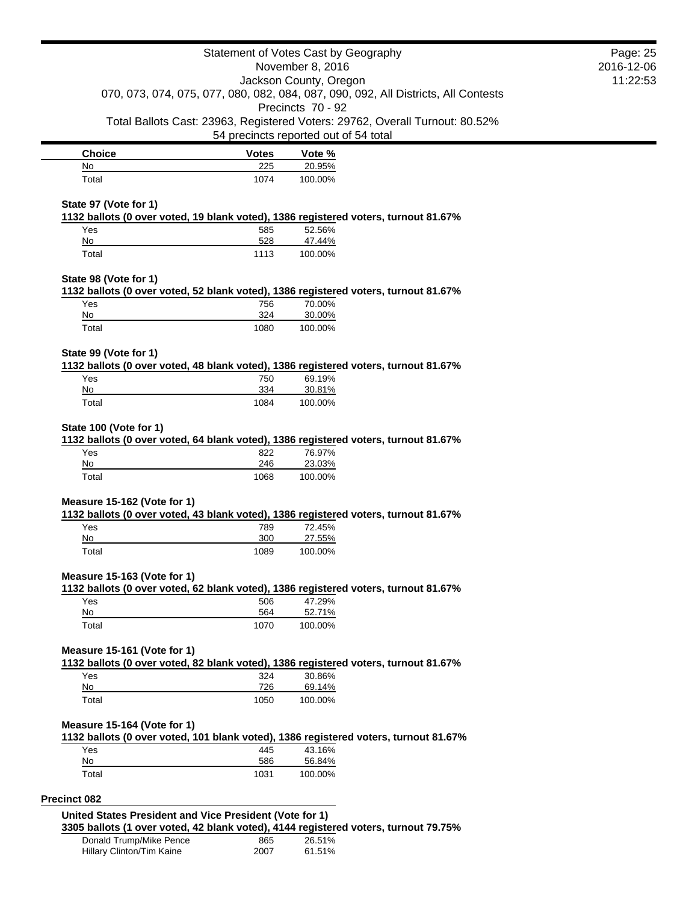| Choice | Votes | Vote % |
|---|---|---|
| No | 225 | 20.95% |
| Total | 1074 | 100.00% |

**State 97 (Vote for 1)**

**1132 ballots (0 over voted, 19 blank voted), 1386 registered voters, turnout 81.67%**

| Choice | Votes | Vote % |
|---|---|---|
| Yes | 585 | 52.56% |
| No | 528 | 47.44% |
| Total | 1113 | 100.00% |

**State 98 (Vote for 1)**

**1132 ballots (0 over voted, 52 blank voted), 1386 registered voters, turnout 81.67%**

| Choice | Votes | Vote % |
|---|---|---|
| Yes | 756 | 70.00% |
| No | 324 | 30.00% |
| Total | 1080 | 100.00% |

**State 99 (Vote for 1)**

**1132 ballots (0 over voted, 48 blank voted), 1386 registered voters, turnout 81.67%**

| Choice | Votes | Vote % |
|---|---|---|
| Yes | 750 | 69.19% |
| No | 334 | 30.81% |
| Total | 1084 | 100.00% |

**State 100 (Vote for 1)**

**1132 ballots (0 over voted, 64 blank voted), 1386 registered voters, turnout 81.67%**

| Choice | Votes | Vote % |
|---|---|---|
| Yes | 822 | 76.97% |
| No | 246 | 23.03% |
| Total | 1068 | 100.00% |

**Measure 15-162 (Vote for 1)**

**1132 ballots (0 over voted, 43 blank voted), 1386 registered voters, turnout 81.67%**

| Choice | Votes | Vote % |
|---|---|---|
| Yes | 789 | 72.45% |
| No | 300 | 27.55% |
| Total | 1089 | 100.00% |

**Measure 15-163 (Vote for 1)**

**1132 ballots (0 over voted, 62 blank voted), 1386 registered voters, turnout 81.67%**

| Choice | Votes | Vote % |
|---|---|---|
| Yes | 506 | 47.29% |
| No | 564 | 52.71% |
| Total | 1070 | 100.00% |

**Measure 15-161 (Vote for 1)**

**1132 ballots (0 over voted, 82 blank voted), 1386 registered voters, turnout 81.67%**

| Choice | Votes | Vote % |
|---|---|---|
| Yes | 324 | 30.86% |
| No | 726 | 69.14% |
| Total | 1050 | 100.00% |

**Measure 15-164 (Vote for 1)**

**1132 ballots (0 over voted, 101 blank voted), 1386 registered voters, turnout 81.67%**

| Choice | Votes | Vote % |
|---|---|---|
| Yes | 445 | 43.16% |
| No | 586 | 56.84% |
| Total | 1031 | 100.00% |

## Precinct 082

**United States President and Vice President (Vote for 1)**

**3305 ballots (1 over voted, 42 blank voted), 4144 registered voters, turnout 79.75%**

| Choice | Votes | Vote % |
|---|---|---|
| Donald Trump/Mike Pence | 865 | 26.51% |
| Hillary Clinton/Tim Kaine | 2007 | 61.51% |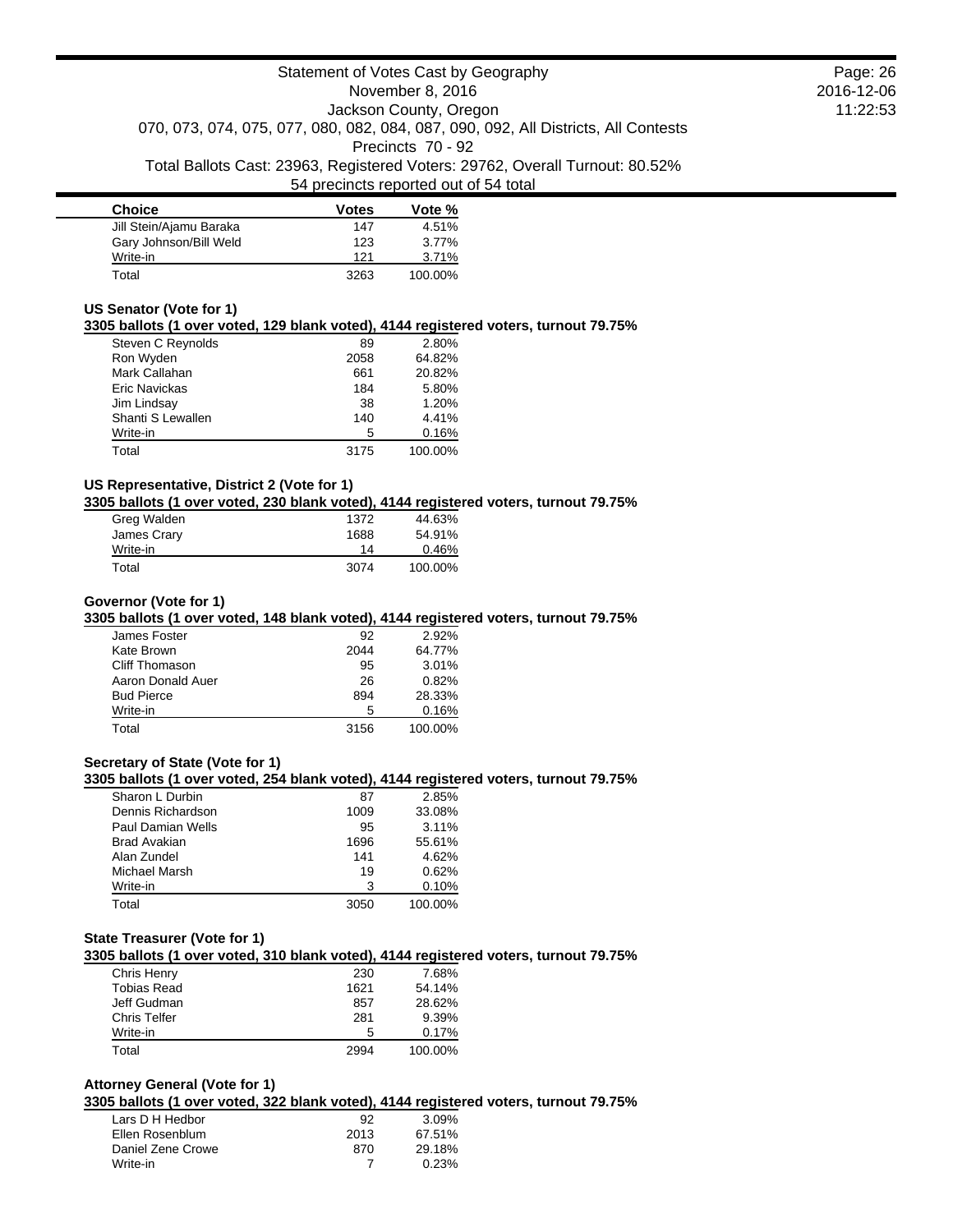| Choice | Votes | Vote % |
|---|---|---|
| Jill Stein/Ajamu Baraka | 147 | 4.51% |
| Gary Johnson/Bill Weld | 123 | 3.77% |
| Write-in | 121 | 3.71% |
| Total | 3263 | 100.00% |

### US Senator (Vote for 1)

**3305 ballots (1 over voted, 129 blank voted), 4144 registered voters, turnout 79.75%**

| Choice | Votes | Vote % |
|---|---|---|
| Steven C Reynolds | 89 | 2.80% |
| Ron Wyden | 2058 | 64.82% |
| Mark Callahan | 661 | 20.82% |
| Eric Navickas | 184 | 5.80% |
| Jim Lindsay | 38 | 1.20% |
| Shanti S Lewallen | 140 | 4.41% |
| Write-in | 5 | 0.16% |
| Total | 3175 | 100.00% |

### US Representative, District 2 (Vote for 1)

**3305 ballots (1 over voted, 230 blank voted), 4144 registered voters, turnout 79.75%**

| Choice | Votes | Vote % |
|---|---|---|
| Greg Walden | 1372 | 44.63% |
| James Crary | 1688 | 54.91% |
| Write-in | 14 | 0.46% |
| Total | 3074 | 100.00% |

### Governor (Vote for 1)

**3305 ballots (1 over voted, 148 blank voted), 4144 registered voters, turnout 79.75%**

| Choice | Votes | Vote % |
|---|---|---|
| James Foster | 92 | 2.92% |
| Kate Brown | 2044 | 64.77% |
| Cliff Thomason | 95 | 3.01% |
| Aaron Donald Auer | 26 | 0.82% |
| Bud Pierce | 894 | 28.33% |
| Write-in | 5 | 0.16% |
| Total | 3156 | 100.00% |

### Secretary of State (Vote for 1)

**3305 ballots (1 over voted, 254 blank voted), 4144 registered voters, turnout 79.75%**

| Choice | Votes | Vote % |
|---|---|---|
| Sharon L Durbin | 87 | 2.85% |
| Dennis Richardson | 1009 | 33.08% |
| Paul Damian Wells | 95 | 3.11% |
| Brad Avakian | 1696 | 55.61% |
| Alan Zundel | 141 | 4.62% |
| Michael Marsh | 19 | 0.62% |
| Write-in | 3 | 0.10% |
| Total | 3050 | 100.00% |

### State Treasurer (Vote for 1)

**3305 ballots (1 over voted, 310 blank voted), 4144 registered voters, turnout 79.75%**

| Choice | Votes | Vote % |
|---|---|---|
| Chris Henry | 230 | 7.68% |
| Tobias Read | 1621 | 54.14% |
| Jeff Gudman | 857 | 28.62% |
| Chris Telfer | 281 | 9.39% |
| Write-in | 5 | 0.17% |
| Total | 2994 | 100.00% |

### Attorney General (Vote for 1)

**3305 ballots (1 over voted, 322 blank voted), 4144 registered voters, turnout 79.75%**

| Choice | Votes | Vote % |
|---|---|---|
| Lars D H Hedbor | 92 | 3.09% |
| Ellen Rosenblum | 2013 | 67.51% |
| Daniel Zene Crowe | 870 | 29.18% |
| Write-in | 7 | 0.23% |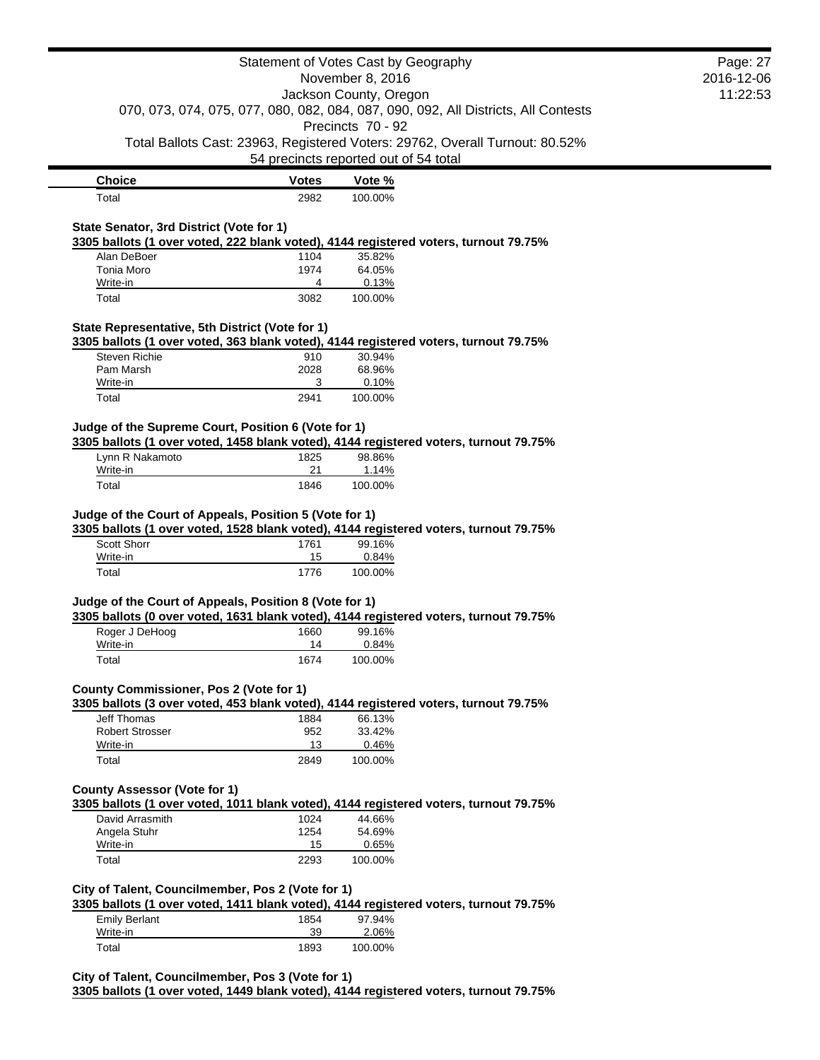Statement of Votes Cast by Geography
November 8, 2016
Jackson County, Oregon
070, 073, 074, 075, 077, 080, 082, 084, 087, 090, 092, All Districts, All Contests
Precincts 70 - 92
Total Ballots Cast: 23963, Registered Voters: 29762, Overall Turnout: 80.52%
54 precincts reported out of 54 total

| Choice | Votes | Vote % |
| --- | --- | --- |
| Total | 2982 | 100.00% |

### State Senator, 3rd District (Vote for 1)

**3305 ballots (1 over voted, 222 blank voted), 4144 registered voters, turnout 79.75%**

| Choice | Votes | Vote % |
| --- | --- | --- |
| Alan DeBoer | 1104 | 35.82% |
| Tonia Moro | 1974 | 64.05% |
| Write-in | 4 | 0.13% |
| Total | 3082 | 100.00% |

### State Representative, 5th District (Vote for 1)

**3305 ballots (1 over voted, 363 blank voted), 4144 registered voters, turnout 79.75%**

| Choice | Votes | Vote % |
| --- | --- | --- |
| Steven Richie | 910 | 30.94% |
| Pam Marsh | 2028 | 68.96% |
| Write-in | 3 | 0.10% |
| Total | 2941 | 100.00% |

### Judge of the Supreme Court, Position 6 (Vote for 1)

**3305 ballots (1 over voted, 1458 blank voted), 4144 registered voters, turnout 79.75%**

| Choice | Votes | Vote % |
| --- | --- | --- |
| Lynn R Nakamoto | 1825 | 98.86% |
| Write-in | 21 | 1.14% |
| Total | 1846 | 100.00% |

### Judge of the Court of Appeals, Position 5 (Vote for 1)

**3305 ballots (1 over voted, 1528 blank voted), 4144 registered voters, turnout 79.75%**

| Choice | Votes | Vote % |
| --- | --- | --- |
| Scott Shorr | 1761 | 99.16% |
| Write-in | 15 | 0.84% |
| Total | 1776 | 100.00% |

### Judge of the Court of Appeals, Position 8 (Vote for 1)

**3305 ballots (0 over voted, 1631 blank voted), 4144 registered voters, turnout 79.75%**

| Choice | Votes | Vote % |
| --- | --- | --- |
| Roger J DeHoog | 1660 | 99.16% |
| Write-in | 14 | 0.84% |
| Total | 1674 | 100.00% |

### County Commissioner, Pos 2 (Vote for 1)

**3305 ballots (3 over voted, 453 blank voted), 4144 registered voters, turnout 79.75%**

| Choice | Votes | Vote % |
| --- | --- | --- |
| Jeff Thomas | 1884 | 66.13% |
| Robert Strosser | 952 | 33.42% |
| Write-in | 13 | 0.46% |
| Total | 2849 | 100.00% |

### County Assessor (Vote for 1)

**3305 ballots (1 over voted, 1011 blank voted), 4144 registered voters, turnout 79.75%**

| Choice | Votes | Vote % |
| --- | --- | --- |
| David Arrasmith | 1024 | 44.66% |
| Angela Stuhr | 1254 | 54.69% |
| Write-in | 15 | 0.65% |
| Total | 2293 | 100.00% |

### City of Talent, Councilmember, Pos 2 (Vote for 1)

**3305 ballots (1 over voted, 1411 blank voted), 4144 registered voters, turnout 79.75%**

| Choice | Votes | Vote % |
| --- | --- | --- |
| Emily Berlant | 1854 | 97.94% |
| Write-in | 39 | 2.06% |
| Total | 1893 | 100.00% |

### City of Talent, Councilmember, Pos 3 (Vote for 1)

**3305 ballots (1 over voted, 1449 blank voted), 4144 registered voters, turnout 79.75%**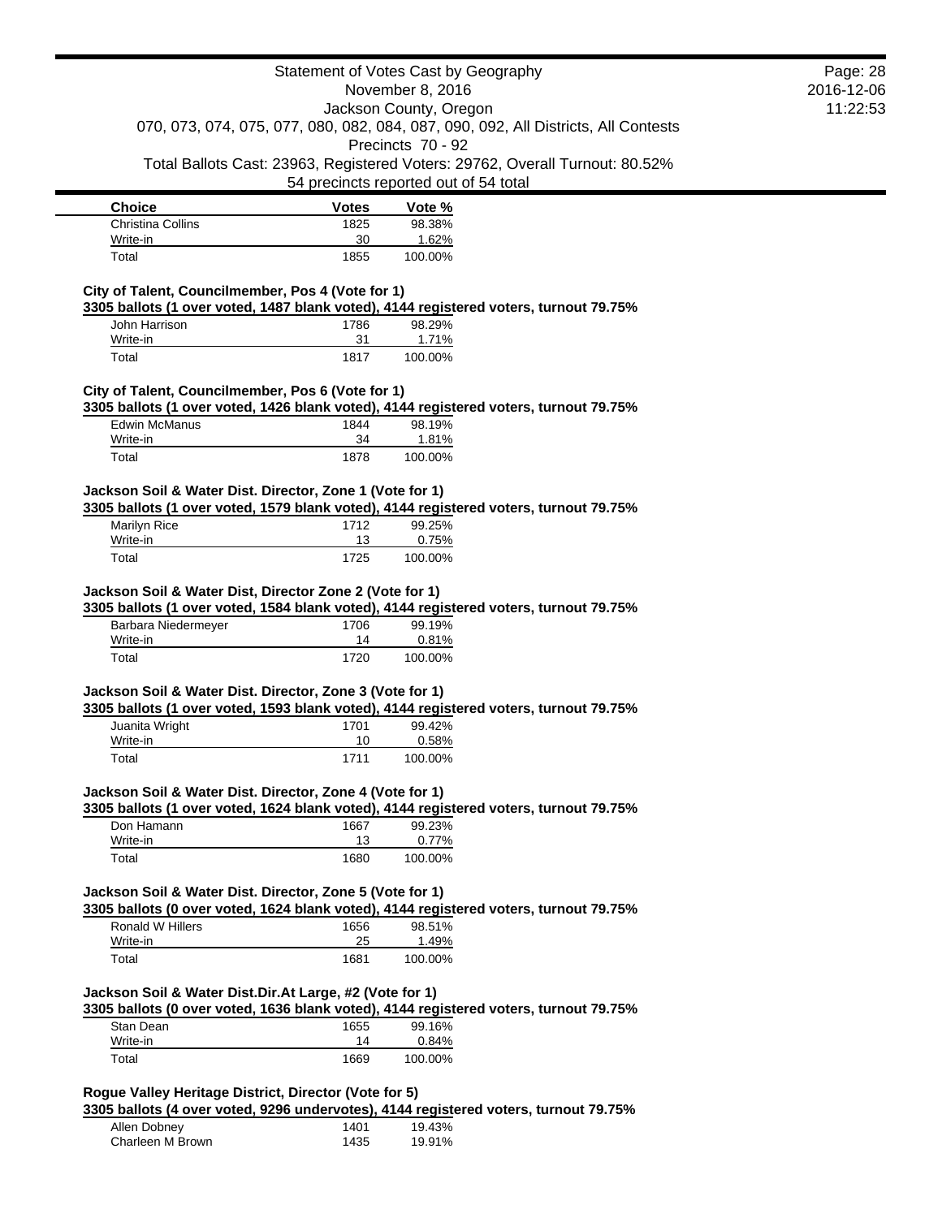| Choice | Votes | Vote % |
|---|---|---|
| Christina Collins | 1825 | 98.38% |
| Write-in | 30 | 1.62% |
| Total | 1855 | 100.00% |

**City of Talent, Councilmember, Pos 4 (Vote for 1)**

**3305 ballots (1 over voted, 1487 blank voted), 4144 registered voters, turnout 79.75%**

| Choice | Votes | Vote % |
|---|---|---|
| John Harrison | 1786 | 98.29% |
| Write-in | 31 | 1.71% |
| Total | 1817 | 100.00% |

**City of Talent, Councilmember, Pos 6 (Vote for 1)**

**3305 ballots (1 over voted, 1426 blank voted), 4144 registered voters, turnout 79.75%**

| Choice | Votes | Vote % |
|---|---|---|
| Edwin McManus | 1844 | 98.19% |
| Write-in | 34 | 1.81% |
| Total | 1878 | 100.00% |

**Jackson Soil & Water Dist. Director, Zone 1 (Vote for 1)**

**3305 ballots (1 over voted, 1579 blank voted), 4144 registered voters, turnout 79.75%**

| Choice | Votes | Vote % |
|---|---|---|
| Marilyn Rice | 1712 | 99.25% |
| Write-in | 13 | 0.75% |
| Total | 1725 | 100.00% |

**Jackson Soil & Water Dist, Director Zone 2 (Vote for 1)**

**3305 ballots (1 over voted, 1584 blank voted), 4144 registered voters, turnout 79.75%**

| Choice | Votes | Vote % |
|---|---|---|
| Barbara Niedermeyer | 1706 | 99.19% |
| Write-in | 14 | 0.81% |
| Total | 1720 | 100.00% |

**Jackson Soil & Water Dist. Director, Zone 3 (Vote for 1)**

**3305 ballots (1 over voted, 1593 blank voted), 4144 registered voters, turnout 79.75%**

| Choice | Votes | Vote % |
|---|---|---|
| Juanita Wright | 1701 | 99.42% |
| Write-in | 10 | 0.58% |
| Total | 1711 | 100.00% |

**Jackson Soil & Water Dist. Director, Zone 4 (Vote for 1)**

**3305 ballots (1 over voted, 1624 blank voted), 4144 registered voters, turnout 79.75%**

| Choice | Votes | Vote % |
|---|---|---|
| Don Hamann | 1667 | 99.23% |
| Write-in | 13 | 0.77% |
| Total | 1680 | 100.00% |

**Jackson Soil & Water Dist. Director, Zone 5 (Vote for 1)**

**3305 ballots (0 over voted, 1624 blank voted), 4144 registered voters, turnout 79.75%**

| Choice | Votes | Vote % |
|---|---|---|
| Ronald W Hillers | 1656 | 98.51% |
| Write-in | 25 | 1.49% |
| Total | 1681 | 100.00% |

**Jackson Soil & Water Dist.Dir.At Large, #2 (Vote for 1)**

**3305 ballots (0 over voted, 1636 blank voted), 4144 registered voters, turnout 79.75%**

| Choice | Votes | Vote % |
|---|---|---|
| Stan Dean | 1655 | 99.16% |
| Write-in | 14 | 0.84% |
| Total | 1669 | 100.00% |

**Rogue Valley Heritage District, Director (Vote for 5)**

**3305 ballots (4 over voted, 9296 undervotes), 4144 registered voters, turnout 79.75%**

| Choice | Votes | Vote % |
|---|---|---|
| Allen Dobney | 1401 | 19.43% |
| Charleen M Brown | 1435 | 19.91% |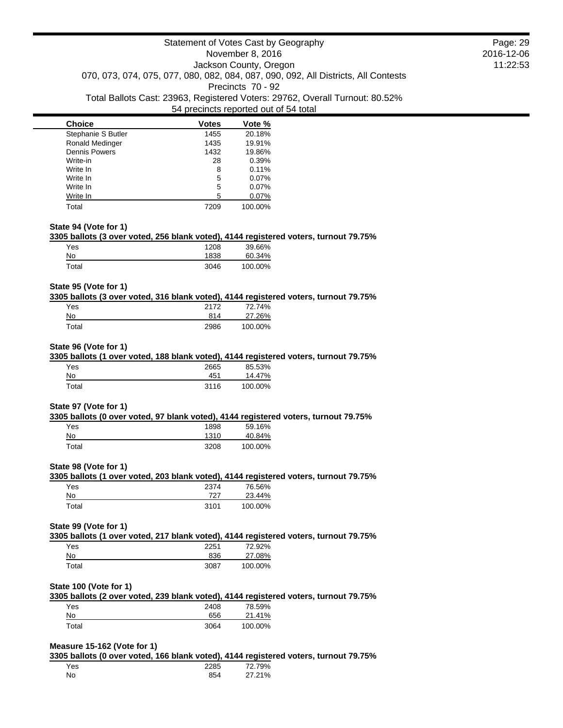Statement of Votes Cast by Geography
November 8, 2016
Jackson County, Oregon
070, 073, 074, 075, 077, 080, 082, 084, 087, 090, 092, All Districts, All Contests
Precincts 70 - 92
Total Ballots Cast: 23963, Registered Voters: 29762, Overall Turnout: 80.52%
54 precincts reported out of 54 total

| Choice | Votes | Vote % |
|---|---|---|
| Stephanie S Butler | 1455 | 20.18% |
| Ronald Medinger | 1435 | 19.91% |
| Dennis Powers | 1432 | 19.86% |
| Write-in | 28 | 0.39% |
| Write In | 8 | 0.11% |
| Write In | 5 | 0.07% |
| Write In | 5 | 0.07% |
| Write In | 5 | 0.07% |
| Total | 7209 | 100.00% |

**State 94 (Vote for 1)**

**3305 ballots (3 over voted, 256 blank voted), 4144 registered voters, turnout 79.75%**

| Choice | Votes | Vote % |
|---|---|---|
| Yes | 1208 | 39.66% |
| No | 1838 | 60.34% |
| Total | 3046 | 100.00% |

**State 95 (Vote for 1)**

**3305 ballots (3 over voted, 316 blank voted), 4144 registered voters, turnout 79.75%**

| Choice | Votes | Vote % |
|---|---|---|
| Yes | 2172 | 72.74% |
| No | 814 | 27.26% |
| Total | 2986 | 100.00% |

**State 96 (Vote for 1)**

**3305 ballots (1 over voted, 188 blank voted), 4144 registered voters, turnout 79.75%**

| Choice | Votes | Vote % |
|---|---|---|
| Yes | 2665 | 85.53% |
| No | 451 | 14.47% |
| Total | 3116 | 100.00% |

**State 97 (Vote for 1)**

**3305 ballots (0 over voted, 97 blank voted), 4144 registered voters, turnout 79.75%**

| Choice | Votes | Vote % |
|---|---|---|
| Yes | 1898 | 59.16% |
| No | 1310 | 40.84% |
| Total | 3208 | 100.00% |

**State 98 (Vote for 1)**

**3305 ballots (1 over voted, 203 blank voted), 4144 registered voters, turnout 79.75%**

| Choice | Votes | Vote % |
|---|---|---|
| Yes | 2374 | 76.56% |
| No | 727 | 23.44% |
| Total | 3101 | 100.00% |

**State 99 (Vote for 1)**

**3305 ballots (1 over voted, 217 blank voted), 4144 registered voters, turnout 79.75%**

| Choice | Votes | Vote % |
|---|---|---|
| Yes | 2251 | 72.92% |
| No | 836 | 27.08% |
| Total | 3087 | 100.00% |

**State 100 (Vote for 1)**

**3305 ballots (2 over voted, 239 blank voted), 4144 registered voters, turnout 79.75%**

| Choice | Votes | Vote % |
|---|---|---|
| Yes | 2408 | 78.59% |
| No | 656 | 21.41% |
| Total | 3064 | 100.00% |

**Measure 15-162 (Vote for 1)**

**3305 ballots (0 over voted, 166 blank voted), 4144 registered voters, turnout 79.75%**

| Choice | Votes | Vote % |
|---|---|---|
| Yes | 2285 | 72.79% |
| No | 854 | 27.21% |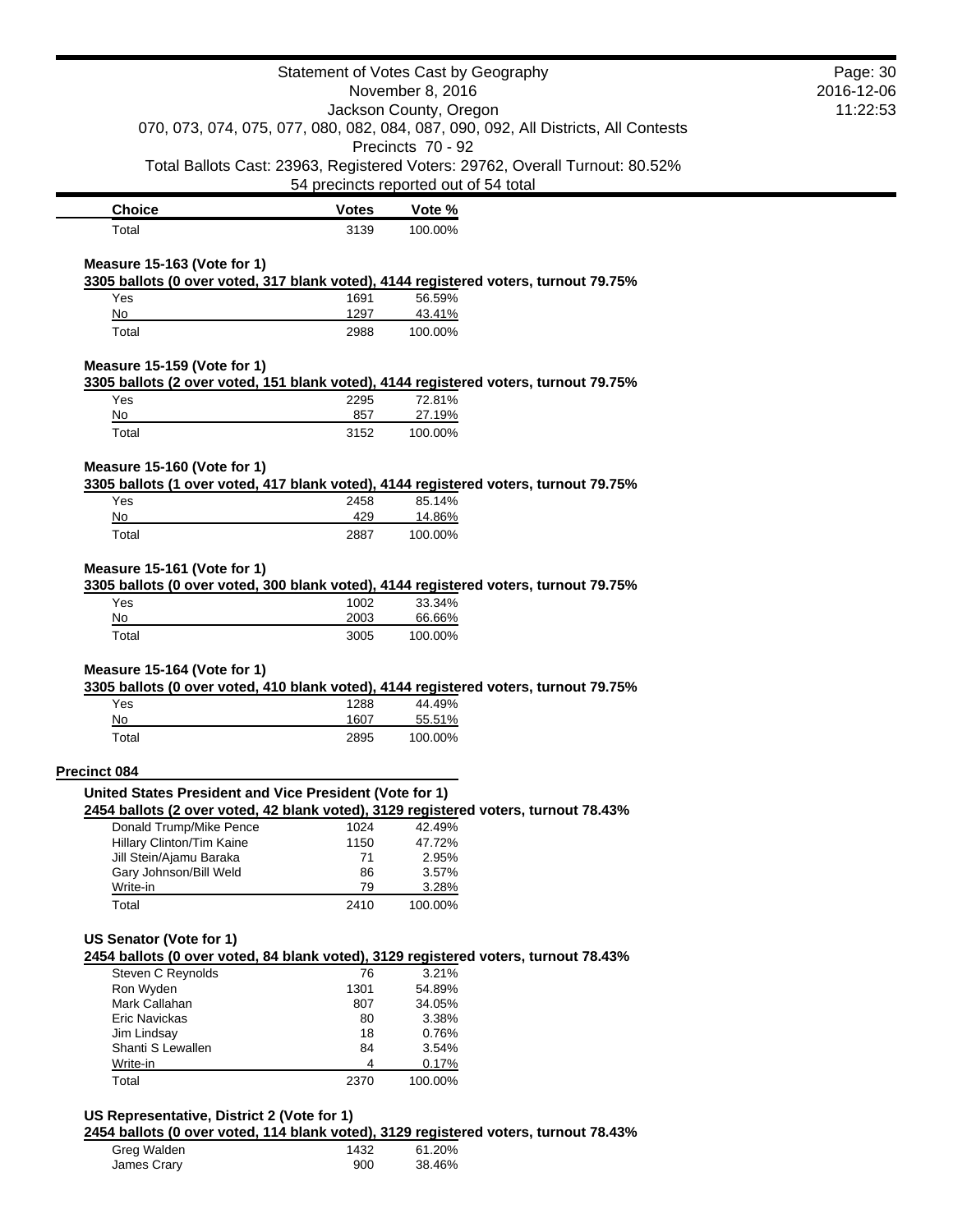| Choice | Votes | Vote % |
|---|---|---|
| Total | 3139 | 100.00% |

**Measure 15-163 (Vote for 1)**

**3305 ballots (0 over voted, 317 blank voted), 4144 registered voters, turnout 79.75%**

| Choice | Votes | Vote % |
|---|---|---|
| Yes | 1691 | 56.59% |
| No | 1297 | 43.41% |
| Total | 2988 | 100.00% |

**Measure 15-159 (Vote for 1)**

**3305 ballots (2 over voted, 151 blank voted), 4144 registered voters, turnout 79.75%**

| Choice | Votes | Vote % |
|---|---|---|
| Yes | 2295 | 72.81% |
| No | 857 | 27.19% |
| Total | 3152 | 100.00% |

**Measure 15-160 (Vote for 1)**

**3305 ballots (1 over voted, 417 blank voted), 4144 registered voters, turnout 79.75%**

| Choice | Votes | Vote % |
|---|---|---|
| Yes | 2458 | 85.14% |
| No | 429 | 14.86% |
| Total | 2887 | 100.00% |

**Measure 15-161 (Vote for 1)**

**3305 ballots (0 over voted, 300 blank voted), 4144 registered voters, turnout 79.75%**

| Choice | Votes | Vote % |
|---|---|---|
| Yes | 1002 | 33.34% |
| No | 2003 | 66.66% |
| Total | 3005 | 100.00% |

**Measure 15-164 (Vote for 1)**

**3305 ballots (0 over voted, 410 blank voted), 4144 registered voters, turnout 79.75%**

| Choice | Votes | Vote % |
|---|---|---|
| Yes | 1288 | 44.49% |
| No | 1607 | 55.51% |
| Total | 2895 | 100.00% |

## Precinct 084

**United States President and Vice President (Vote for 1)**

**2454 ballots (2 over voted, 42 blank voted), 3129 registered voters, turnout 78.43%**

| Choice | Votes | Vote % |
|---|---|---|
| Donald Trump/Mike Pence | 1024 | 42.49% |
| Hillary Clinton/Tim Kaine | 1150 | 47.72% |
| Jill Stein/Ajamu Baraka | 71 | 2.95% |
| Gary Johnson/Bill Weld | 86 | 3.57% |
| Write-in | 79 | 3.28% |
| Total | 2410 | 100.00% |

**US Senator (Vote for 1)**

**2454 ballots (0 over voted, 84 blank voted), 3129 registered voters, turnout 78.43%**

| Choice | Votes | Vote % |
|---|---|---|
| Steven C Reynolds | 76 | 3.21% |
| Ron Wyden | 1301 | 54.89% |
| Mark Callahan | 807 | 34.05% |
| Eric Navickas | 80 | 3.38% |
| Jim Lindsay | 18 | 0.76% |
| Shanti S Lewallen | 84 | 3.54% |
| Write-in | 4 | 0.17% |
| Total | 2370 | 100.00% |

**US Representative, District 2 (Vote for 1)**

**2454 ballots (0 over voted, 114 blank voted), 3129 registered voters, turnout 78.43%**

| Choice | Votes | Vote % |
|---|---|---|
| Greg Walden | 1432 | 61.20% |
| James Crary | 900 | 38.46% |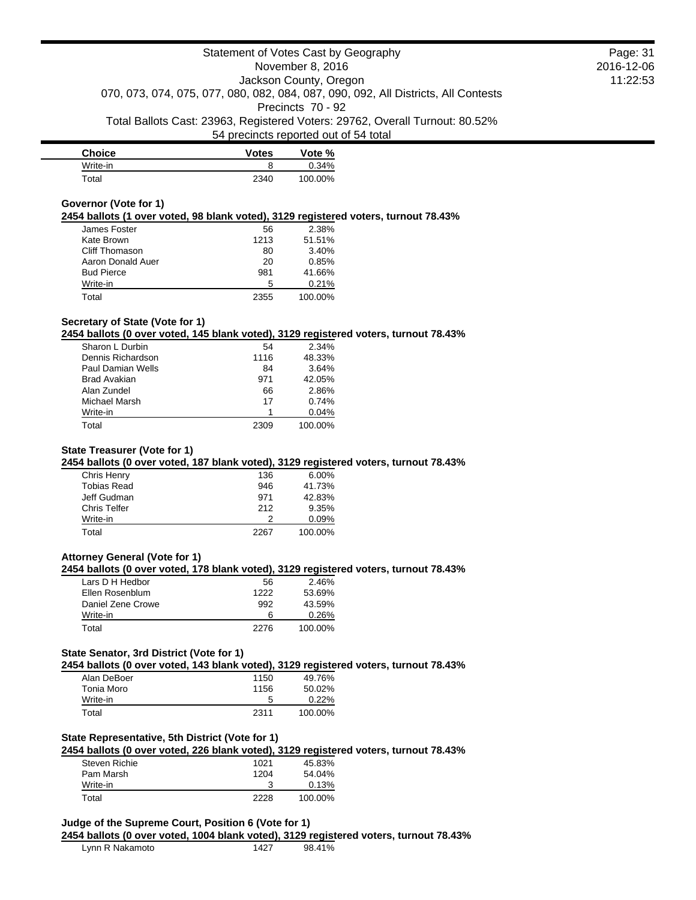Statement of Votes Cast by Geography
November 8, 2016
Jackson County, Oregon
070, 073, 074, 075, 077, 080, 082, 084, 087, 090, 092, All Districts, All Contests
Precincts 70 - 92
Total Ballots Cast: 23963, Registered Voters: 29762, Overall Turnout: 80.52%
54 precincts reported out of 54 total

| Choice | Votes | Vote % |
|---|---|---|
| Write-in | 8 | 0.34% |
| Total | 2340 | 100.00% |

**Governor (Vote for 1)**

**2454 ballots (1 over voted, 98 blank voted), 3129 registered voters, turnout 78.43%**

| Choice | Votes | Vote % |
|---|---|---|
| James Foster | 56 | 2.38% |
| Kate Brown | 1213 | 51.51% |
| Cliff Thomason | 80 | 3.40% |
| Aaron Donald Auer | 20 | 0.85% |
| Bud Pierce | 981 | 41.66% |
| Write-in | 5 | 0.21% |
| Total | 2355 | 100.00% |

**Secretary of State (Vote for 1)**

**2454 ballots (0 over voted, 145 blank voted), 3129 registered voters, turnout 78.43%**

| Choice | Votes | Vote % |
|---|---|---|
| Sharon L Durbin | 54 | 2.34% |
| Dennis Richardson | 1116 | 48.33% |
| Paul Damian Wells | 84 | 3.64% |
| Brad Avakian | 971 | 42.05% |
| Alan Zundel | 66 | 2.86% |
| Michael Marsh | 17 | 0.74% |
| Write-in | 1 | 0.04% |
| Total | 2309 | 100.00% |

**State Treasurer (Vote for 1)**

**2454 ballots (0 over voted, 187 blank voted), 3129 registered voters, turnout 78.43%**

| Choice | Votes | Vote % |
|---|---|---|
| Chris Henry | 136 | 6.00% |
| Tobias Read | 946 | 41.73% |
| Jeff Gudman | 971 | 42.83% |
| Chris Telfer | 212 | 9.35% |
| Write-in | 2 | 0.09% |
| Total | 2267 | 100.00% |

**Attorney General (Vote for 1)**

**2454 ballots (0 over voted, 178 blank voted), 3129 registered voters, turnout 78.43%**

| Choice | Votes | Vote % |
|---|---|---|
| Lars D H Hedbor | 56 | 2.46% |
| Ellen Rosenblum | 1222 | 53.69% |
| Daniel Zene Crowe | 992 | 43.59% |
| Write-in | 6 | 0.26% |
| Total | 2276 | 100.00% |

**State Senator, 3rd District (Vote for 1)**

**2454 ballots (0 over voted, 143 blank voted), 3129 registered voters, turnout 78.43%**

| Choice | Votes | Vote % |
|---|---|---|
| Alan DeBoer | 1150 | 49.76% |
| Tonia Moro | 1156 | 50.02% |
| Write-in | 5 | 0.22% |
| Total | 2311 | 100.00% |

**State Representative, 5th District (Vote for 1)**

**2454 ballots (0 over voted, 226 blank voted), 3129 registered voters, turnout 78.43%**

| Choice | Votes | Vote % |
|---|---|---|
| Steven Richie | 1021 | 45.83% |
| Pam Marsh | 1204 | 54.04% |
| Write-in | 3 | 0.13% |
| Total | 2228 | 100.00% |

**Judge of the Supreme Court, Position 6 (Vote for 1)**

**2454 ballots (0 over voted, 1004 blank voted), 3129 registered voters, turnout 78.43%**

| Choice | Votes | Vote % |
|---|---|---|
| Lynn R Nakamoto | 1427 | 98.41% |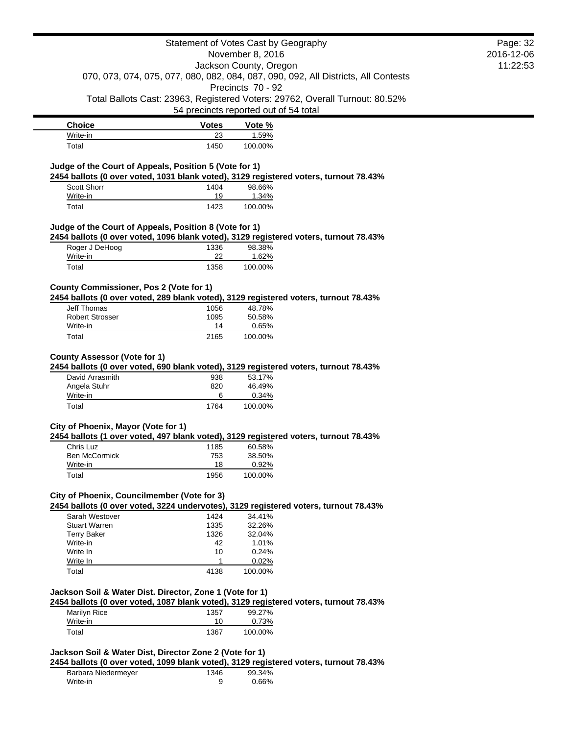| Choice | Votes | Vote % |
|---|---|---|
| Write-in | 23 | 1.59% |
| Total | 1450 | 100.00% |

### Judge of the Court of Appeals, Position 5 (Vote for 1)

**2454 ballots (0 over voted, 1031 blank voted), 3129 registered voters, turnout 78.43%**

| Choice | Votes | Vote % |
|---|---|---|
| Scott Shorr | 1404 | 98.66% |
| Write-in | 19 | 1.34% |
| Total | 1423 | 100.00% |

### Judge of the Court of Appeals, Position 8 (Vote for 1)

**2454 ballots (0 over voted, 1096 blank voted), 3129 registered voters, turnout 78.43%**

| Choice | Votes | Vote % |
|---|---|---|
| Roger J DeHoog | 1336 | 98.38% |
| Write-in | 22 | 1.62% |
| Total | 1358 | 100.00% |

### County Commissioner, Pos 2 (Vote for 1)

**2454 ballots (0 over voted, 289 blank voted), 3129 registered voters, turnout 78.43%**

| Choice | Votes | Vote % |
|---|---|---|
| Jeff Thomas | 1056 | 48.78% |
| Robert Strosser | 1095 | 50.58% |
| Write-in | 14 | 0.65% |
| Total | 2165 | 100.00% |

### County Assessor (Vote for 1)

**2454 ballots (0 over voted, 690 blank voted), 3129 registered voters, turnout 78.43%**

| Choice | Votes | Vote % |
|---|---|---|
| David Arrasmith | 938 | 53.17% |
| Angela Stuhr | 820 | 46.49% |
| Write-in | 6 | 0.34% |
| Total | 1764 | 100.00% |

### City of Phoenix, Mayor (Vote for 1)

**2454 ballots (1 over voted, 497 blank voted), 3129 registered voters, turnout 78.43%**

| Choice | Votes | Vote % |
|---|---|---|
| Chris Luz | 1185 | 60.58% |
| Ben McCormick | 753 | 38.50% |
| Write-in | 18 | 0.92% |
| Total | 1956 | 100.00% |

### City of Phoenix, Councilmember (Vote for 3)

**2454 ballots (0 over voted, 3224 undervotes), 3129 registered voters, turnout 78.43%**

| Choice | Votes | Vote % |
|---|---|---|
| Sarah Westover | 1424 | 34.41% |
| Stuart Warren | 1335 | 32.26% |
| Terry Baker | 1326 | 32.04% |
| Write-in | 42 | 1.01% |
| Write In | 10 | 0.24% |
| Write In | 1 | 0.02% |
| Total | 4138 | 100.00% |

### Jackson Soil & Water Dist. Director, Zone 1 (Vote for 1)

**2454 ballots (0 over voted, 1087 blank voted), 3129 registered voters, turnout 78.43%**

| Choice | Votes | Vote % |
|---|---|---|
| Marilyn Rice | 1357 | 99.27% |
| Write-in | 10 | 0.73% |
| Total | 1367 | 100.00% |

### Jackson Soil & Water Dist, Director Zone 2 (Vote for 1)

**2454 ballots (0 over voted, 1099 blank voted), 3129 registered voters, turnout 78.43%**

| Choice | Votes | Vote % |
|---|---|---|
| Barbara Niedermeyer | 1346 | 99.34% |
| Write-in | 9 | 0.66% |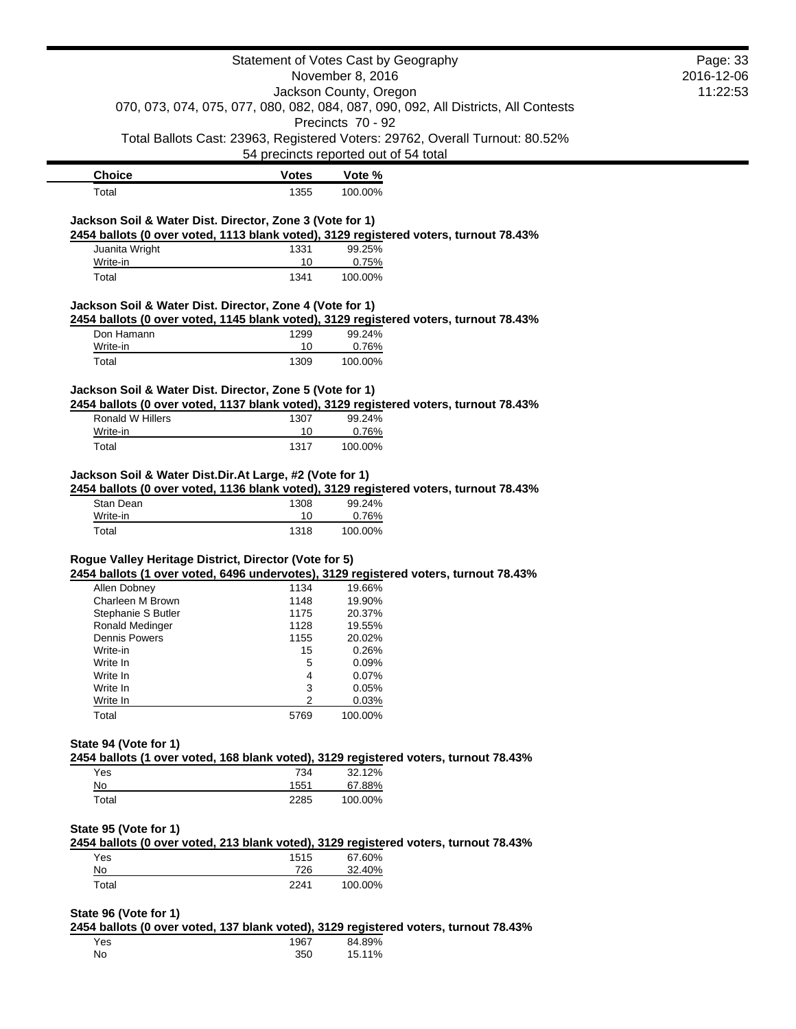Statement of Votes Cast by Geography
November 8, 2016
Jackson County, Oregon
070, 073, 074, 075, 077, 080, 082, 084, 087, 090, 092, All Districts, All Contests
Precincts 70 - 92
Total Ballots Cast: 23963, Registered Voters: 29762, Overall Turnout: 80.52%
54 precincts reported out of 54 total

| Choice | Votes | Vote % |
|---|---|---|
| Total | 1355 | 100.00% |

**Jackson Soil & Water Dist. Director, Zone 3 (Vote for 1)**

**2454 ballots (0 over voted, 1113 blank voted), 3129 registered voters, turnout 78.43%**

| Choice | Votes | Vote % |
|---|---|---|
| Juanita Wright | 1331 | 99.25% |
| Write-in | 10 | 0.75% |
| Total | 1341 | 100.00% |

**Jackson Soil & Water Dist. Director, Zone 4 (Vote for 1)**

**2454 ballots (0 over voted, 1145 blank voted), 3129 registered voters, turnout 78.43%**

| Choice | Votes | Vote % |
|---|---|---|
| Don Hamann | 1299 | 99.24% |
| Write-in | 10 | 0.76% |
| Total | 1309 | 100.00% |

**Jackson Soil & Water Dist. Director, Zone 5 (Vote for 1)**

**2454 ballots (0 over voted, 1137 blank voted), 3129 registered voters, turnout 78.43%**

| Choice | Votes | Vote % |
|---|---|---|
| Ronald W Hillers | 1307 | 99.24% |
| Write-in | 10 | 0.76% |
| Total | 1317 | 100.00% |

**Jackson Soil & Water Dist.Dir.At Large, #2 (Vote for 1)**

**2454 ballots (0 over voted, 1136 blank voted), 3129 registered voters, turnout 78.43%**

| Choice | Votes | Vote % |
|---|---|---|
| Stan Dean | 1308 | 99.24% |
| Write-in | 10 | 0.76% |
| Total | 1318 | 100.00% |

**Rogue Valley Heritage District, Director (Vote for 5)**

**2454 ballots (1 over voted, 6496 undervotes), 3129 registered voters, turnout 78.43%**

| Choice | Votes | Vote % |
|---|---|---|
| Allen Dobney | 1134 | 19.66% |
| Charleen M Brown | 1148 | 19.90% |
| Stephanie S Butler | 1175 | 20.37% |
| Ronald Medinger | 1128 | 19.55% |
| Dennis Powers | 1155 | 20.02% |
| Write-in | 15 | 0.26% |
| Write In | 5 | 0.09% |
| Write In | 4 | 0.07% |
| Write In | 3 | 0.05% |
| Write In | 2 | 0.03% |
| Total | 5769 | 100.00% |

**State 94 (Vote for 1)**

**2454 ballots (1 over voted, 168 blank voted), 3129 registered voters, turnout 78.43%**

| Choice | Votes | Vote % |
|---|---|---|
| Yes | 734 | 32.12% |
| No | 1551 | 67.88% |
| Total | 2285 | 100.00% |

**State 95 (Vote for 1)**

**2454 ballots (0 over voted, 213 blank voted), 3129 registered voters, turnout 78.43%**

| Choice | Votes | Vote % |
|---|---|---|
| Yes | 1515 | 67.60% |
| No | 726 | 32.40% |
| Total | 2241 | 100.00% |

**State 96 (Vote for 1)**

**2454 ballots (0 over voted, 137 blank voted), 3129 registered voters, turnout 78.43%**

| Choice | Votes | Vote % |
|---|---|---|
| Yes | 1967 | 84.89% |
| No | 350 | 15.11% |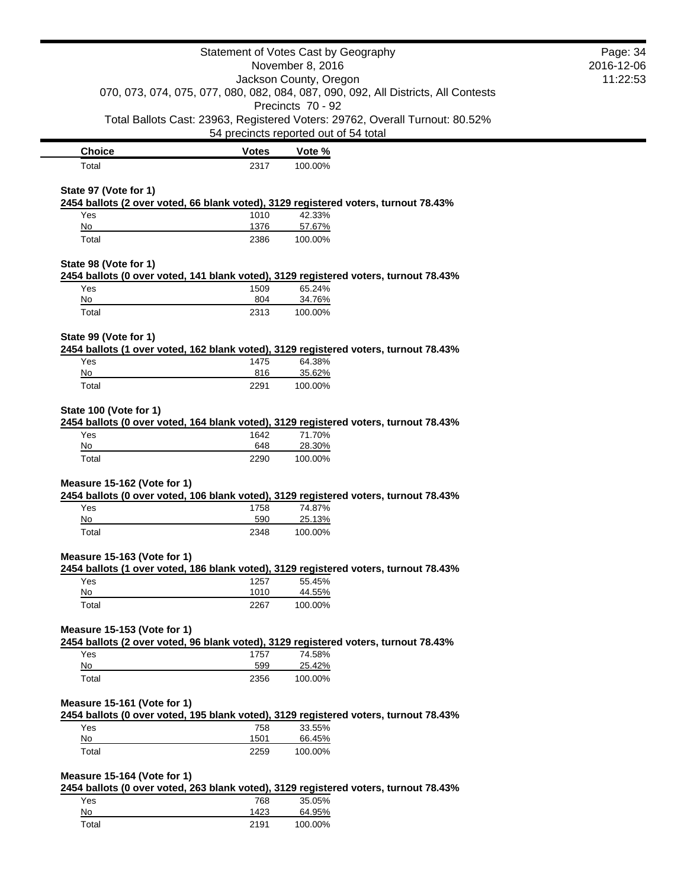Statement of Votes Cast by Geography
November 8, 2016
Jackson County, Oregon
070, 073, 074, 075, 077, 080, 082, 084, 087, 090, 092, All Districts, All Contests
Precincts 70 - 92
Total Ballots Cast: 23963, Registered Voters: 29762, Overall Turnout: 80.52%
54 precincts reported out of 54 total

| Choice | Votes | Vote % |
|---|---|---|
| Total | 2317 | 100.00% |

**State 97 (Vote for 1)**

**2454 ballots (2 over voted, 66 blank voted), 3129 registered voters, turnout 78.43%**

| Choice | Votes | Vote % |
|---|---|---|
| Yes | 1010 | 42.33% |
| No | 1376 | 57.67% |
| Total | 2386 | 100.00% |

**State 98 (Vote for 1)**

**2454 ballots (0 over voted, 141 blank voted), 3129 registered voters, turnout 78.43%**

| Choice | Votes | Vote % |
|---|---|---|
| Yes | 1509 | 65.24% |
| No | 804 | 34.76% |
| Total | 2313 | 100.00% |

**State 99 (Vote for 1)**

**2454 ballots (1 over voted, 162 blank voted), 3129 registered voters, turnout 78.43%**

| Choice | Votes | Vote % |
|---|---|---|
| Yes | 1475 | 64.38% |
| No | 816 | 35.62% |
| Total | 2291 | 100.00% |

**State 100 (Vote for 1)**

**2454 ballots (0 over voted, 164 blank voted), 3129 registered voters, turnout 78.43%**

| Choice | Votes | Vote % |
|---|---|---|
| Yes | 1642 | 71.70% |
| No | 648 | 28.30% |
| Total | 2290 | 100.00% |

**Measure 15-162 (Vote for 1)**

**2454 ballots (0 over voted, 106 blank voted), 3129 registered voters, turnout 78.43%**

| Choice | Votes | Vote % |
|---|---|---|
| Yes | 1758 | 74.87% |
| No | 590 | 25.13% |
| Total | 2348 | 100.00% |

**Measure 15-163 (Vote for 1)**

**2454 ballots (1 over voted, 186 blank voted), 3129 registered voters, turnout 78.43%**

| Choice | Votes | Vote % |
|---|---|---|
| Yes | 1257 | 55.45% |
| No | 1010 | 44.55% |
| Total | 2267 | 100.00% |

**Measure 15-153 (Vote for 1)**

**2454 ballots (2 over voted, 96 blank voted), 3129 registered voters, turnout 78.43%**

| Choice | Votes | Vote % |
|---|---|---|
| Yes | 1757 | 74.58% |
| No | 599 | 25.42% |
| Total | 2356 | 100.00% |

**Measure 15-161 (Vote for 1)**

**2454 ballots (0 over voted, 195 blank voted), 3129 registered voters, turnout 78.43%**

| Choice | Votes | Vote % |
|---|---|---|
| Yes | 758 | 33.55% |
| No | 1501 | 66.45% |
| Total | 2259 | 100.00% |

**Measure 15-164 (Vote for 1)**

**2454 ballots (0 over voted, 263 blank voted), 3129 registered voters, turnout 78.43%**

| Choice | Votes | Vote % |
|---|---|---|
| Yes | 768 | 35.05% |
| No | 1423 | 64.95% |
| Total | 2191 | 100.00% |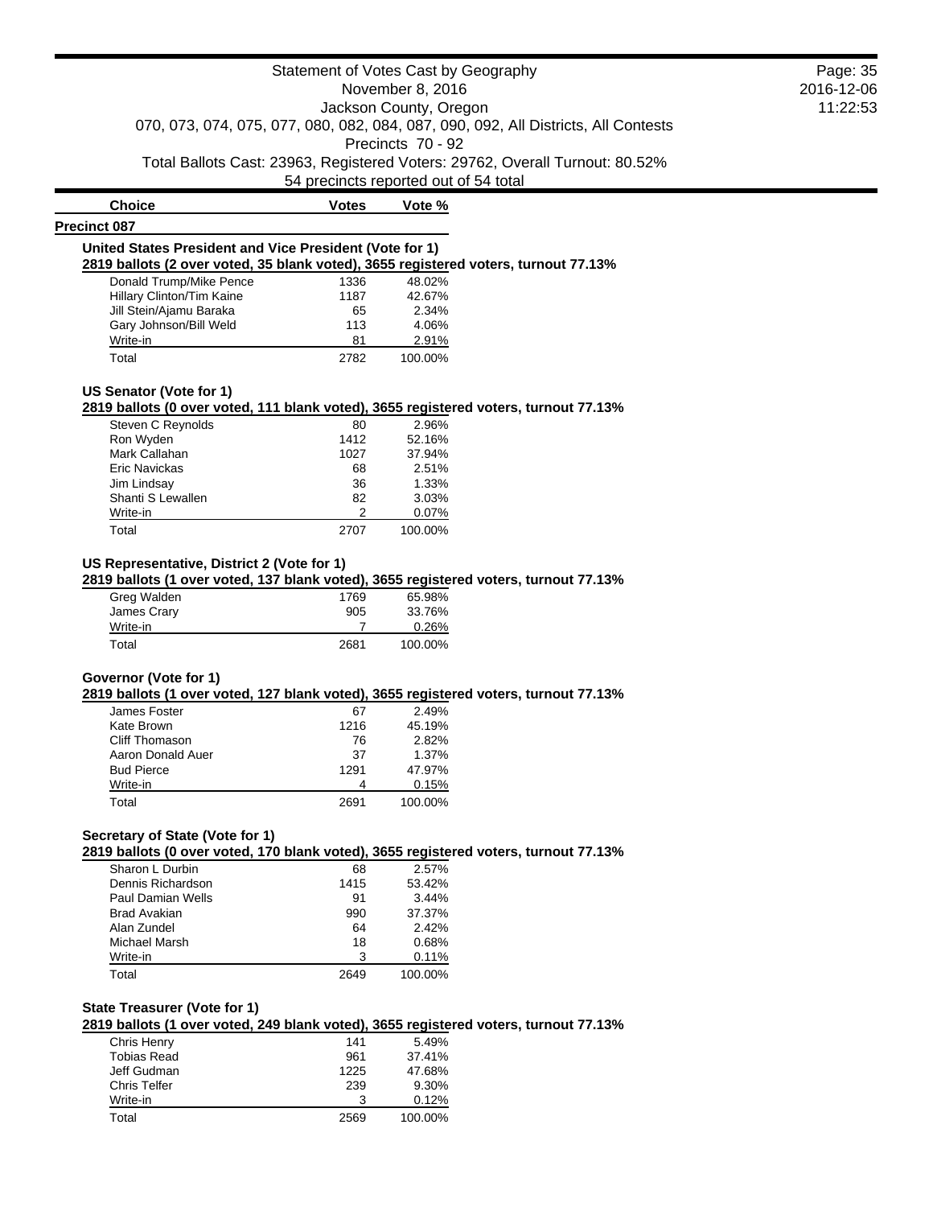# Statement of Votes Cast by Geography

November 8, 2016

Jackson County, Oregon

070, 073, 074, 075, 077, 080, 082, 084, 087, 090, 092, All Districts, All Contests

Precincts 70 - 92

Total Ballots Cast: 23963, Registered Voters: 29762, Overall Turnout: 80.52%

54 precincts reported out of 54 total

## Precinct 087

### United States President and Vice President (Vote for 1)

**2819 ballots (2 over voted, 35 blank voted), 3655 registered voters, turnout 77.13%**

| Choice | Votes | Vote % |
|---|---|---|
| Donald Trump/Mike Pence | 1336 | 48.02% |
| Hillary Clinton/Tim Kaine | 1187 | 42.67% |
| Jill Stein/Ajamu Baraka | 65 | 2.34% |
| Gary Johnson/Bill Weld | 113 | 4.06% |
| Write-in | 81 | 2.91% |
| Total | 2782 | 100.00% |

### US Senator (Vote for 1)

**2819 ballots (0 over voted, 111 blank voted), 3655 registered voters, turnout 77.13%**

| Choice | Votes | Vote % |
|---|---|---|
| Steven C Reynolds | 80 | 2.96% |
| Ron Wyden | 1412 | 52.16% |
| Mark Callahan | 1027 | 37.94% |
| Eric Navickas | 68 | 2.51% |
| Jim Lindsay | 36 | 1.33% |
| Shanti S Lewallen | 82 | 3.03% |
| Write-in | 2 | 0.07% |
| Total | 2707 | 100.00% |

### US Representative, District 2 (Vote for 1)

**2819 ballots (1 over voted, 137 blank voted), 3655 registered voters, turnout 77.13%**

| Choice | Votes | Vote % |
|---|---|---|
| Greg Walden | 1769 | 65.98% |
| James Crary | 905 | 33.76% |
| Write-in | 7 | 0.26% |
| Total | 2681 | 100.00% |

### Governor (Vote for 1)

**2819 ballots (1 over voted, 127 blank voted), 3655 registered voters, turnout 77.13%**

| Choice | Votes | Vote % |
|---|---|---|
| James Foster | 67 | 2.49% |
| Kate Brown | 1216 | 45.19% |
| Cliff Thomason | 76 | 2.82% |
| Aaron Donald Auer | 37 | 1.37% |
| Bud Pierce | 1291 | 47.97% |
| Write-in | 4 | 0.15% |
| Total | 2691 | 100.00% |

### Secretary of State (Vote for 1)

**2819 ballots (0 over voted, 170 blank voted), 3655 registered voters, turnout 77.13%**

| Choice | Votes | Vote % |
|---|---|---|
| Sharon L Durbin | 68 | 2.57% |
| Dennis Richardson | 1415 | 53.42% |
| Paul Damian Wells | 91 | 3.44% |
| Brad Avakian | 990 | 37.37% |
| Alan Zundel | 64 | 2.42% |
| Michael Marsh | 18 | 0.68% |
| Write-in | 3 | 0.11% |
| Total | 2649 | 100.00% |

### State Treasurer (Vote for 1)

**2819 ballots (1 over voted, 249 blank voted), 3655 registered voters, turnout 77.13%**

| Choice | Votes | Vote % |
|---|---|---|
| Chris Henry | 141 | 5.49% |
| Tobias Read | 961 | 37.41% |
| Jeff Gudman | 1225 | 47.68% |
| Chris Telfer | 239 | 9.30% |
| Write-in | 3 | 0.12% |
| Total | 2569 | 100.00% |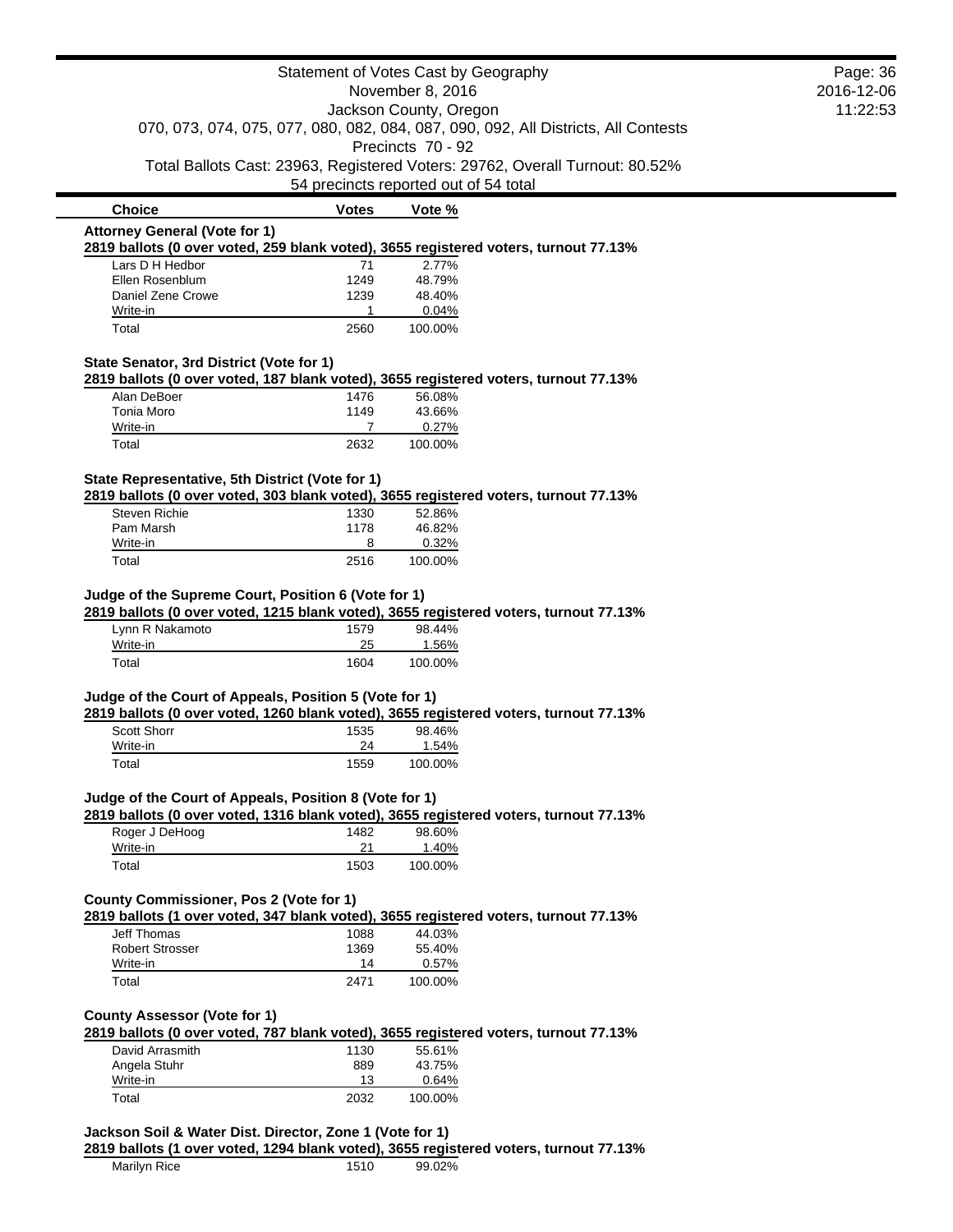# Statement of Votes Cast by Geography

November 8, 2016

Jackson County, Oregon

070, 073, 074, 075, 077, 080, 082, 084, 087, 090, 092, All Districts, All Contests

Precincts 70 - 92

Total Ballots Cast: 23963, Registered Voters: 29762, Overall Turnout: 80.52%

54 precincts reported out of 54 total

### Attorney General (Vote for 1)

**2819 ballots (0 over voted, 259 blank voted), 3655 registered voters, turnout 77.13%**

| Choice | Votes | Vote % |
|---|---|---|
| Lars D H Hedbor | 71 | 2.77% |
| Ellen Rosenblum | 1249 | 48.79% |
| Daniel Zene Crowe | 1239 | 48.40% |
| Write-in | 1 | 0.04% |
| Total | 2560 | 100.00% |

### State Senator, 3rd District (Vote for 1)

**2819 ballots (0 over voted, 187 blank voted), 3655 registered voters, turnout 77.13%**

| Choice | Votes | Vote % |
|---|---|---|
| Alan DeBoer | 1476 | 56.08% |
| Tonia Moro | 1149 | 43.66% |
| Write-in | 7 | 0.27% |
| Total | 2632 | 100.00% |

### State Representative, 5th District (Vote for 1)

**2819 ballots (0 over voted, 303 blank voted), 3655 registered voters, turnout 77.13%**

| Choice | Votes | Vote % |
|---|---|---|
| Steven Richie | 1330 | 52.86% |
| Pam Marsh | 1178 | 46.82% |
| Write-in | 8 | 0.32% |
| Total | 2516 | 100.00% |

### Judge of the Supreme Court, Position 6 (Vote for 1)

**2819 ballots (0 over voted, 1215 blank voted), 3655 registered voters, turnout 77.13%**

| Choice | Votes | Vote % |
|---|---|---|
| Lynn R Nakamoto | 1579 | 98.44% |
| Write-in | 25 | 1.56% |
| Total | 1604 | 100.00% |

### Judge of the Court of Appeals, Position 5 (Vote for 1)

**2819 ballots (0 over voted, 1260 blank voted), 3655 registered voters, turnout 77.13%**

| Choice | Votes | Vote % |
|---|---|---|
| Scott Shorr | 1535 | 98.46% |
| Write-in | 24 | 1.54% |
| Total | 1559 | 100.00% |

### Judge of the Court of Appeals, Position 8 (Vote for 1)

**2819 ballots (0 over voted, 1316 blank voted), 3655 registered voters, turnout 77.13%**

| Choice | Votes | Vote % |
|---|---|---|
| Roger J DeHoog | 1482 | 98.60% |
| Write-in | 21 | 1.40% |
| Total | 1503 | 100.00% |

### County Commissioner, Pos 2 (Vote for 1)

**2819 ballots (1 over voted, 347 blank voted), 3655 registered voters, turnout 77.13%**

| Choice | Votes | Vote % |
|---|---|---|
| Jeff Thomas | 1088 | 44.03% |
| Robert Strosser | 1369 | 55.40% |
| Write-in | 14 | 0.57% |
| Total | 2471 | 100.00% |

### County Assessor (Vote for 1)

**2819 ballots (0 over voted, 787 blank voted), 3655 registered voters, turnout 77.13%**

| Choice | Votes | Vote % |
|---|---|---|
| David Arrasmith | 1130 | 55.61% |
| Angela Stuhr | 889 | 43.75% |
| Write-in | 13 | 0.64% |
| Total | 2032 | 100.00% |

### Jackson Soil & Water Dist. Director, Zone 1 (Vote for 1)

**2819 ballots (1 over voted, 1294 blank voted), 3655 registered voters, turnout 77.13%**

| Choice | Votes | Vote % |
|---|---|---|
| Marilyn Rice | 1510 | 99.02% |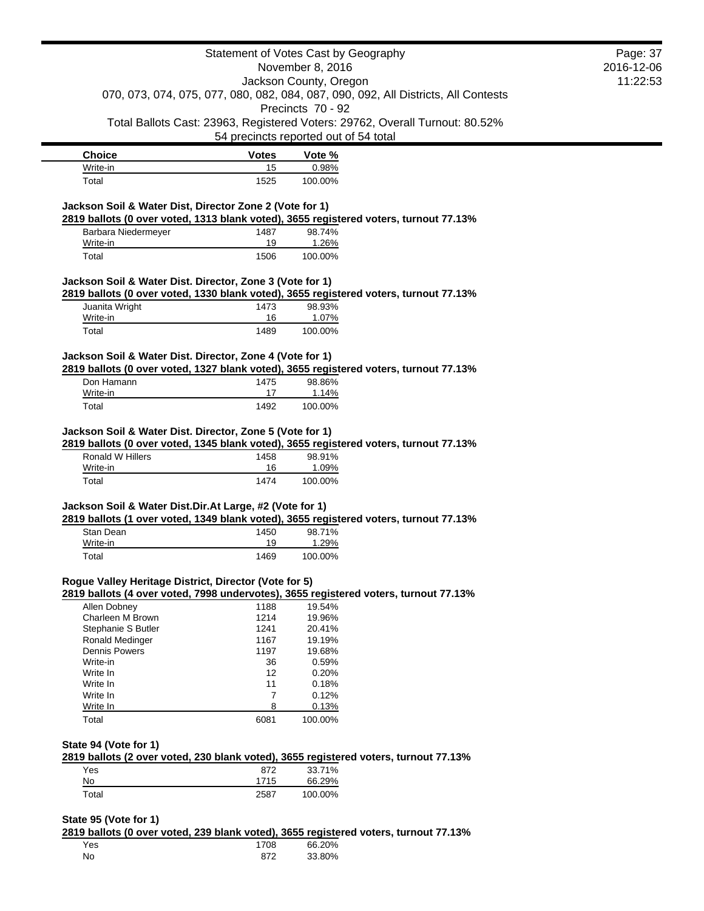Statement of Votes Cast by Geography
November 8, 2016
Jackson County, Oregon
070, 073, 074, 075, 077, 080, 082, 084, 087, 090, 092, All Districts, All Contests
Precincts 70 - 92
Total Ballots Cast: 23963, Registered Voters: 29762, Overall Turnout: 80.52%
54 precincts reported out of 54 total

| Choice | Votes | Vote % |
|---|---|---|
| Write-in | 15 | 0.98% |
| Total | 1525 | 100.00% |

**Jackson Soil & Water Dist, Director Zone 2 (Vote for 1)**

**2819 ballots (0 over voted, 1313 blank voted), 3655 registered voters, turnout 77.13%**

| Choice | Votes | Vote % |
|---|---|---|
| Barbara Niedermeyer | 1487 | 98.74% |
| Write-in | 19 | 1.26% |
| Total | 1506 | 100.00% |

**Jackson Soil & Water Dist. Director, Zone 3 (Vote for 1)**

**2819 ballots (0 over voted, 1330 blank voted), 3655 registered voters, turnout 77.13%**

| Choice | Votes | Vote % |
|---|---|---|
| Juanita Wright | 1473 | 98.93% |
| Write-in | 16 | 1.07% |
| Total | 1489 | 100.00% |

**Jackson Soil & Water Dist. Director, Zone 4 (Vote for 1)**

**2819 ballots (0 over voted, 1327 blank voted), 3655 registered voters, turnout 77.13%**

| Choice | Votes | Vote % |
|---|---|---|
| Don Hamann | 1475 | 98.86% |
| Write-in | 17 | 1.14% |
| Total | 1492 | 100.00% |

**Jackson Soil & Water Dist. Director, Zone 5 (Vote for 1)**

**2819 ballots (0 over voted, 1345 blank voted), 3655 registered voters, turnout 77.13%**

| Choice | Votes | Vote % |
|---|---|---|
| Ronald W Hillers | 1458 | 98.91% |
| Write-in | 16 | 1.09% |
| Total | 1474 | 100.00% |

**Jackson Soil & Water Dist.Dir.At Large, #2 (Vote for 1)**

**2819 ballots (1 over voted, 1349 blank voted), 3655 registered voters, turnout 77.13%**

| Choice | Votes | Vote % |
|---|---|---|
| Stan Dean | 1450 | 98.71% |
| Write-in | 19 | 1.29% |
| Total | 1469 | 100.00% |

**Rogue Valley Heritage District, Director (Vote for 5)**

**2819 ballots (4 over voted, 7998 undervotes), 3655 registered voters, turnout 77.13%**

| Choice | Votes | Vote % |
|---|---|---|
| Allen Dobney | 1188 | 19.54% |
| Charleen M Brown | 1214 | 19.96% |
| Stephanie S Butler | 1241 | 20.41% |
| Ronald Medinger | 1167 | 19.19% |
| Dennis Powers | 1197 | 19.68% |
| Write-in | 36 | 0.59% |
| Write In | 12 | 0.20% |
| Write In | 11 | 0.18% |
| Write In | 7 | 0.12% |
| Write In | 8 | 0.13% |
| Total | 6081 | 100.00% |

**State 94 (Vote for 1)**

**2819 ballots (2 over voted, 230 blank voted), 3655 registered voters, turnout 77.13%**

| Choice | Votes | Vote % |
|---|---|---|
| Yes | 872 | 33.71% |
| No | 1715 | 66.29% |
| Total | 2587 | 100.00% |

**State 95 (Vote for 1)**

**2819 ballots (0 over voted, 239 blank voted), 3655 registered voters, turnout 77.13%**

| Choice | Votes | Vote % |
|---|---|---|
| Yes | 1708 | 66.20% |
| No | 872 | 33.80% |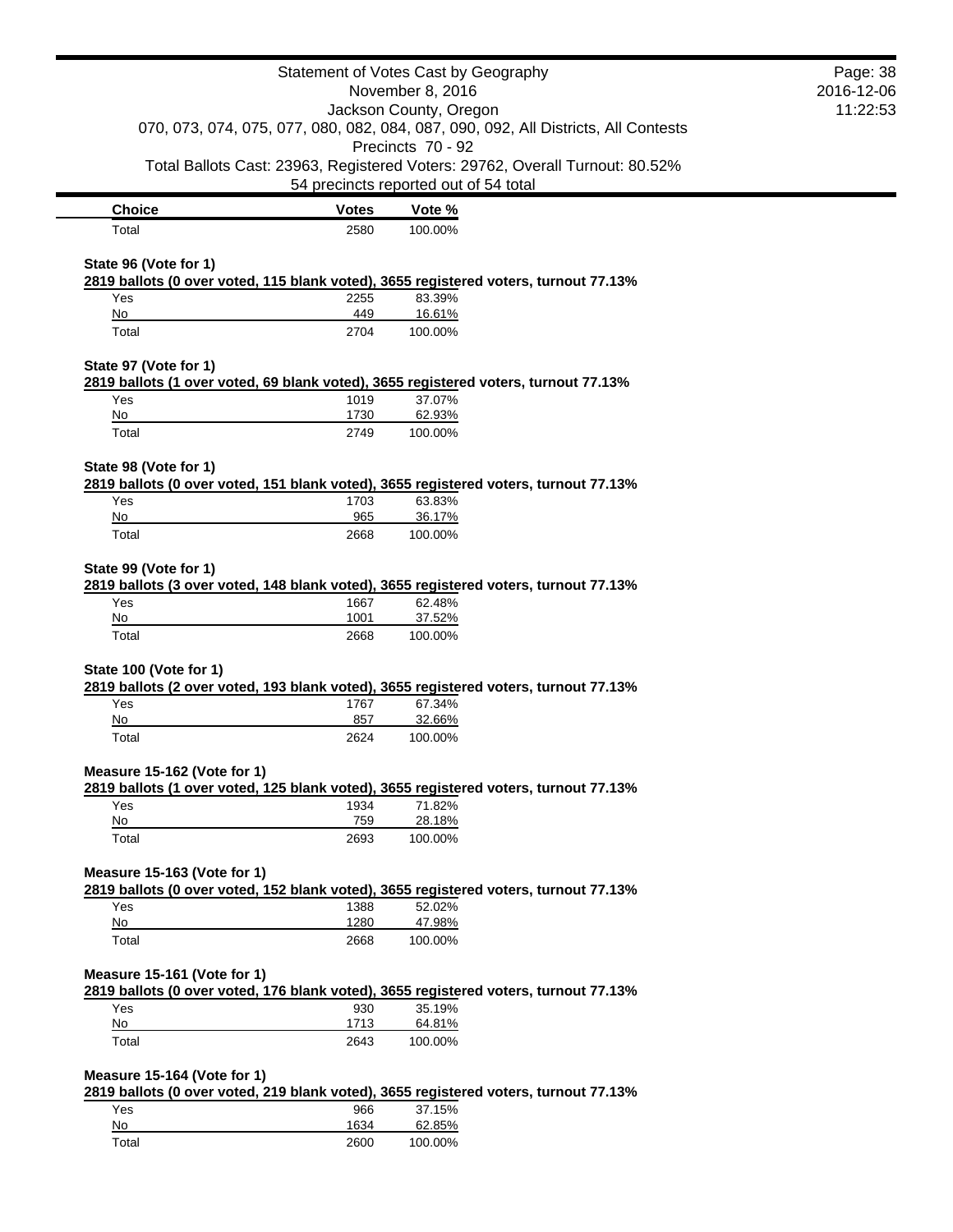| Choice | Votes | Vote % |
| --- | --- | --- |
| Total | 2580 | 100.00% |

**State 96 (Vote for 1)**

**2819 ballots (0 over voted, 115 blank voted), 3655 registered voters, turnout 77.13%**

| Choice | Votes | Vote % |
| --- | --- | --- |
| Yes | 2255 | 83.39% |
| No | 449 | 16.61% |
| Total | 2704 | 100.00% |

**State 97 (Vote for 1)**

**2819 ballots (1 over voted, 69 blank voted), 3655 registered voters, turnout 77.13%**

| Choice | Votes | Vote % |
| --- | --- | --- |
| Yes | 1019 | 37.07% |
| No | 1730 | 62.93% |
| Total | 2749 | 100.00% |

**State 98 (Vote for 1)**

**2819 ballots (0 over voted, 151 blank voted), 3655 registered voters, turnout 77.13%**

| Choice | Votes | Vote % |
| --- | --- | --- |
| Yes | 1703 | 63.83% |
| No | 965 | 36.17% |
| Total | 2668 | 100.00% |

**State 99 (Vote for 1)**

**2819 ballots (3 over voted, 148 blank voted), 3655 registered voters, turnout 77.13%**

| Choice | Votes | Vote % |
| --- | --- | --- |
| Yes | 1667 | 62.48% |
| No | 1001 | 37.52% |
| Total | 2668 | 100.00% |

**State 100 (Vote for 1)**

**2819 ballots (2 over voted, 193 blank voted), 3655 registered voters, turnout 77.13%**

| Choice | Votes | Vote % |
| --- | --- | --- |
| Yes | 1767 | 67.34% |
| No | 857 | 32.66% |
| Total | 2624 | 100.00% |

**Measure 15-162 (Vote for 1)**

**2819 ballots (1 over voted, 125 blank voted), 3655 registered voters, turnout 77.13%**

| Choice | Votes | Vote % |
| --- | --- | --- |
| Yes | 1934 | 71.82% |
| No | 759 | 28.18% |
| Total | 2693 | 100.00% |

**Measure 15-163 (Vote for 1)**

**2819 ballots (0 over voted, 152 blank voted), 3655 registered voters, turnout 77.13%**

| Choice | Votes | Vote % |
| --- | --- | --- |
| Yes | 1388 | 52.02% |
| No | 1280 | 47.98% |
| Total | 2668 | 100.00% |

**Measure 15-161 (Vote for 1)**

**2819 ballots (0 over voted, 176 blank voted), 3655 registered voters, turnout 77.13%**

| Choice | Votes | Vote % |
| --- | --- | --- |
| Yes | 930 | 35.19% |
| No | 1713 | 64.81% |
| Total | 2643 | 100.00% |

**Measure 15-164 (Vote for 1)**

**2819 ballots (0 over voted, 219 blank voted), 3655 registered voters, turnout 77.13%**

| Choice | Votes | Vote % |
| --- | --- | --- |
| Yes | 966 | 37.15% |
| No | 1634 | 62.85% |
| Total | 2600 | 100.00% |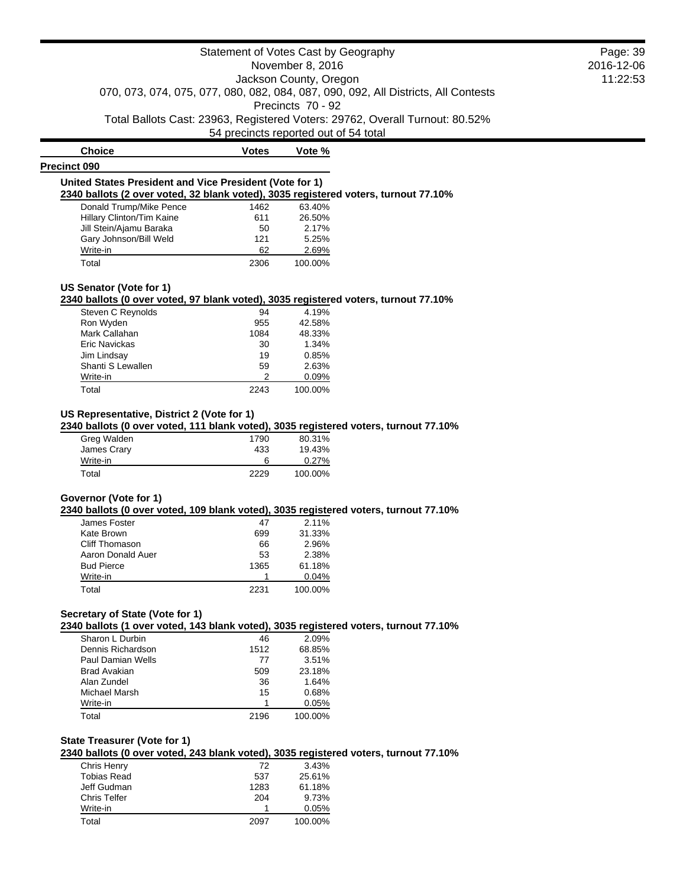# Statement of Votes Cast by Geography

November 8, 2016

Jackson County, Oregon

070, 073, 074, 075, 077, 080, 082, 084, 087, 090, 092, All Districts, All Contests

Precincts 70 - 92

Total Ballots Cast: 23963, Registered Voters: 29762, Overall Turnout: 80.52%

54 precincts reported out of 54 total

## Precinct 090

### United States President and Vice President (Vote for 1)

**2340 ballots (2 over voted, 32 blank voted), 3035 registered voters, turnout 77.10%**

| Choice | Votes | Vote % |
|---|---|---|
| Donald Trump/Mike Pence | 1462 | 63.40% |
| Hillary Clinton/Tim Kaine | 611 | 26.50% |
| Jill Stein/Ajamu Baraka | 50 | 2.17% |
| Gary Johnson/Bill Weld | 121 | 5.25% |
| Write-in | 62 | 2.69% |
| Total | 2306 | 100.00% |

### US Senator (Vote for 1)

**2340 ballots (0 over voted, 97 blank voted), 3035 registered voters, turnout 77.10%**

| Choice | Votes | Vote % |
|---|---|---|
| Steven C Reynolds | 94 | 4.19% |
| Ron Wyden | 955 | 42.58% |
| Mark Callahan | 1084 | 48.33% |
| Eric Navickas | 30 | 1.34% |
| Jim Lindsay | 19 | 0.85% |
| Shanti S Lewallen | 59 | 2.63% |
| Write-in | 2 | 0.09% |
| Total | 2243 | 100.00% |

### US Representative, District 2 (Vote for 1)

**2340 ballots (0 over voted, 111 blank voted), 3035 registered voters, turnout 77.10%**

| Choice | Votes | Vote % |
|---|---|---|
| Greg Walden | 1790 | 80.31% |
| James Crary | 433 | 19.43% |
| Write-in | 6 | 0.27% |
| Total | 2229 | 100.00% |

### Governor (Vote for 1)

**2340 ballots (0 over voted, 109 blank voted), 3035 registered voters, turnout 77.10%**

| Choice | Votes | Vote % |
|---|---|---|
| James Foster | 47 | 2.11% |
| Kate Brown | 699 | 31.33% |
| Cliff Thomason | 66 | 2.96% |
| Aaron Donald Auer | 53 | 2.38% |
| Bud Pierce | 1365 | 61.18% |
| Write-in | 1 | 0.04% |
| Total | 2231 | 100.00% |

### Secretary of State (Vote for 1)

**2340 ballots (1 over voted, 143 blank voted), 3035 registered voters, turnout 77.10%**

| Choice | Votes | Vote % |
|---|---|---|
| Sharon L Durbin | 46 | 2.09% |
| Dennis Richardson | 1512 | 68.85% |
| Paul Damian Wells | 77 | 3.51% |
| Brad Avakian | 509 | 23.18% |
| Alan Zundel | 36 | 1.64% |
| Michael Marsh | 15 | 0.68% |
| Write-in | 1 | 0.05% |
| Total | 2196 | 100.00% |

### State Treasurer (Vote for 1)

**2340 ballots (0 over voted, 243 blank voted), 3035 registered voters, turnout 77.10%**

| Choice | Votes | Vote % |
|---|---|---|
| Chris Henry | 72 | 3.43% |
| Tobias Read | 537 | 25.61% |
| Jeff Gudman | 1283 | 61.18% |
| Chris Telfer | 204 | 9.73% |
| Write-in | 1 | 0.05% |
| Total | 2097 | 100.00% |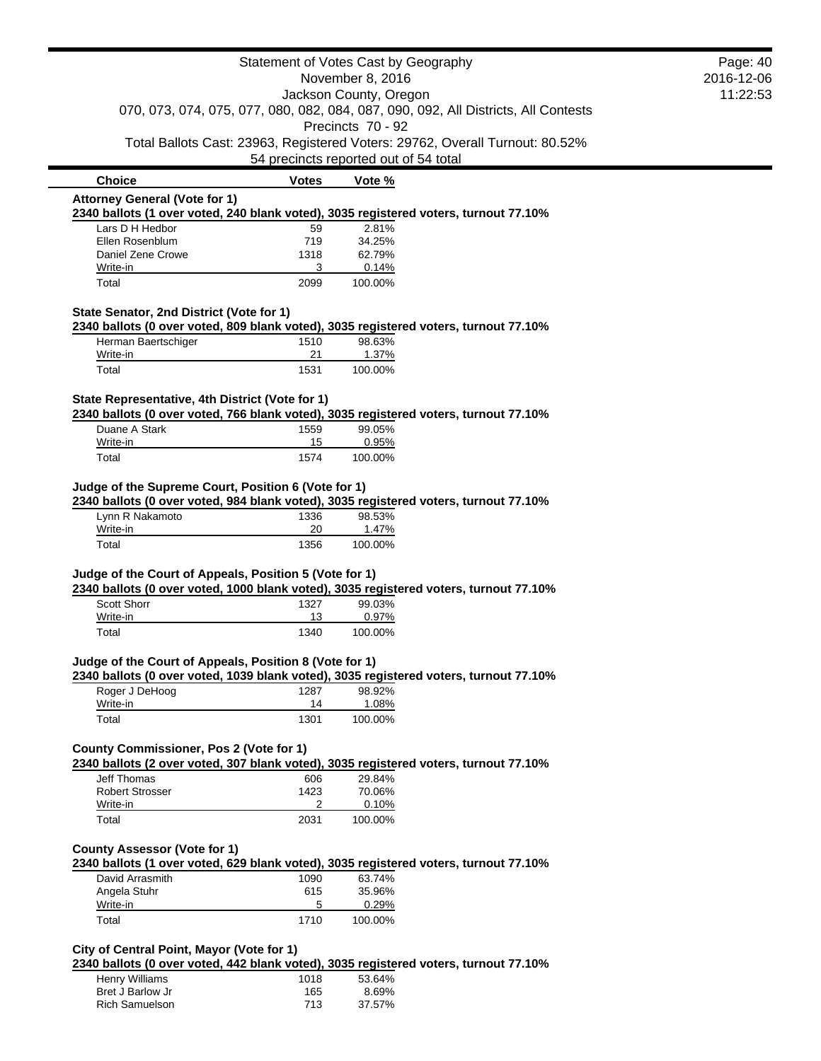Statement of Votes Cast by Geography
November 8, 2016
Jackson County, Oregon
070, 073, 074, 075, 077, 080, 082, 084, 087, 090, 092, All Districts, All Contests
Precincts 70 - 92
Total Ballots Cast: 23963, Registered Voters: 29762, Overall Turnout: 80.52%
54 precincts reported out of 54 total

| Choice | Votes | Vote % |
|---|---|---|

### Attorney General (Vote for 1)

**2340 ballots (1 over voted, 240 blank voted), 3035 registered voters, turnout 77.10%**

| Choice | Votes | Vote % |
|---|---|---|
| Lars D H Hedbor | 59 | 2.81% |
| Ellen Rosenblum | 719 | 34.25% |
| Daniel Zene Crowe | 1318 | 62.79% |
| Write-in | 3 | 0.14% |
| Total | 2099 | 100.00% |

### State Senator, 2nd District (Vote for 1)

**2340 ballots (0 over voted, 809 blank voted), 3035 registered voters, turnout 77.10%**

| Choice | Votes | Vote % |
|---|---|---|
| Herman Baertschiger | 1510 | 98.63% |
| Write-in | 21 | 1.37% |
| Total | 1531 | 100.00% |

### State Representative, 4th District (Vote for 1)

**2340 ballots (0 over voted, 766 blank voted), 3035 registered voters, turnout 77.10%**

| Choice | Votes | Vote % |
|---|---|---|
| Duane A Stark | 1559 | 99.05% |
| Write-in | 15 | 0.95% |
| Total | 1574 | 100.00% |

### Judge of the Supreme Court, Position 6 (Vote for 1)

**2340 ballots (0 over voted, 984 blank voted), 3035 registered voters, turnout 77.10%**

| Choice | Votes | Vote % |
|---|---|---|
| Lynn R Nakamoto | 1336 | 98.53% |
| Write-in | 20 | 1.47% |
| Total | 1356 | 100.00% |

### Judge of the Court of Appeals, Position 5 (Vote for 1)

**2340 ballots (0 over voted, 1000 blank voted), 3035 registered voters, turnout 77.10%**

| Choice | Votes | Vote % |
|---|---|---|
| Scott Shorr | 1327 | 99.03% |
| Write-in | 13 | 0.97% |
| Total | 1340 | 100.00% |

### Judge of the Court of Appeals, Position 8 (Vote for 1)

**2340 ballots (0 over voted, 1039 blank voted), 3035 registered voters, turnout 77.10%**

| Choice | Votes | Vote % |
|---|---|---|
| Roger J DeHoog | 1287 | 98.92% |
| Write-in | 14 | 1.08% |
| Total | 1301 | 100.00% |

### County Commissioner, Pos 2 (Vote for 1)

**2340 ballots (2 over voted, 307 blank voted), 3035 registered voters, turnout 77.10%**

| Choice | Votes | Vote % |
|---|---|---|
| Jeff Thomas | 606 | 29.84% |
| Robert Strosser | 1423 | 70.06% |
| Write-in | 2 | 0.10% |
| Total | 2031 | 100.00% |

### County Assessor (Vote for 1)

**2340 ballots (1 over voted, 629 blank voted), 3035 registered voters, turnout 77.10%**

| Choice | Votes | Vote % |
|---|---|---|
| David Arrasmith | 1090 | 63.74% |
| Angela Stuhr | 615 | 35.96% |
| Write-in | 5 | 0.29% |
| Total | 1710 | 100.00% |

### City of Central Point, Mayor (Vote for 1)

**2340 ballots (0 over voted, 442 blank voted), 3035 registered voters, turnout 77.10%**

| Choice | Votes | Vote % |
|---|---|---|
| Henry Williams | 1018 | 53.64% |
| Bret J Barlow Jr | 165 | 8.69% |
| Rich Samuelson | 713 | 37.57% |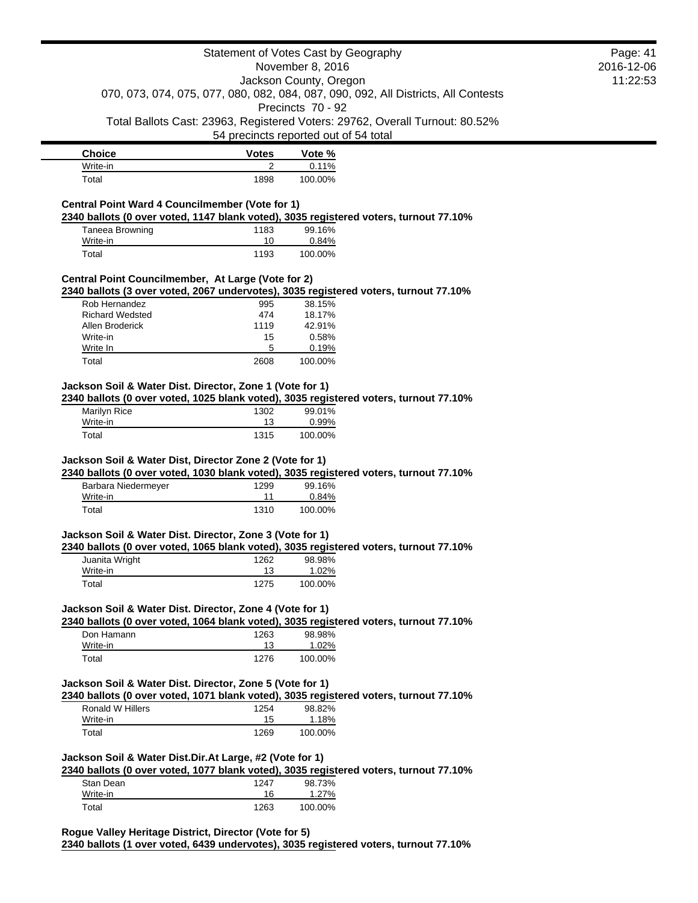| Choice | Votes | Vote % |
|---|---|---|
| Write-in | 2 | 0.11% |
| Total | 1898 | 100.00% |

**Central Point Ward 4 Councilmember (Vote for 1)**

**2340 ballots (0 over voted, 1147 blank voted), 3035 registered voters, turnout 77.10%**

| Choice | Votes | Vote % |
|---|---|---|
| Taneea Browning | 1183 | 99.16% |
| Write-in | 10 | 0.84% |
| Total | 1193 | 100.00% |

**Central Point Councilmember, At Large (Vote for 2)**

**2340 ballots (3 over voted, 2067 undervotes), 3035 registered voters, turnout 77.10%**

| Choice | Votes | Vote % |
|---|---|---|
| Rob Hernandez | 995 | 38.15% |
| Richard Wedsted | 474 | 18.17% |
| Allen Broderick | 1119 | 42.91% |
| Write-in | 15 | 0.58% |
| Write In | 5 | 0.19% |
| Total | 2608 | 100.00% |

**Jackson Soil & Water Dist. Director, Zone 1 (Vote for 1)**

**2340 ballots (0 over voted, 1025 blank voted), 3035 registered voters, turnout 77.10%**

| Choice | Votes | Vote % |
|---|---|---|
| Marilyn Rice | 1302 | 99.01% |
| Write-in | 13 | 0.99% |
| Total | 1315 | 100.00% |

**Jackson Soil & Water Dist, Director Zone 2 (Vote for 1)**

**2340 ballots (0 over voted, 1030 blank voted), 3035 registered voters, turnout 77.10%**

| Choice | Votes | Vote % |
|---|---|---|
| Barbara Niedermeyer | 1299 | 99.16% |
| Write-in | 11 | 0.84% |
| Total | 1310 | 100.00% |

**Jackson Soil & Water Dist. Director, Zone 3 (Vote for 1)**

**2340 ballots (0 over voted, 1065 blank voted), 3035 registered voters, turnout 77.10%**

| Choice | Votes | Vote % |
|---|---|---|
| Juanita Wright | 1262 | 98.98% |
| Write-in | 13 | 1.02% |
| Total | 1275 | 100.00% |

**Jackson Soil & Water Dist. Director, Zone 4 (Vote for 1)**

**2340 ballots (0 over voted, 1064 blank voted), 3035 registered voters, turnout 77.10%**

| Choice | Votes | Vote % |
|---|---|---|
| Don Hamann | 1263 | 98.98% |
| Write-in | 13 | 1.02% |
| Total | 1276 | 100.00% |

**Jackson Soil & Water Dist. Director, Zone 5 (Vote for 1)**

**2340 ballots (0 over voted, 1071 blank voted), 3035 registered voters, turnout 77.10%**

| Choice | Votes | Vote % |
|---|---|---|
| Ronald W Hillers | 1254 | 98.82% |
| Write-in | 15 | 1.18% |
| Total | 1269 | 100.00% |

**Jackson Soil & Water Dist.Dir.At Large, #2 (Vote for 1)**

**2340 ballots (0 over voted, 1077 blank voted), 3035 registered voters, turnout 77.10%**

| Choice | Votes | Vote % |
|---|---|---|
| Stan Dean | 1247 | 98.73% |
| Write-in | 16 | 1.27% |
| Total | 1263 | 100.00% |

**Rogue Valley Heritage District, Director (Vote for 5)**

**2340 ballots (1 over voted, 6439 undervotes), 3035 registered voters, turnout 77.10%**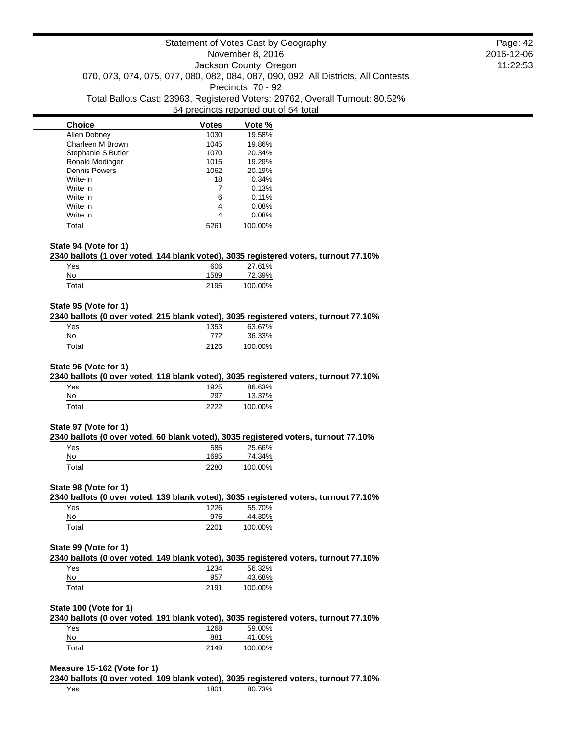Statement of Votes Cast by Geography
November 8, 2016
Jackson County, Oregon
070, 073, 074, 075, 077, 080, 082, 084, 087, 090, 092, All Districts, All Contests
Precincts 70 - 92
Total Ballots Cast: 23963, Registered Voters: 29762, Overall Turnout: 80.52%
54 precincts reported out of 54 total

| Choice | Votes | Vote % |
|---|---|---|
| Allen Dobney | 1030 | 19.58% |
| Charleen M Brown | 1045 | 19.86% |
| Stephanie S Butler | 1070 | 20.34% |
| Ronald Medinger | 1015 | 19.29% |
| Dennis Powers | 1062 | 20.19% |
| Write-in | 18 | 0.34% |
| Write In | 7 | 0.13% |
| Write In | 6 | 0.11% |
| Write In | 4 | 0.08% |
| Write In | 4 | 0.08% |
| Total | 5261 | 100.00% |

**State 94 (Vote for 1)**

**2340 ballots (1 over voted, 144 blank voted), 3035 registered voters, turnout 77.10%**

| Choice | Votes | Vote % |
|---|---|---|
| Yes | 606 | 27.61% |
| No | 1589 | 72.39% |
| Total | 2195 | 100.00% |

**State 95 (Vote for 1)**

**2340 ballots (0 over voted, 215 blank voted), 3035 registered voters, turnout 77.10%**

| Choice | Votes | Vote % |
|---|---|---|
| Yes | 1353 | 63.67% |
| No | 772 | 36.33% |
| Total | 2125 | 100.00% |

**State 96 (Vote for 1)**

**2340 ballots (0 over voted, 118 blank voted), 3035 registered voters, turnout 77.10%**

| Choice | Votes | Vote % |
|---|---|---|
| Yes | 1925 | 86.63% |
| No | 297 | 13.37% |
| Total | 2222 | 100.00% |

**State 97 (Vote for 1)**

**2340 ballots (0 over voted, 60 blank voted), 3035 registered voters, turnout 77.10%**

| Choice | Votes | Vote % |
|---|---|---|
| Yes | 585 | 25.66% |
| No | 1695 | 74.34% |
| Total | 2280 | 100.00% |

**State 98 (Vote for 1)**

**2340 ballots (0 over voted, 139 blank voted), 3035 registered voters, turnout 77.10%**

| Choice | Votes | Vote % |
|---|---|---|
| Yes | 1226 | 55.70% |
| No | 975 | 44.30% |
| Total | 2201 | 100.00% |

**State 99 (Vote for 1)**

**2340 ballots (0 over voted, 149 blank voted), 3035 registered voters, turnout 77.10%**

| Choice | Votes | Vote % |
|---|---|---|
| Yes | 1234 | 56.32% |
| No | 957 | 43.68% |
| Total | 2191 | 100.00% |

**State 100 (Vote for 1)**

**2340 ballots (0 over voted, 191 blank voted), 3035 registered voters, turnout 77.10%**

| Choice | Votes | Vote % |
|---|---|---|
| Yes | 1268 | 59.00% |
| No | 881 | 41.00% |
| Total | 2149 | 100.00% |

**Measure 15-162 (Vote for 1)**

**2340 ballots (0 over voted, 109 blank voted), 3035 registered voters, turnout 77.10%**

| Choice | Votes | Vote % |
|---|---|---|
| Yes | 1801 | 80.73% |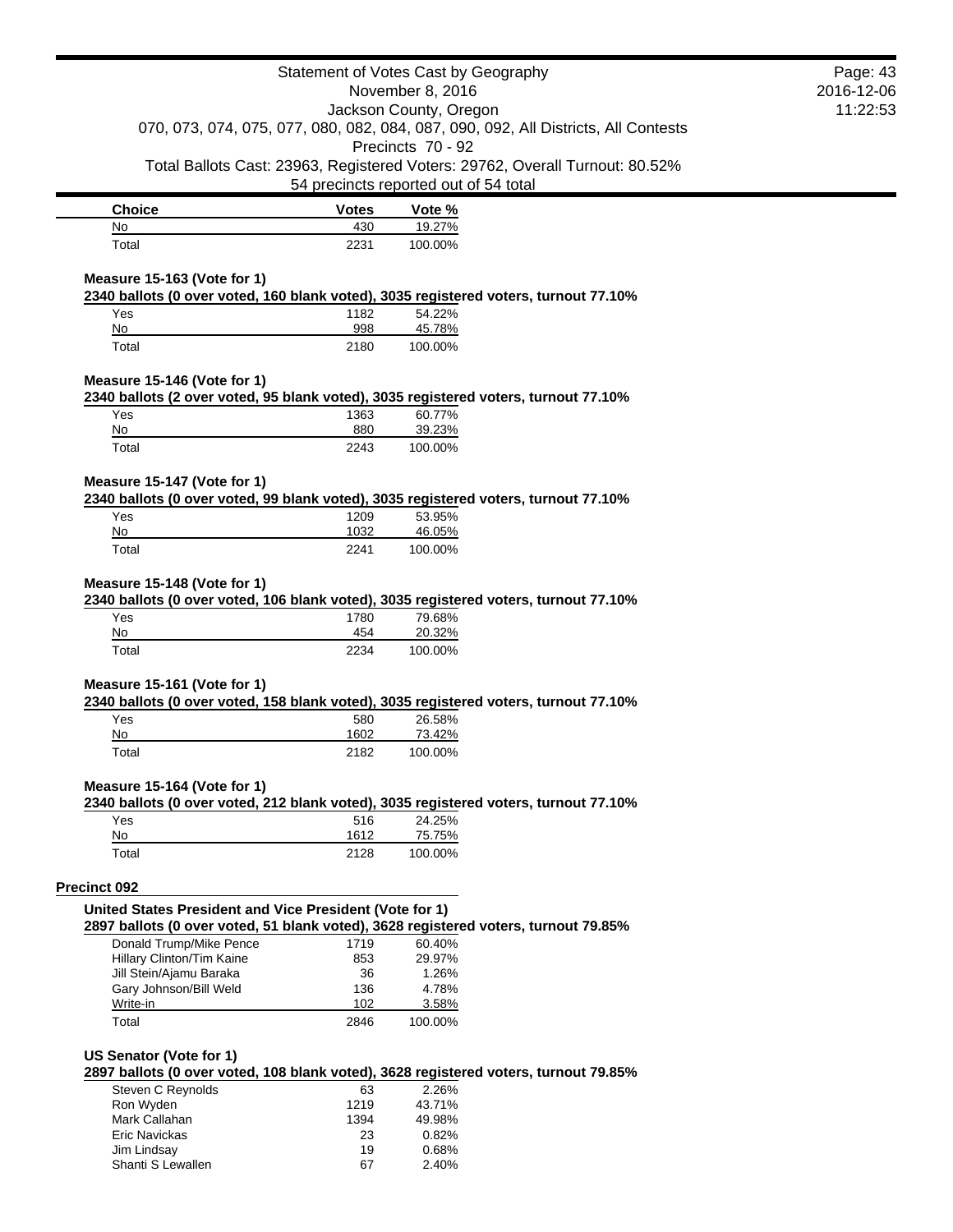| Choice | Votes | Vote % |
|---|---|---|
| No | 430 | 19.27% |
| Total | 2231 | 100.00% |

**Measure 15-163 (Vote for 1)**

**2340 ballots (0 over voted, 160 blank voted), 3035 registered voters, turnout 77.10%**

| Choice | Votes | Vote % |
|---|---|---|
| Yes | 1182 | 54.22% |
| No | 998 | 45.78% |
| Total | 2180 | 100.00% |

**Measure 15-146 (Vote for 1)**

**2340 ballots (2 over voted, 95 blank voted), 3035 registered voters, turnout 77.10%**

| Choice | Votes | Vote % |
|---|---|---|
| Yes | 1363 | 60.77% |
| No | 880 | 39.23% |
| Total | 2243 | 100.00% |

**Measure 15-147 (Vote for 1)**

**2340 ballots (0 over voted, 99 blank voted), 3035 registered voters, turnout 77.10%**

| Choice | Votes | Vote % |
|---|---|---|
| Yes | 1209 | 53.95% |
| No | 1032 | 46.05% |
| Total | 2241 | 100.00% |

**Measure 15-148 (Vote for 1)**

**2340 ballots (0 over voted, 106 blank voted), 3035 registered voters, turnout 77.10%**

| Choice | Votes | Vote % |
|---|---|---|
| Yes | 1780 | 79.68% |
| No | 454 | 20.32% |
| Total | 2234 | 100.00% |

**Measure 15-161 (Vote for 1)**

**2340 ballots (0 over voted, 158 blank voted), 3035 registered voters, turnout 77.10%**

| Choice | Votes | Vote % |
|---|---|---|
| Yes | 580 | 26.58% |
| No | 1602 | 73.42% |
| Total | 2182 | 100.00% |

**Measure 15-164 (Vote for 1)**

**2340 ballots (0 over voted, 212 blank voted), 3035 registered voters, turnout 77.10%**

| Choice | Votes | Vote % |
|---|---|---|
| Yes | 516 | 24.25% |
| No | 1612 | 75.75% |
| Total | 2128 | 100.00% |

## Precinct 092

**United States President and Vice President (Vote for 1)**

**2897 ballots (0 over voted, 51 blank voted), 3628 registered voters, turnout 79.85%**

| Choice | Votes | Vote % |
|---|---|---|
| Donald Trump/Mike Pence | 1719 | 60.40% |
| Hillary Clinton/Tim Kaine | 853 | 29.97% |
| Jill Stein/Ajamu Baraka | 36 | 1.26% |
| Gary Johnson/Bill Weld | 136 | 4.78% |
| Write-in | 102 | 3.58% |
| Total | 2846 | 100.00% |

**US Senator (Vote for 1)**

**2897 ballots (0 over voted, 108 blank voted), 3628 registered voters, turnout 79.85%**

| Choice | Votes | Vote % |
|---|---|---|
| Steven C Reynolds | 63 | 2.26% |
| Ron Wyden | 1219 | 43.71% |
| Mark Callahan | 1394 | 49.98% |
| Eric Navickas | 23 | 0.82% |
| Jim Lindsay | 19 | 0.68% |
| Shanti S Lewallen | 67 | 2.40% |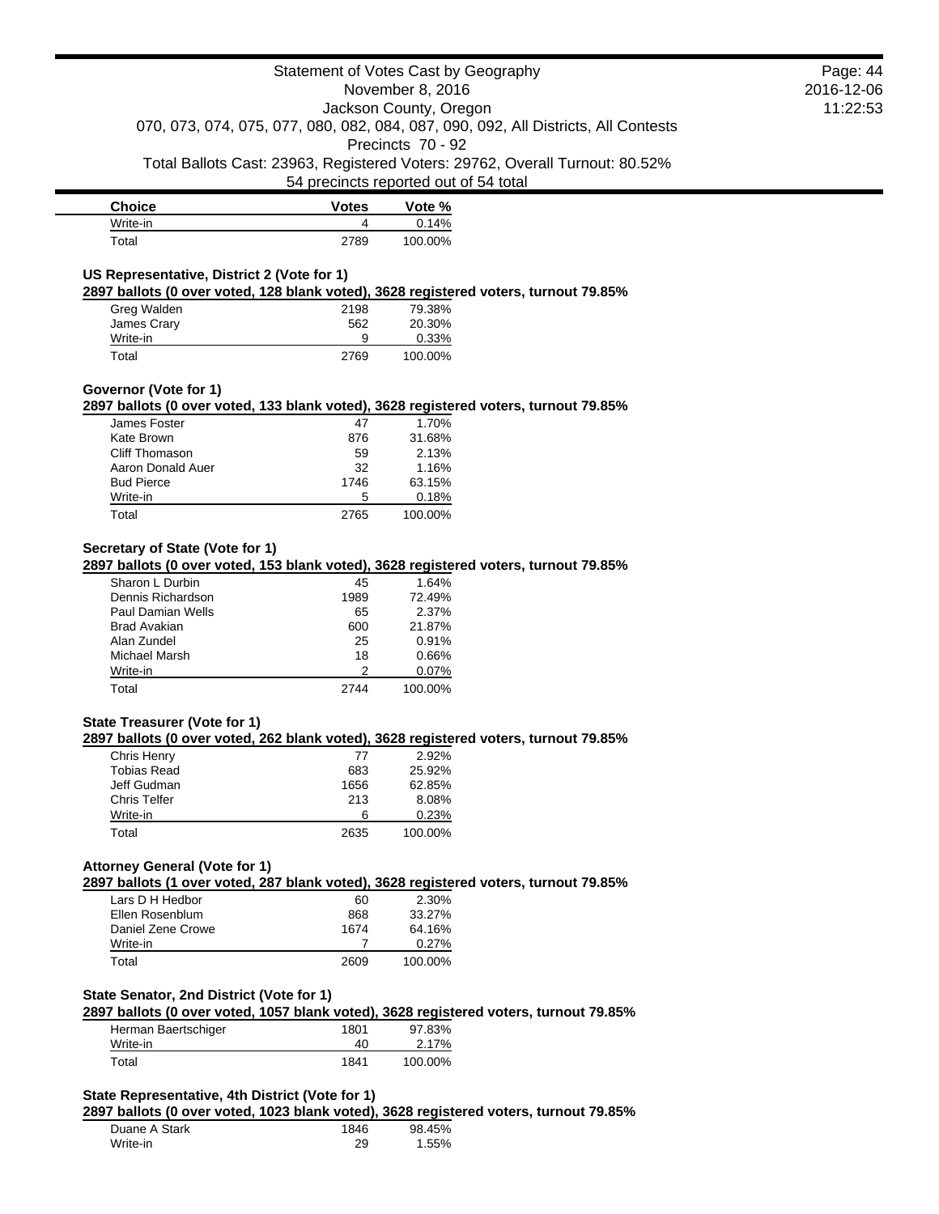| Choice | Votes | Vote % |
|---|---|---|
| Write-in | 4 | 0.14% |
| Total | 2789 | 100.00% |

### US Representative, District 2 (Vote for 1)

**2897 ballots (0 over voted, 128 blank voted), 3628 registered voters, turnout 79.85%**

| Choice | Votes | Vote % |
|---|---|---|
| Greg Walden | 2198 | 79.38% |
| James Crary | 562 | 20.30% |
| Write-in | 9 | 0.33% |
| Total | 2769 | 100.00% |

### Governor (Vote for 1)

**2897 ballots (0 over voted, 133 blank voted), 3628 registered voters, turnout 79.85%**

| Choice | Votes | Vote % |
|---|---|---|
| James Foster | 47 | 1.70% |
| Kate Brown | 876 | 31.68% |
| Cliff Thomason | 59 | 2.13% |
| Aaron Donald Auer | 32 | 1.16% |
| Bud Pierce | 1746 | 63.15% |
| Write-in | 5 | 0.18% |
| Total | 2765 | 100.00% |

### Secretary of State (Vote for 1)

**2897 ballots (0 over voted, 153 blank voted), 3628 registered voters, turnout 79.85%**

| Choice | Votes | Vote % |
|---|---|---|
| Sharon L Durbin | 45 | 1.64% |
| Dennis Richardson | 1989 | 72.49% |
| Paul Damian Wells | 65 | 2.37% |
| Brad Avakian | 600 | 21.87% |
| Alan Zundel | 25 | 0.91% |
| Michael Marsh | 18 | 0.66% |
| Write-in | 2 | 0.07% |
| Total | 2744 | 100.00% |

### State Treasurer (Vote for 1)

**2897 ballots (0 over voted, 262 blank voted), 3628 registered voters, turnout 79.85%**

| Choice | Votes | Vote % |
|---|---|---|
| Chris Henry | 77 | 2.92% |
| Tobias Read | 683 | 25.92% |
| Jeff Gudman | 1656 | 62.85% |
| Chris Telfer | 213 | 8.08% |
| Write-in | 6 | 0.23% |
| Total | 2635 | 100.00% |

### Attorney General (Vote for 1)

**2897 ballots (1 over voted, 287 blank voted), 3628 registered voters, turnout 79.85%**

| Choice | Votes | Vote % |
|---|---|---|
| Lars D H Hedbor | 60 | 2.30% |
| Ellen Rosenblum | 868 | 33.27% |
| Daniel Zene Crowe | 1674 | 64.16% |
| Write-in | 7 | 0.27% |
| Total | 2609 | 100.00% |

### State Senator, 2nd District (Vote for 1)

**2897 ballots (0 over voted, 1057 blank voted), 3628 registered voters, turnout 79.85%**

| Choice | Votes | Vote % |
|---|---|---|
| Herman Baertschiger | 1801 | 97.83% |
| Write-in | 40 | 2.17% |
| Total | 1841 | 100.00% |

### State Representative, 4th District (Vote for 1)

**2897 ballots (0 over voted, 1023 blank voted), 3628 registered voters, turnout 79.85%**

| Choice | Votes | Vote % |
|---|---|---|
| Duane A Stark | 1846 | 98.45% |
| Write-in | 29 | 1.55% |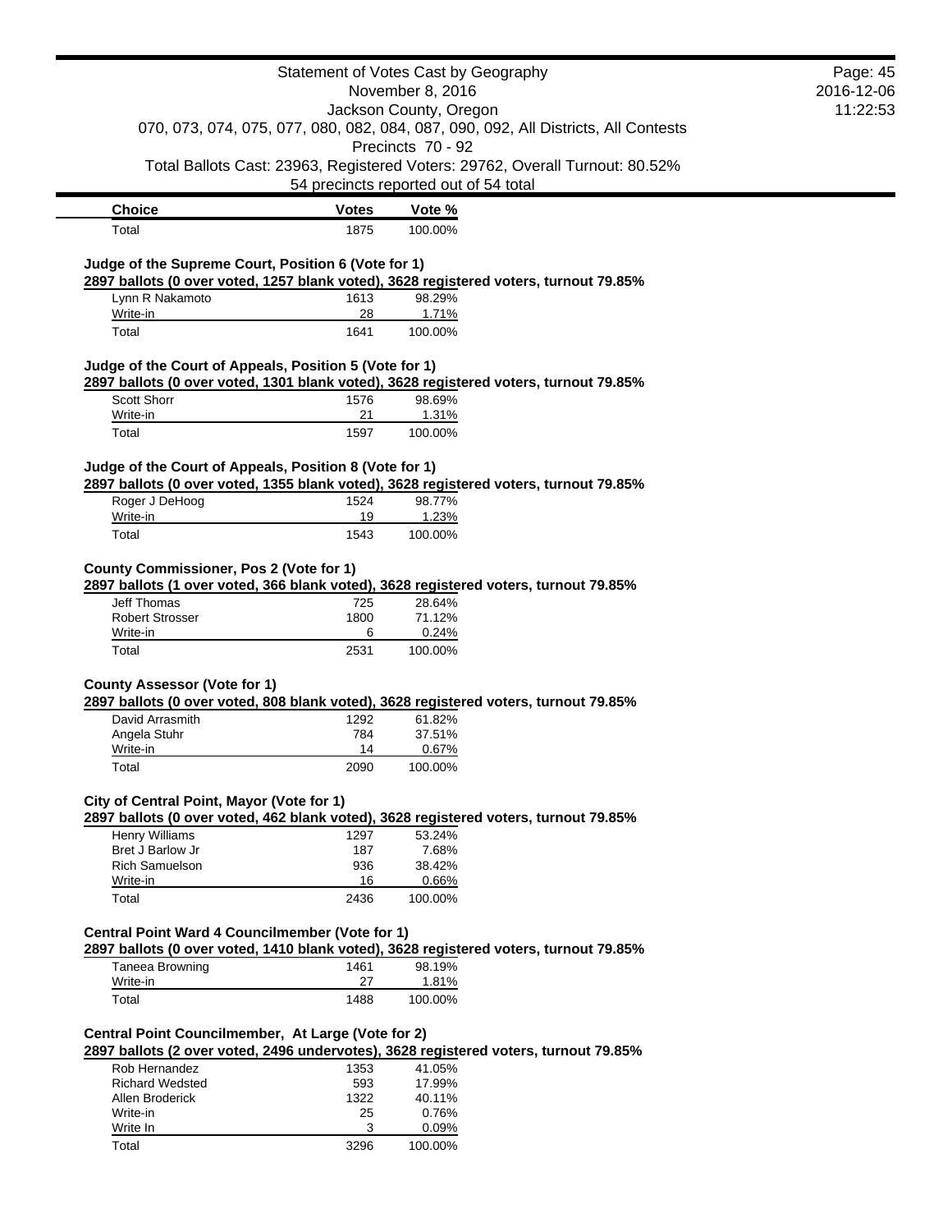Statement of Votes Cast by Geography
November 8, 2016
Jackson County, Oregon
070, 073, 074, 075, 077, 080, 082, 084, 087, 090, 092, All Districts, All Contests
Precincts 70 - 92
Total Ballots Cast: 23963, Registered Voters: 29762, Overall Turnout: 80.52%
54 precincts reported out of 54 total

| Choice | Votes | Vote % |
|---|---|---|
| Total | 1875 | 100.00% |

### Judge of the Supreme Court, Position 6 (Vote for 1)

**2897 ballots (0 over voted, 1257 blank voted), 3628 registered voters, turnout 79.85%**

| Choice | Votes | Vote % |
|---|---|---|
| Lynn R Nakamoto | 1613 | 98.29% |
| Write-in | 28 | 1.71% |
| Total | 1641 | 100.00% |

### Judge of the Court of Appeals, Position 5 (Vote for 1)

**2897 ballots (0 over voted, 1301 blank voted), 3628 registered voters, turnout 79.85%**

| Choice | Votes | Vote % |
|---|---|---|
| Scott Shorr | 1576 | 98.69% |
| Write-in | 21 | 1.31% |
| Total | 1597 | 100.00% |

### Judge of the Court of Appeals, Position 8 (Vote for 1)

**2897 ballots (0 over voted, 1355 blank voted), 3628 registered voters, turnout 79.85%**

| Choice | Votes | Vote % |
|---|---|---|
| Roger J DeHoog | 1524 | 98.77% |
| Write-in | 19 | 1.23% |
| Total | 1543 | 100.00% |

### County Commissioner, Pos 2 (Vote for 1)

**2897 ballots (1 over voted, 366 blank voted), 3628 registered voters, turnout 79.85%**

| Choice | Votes | Vote % |
|---|---|---|
| Jeff Thomas | 725 | 28.64% |
| Robert Strosser | 1800 | 71.12% |
| Write-in | 6 | 0.24% |
| Total | 2531 | 100.00% |

### County Assessor (Vote for 1)

**2897 ballots (0 over voted, 808 blank voted), 3628 registered voters, turnout 79.85%**

| Choice | Votes | Vote % |
|---|---|---|
| David Arrasmith | 1292 | 61.82% |
| Angela Stuhr | 784 | 37.51% |
| Write-in | 14 | 0.67% |
| Total | 2090 | 100.00% |

### City of Central Point, Mayor (Vote for 1)

**2897 ballots (0 over voted, 462 blank voted), 3628 registered voters, turnout 79.85%**

| Choice | Votes | Vote % |
|---|---|---|
| Henry Williams | 1297 | 53.24% |
| Bret J Barlow Jr | 187 | 7.68% |
| Rich Samuelson | 936 | 38.42% |
| Write-in | 16 | 0.66% |
| Total | 2436 | 100.00% |

### Central Point Ward 4 Councilmember (Vote for 1)

**2897 ballots (0 over voted, 1410 blank voted), 3628 registered voters, turnout 79.85%**

| Choice | Votes | Vote % |
|---|---|---|
| Taneea Browning | 1461 | 98.19% |
| Write-in | 27 | 1.81% |
| Total | 1488 | 100.00% |

### Central Point Councilmember, At Large (Vote for 2)

**2897 ballots (2 over voted, 2496 undervotes), 3628 registered voters, turnout 79.85%**

| Choice | Votes | Vote % |
|---|---|---|
| Rob Hernandez | 1353 | 41.05% |
| Richard Wedsted | 593 | 17.99% |
| Allen Broderick | 1322 | 40.11% |
| Write-in | 25 | 0.76% |
| Write In | 3 | 0.09% |
| Total | 3296 | 100.00% |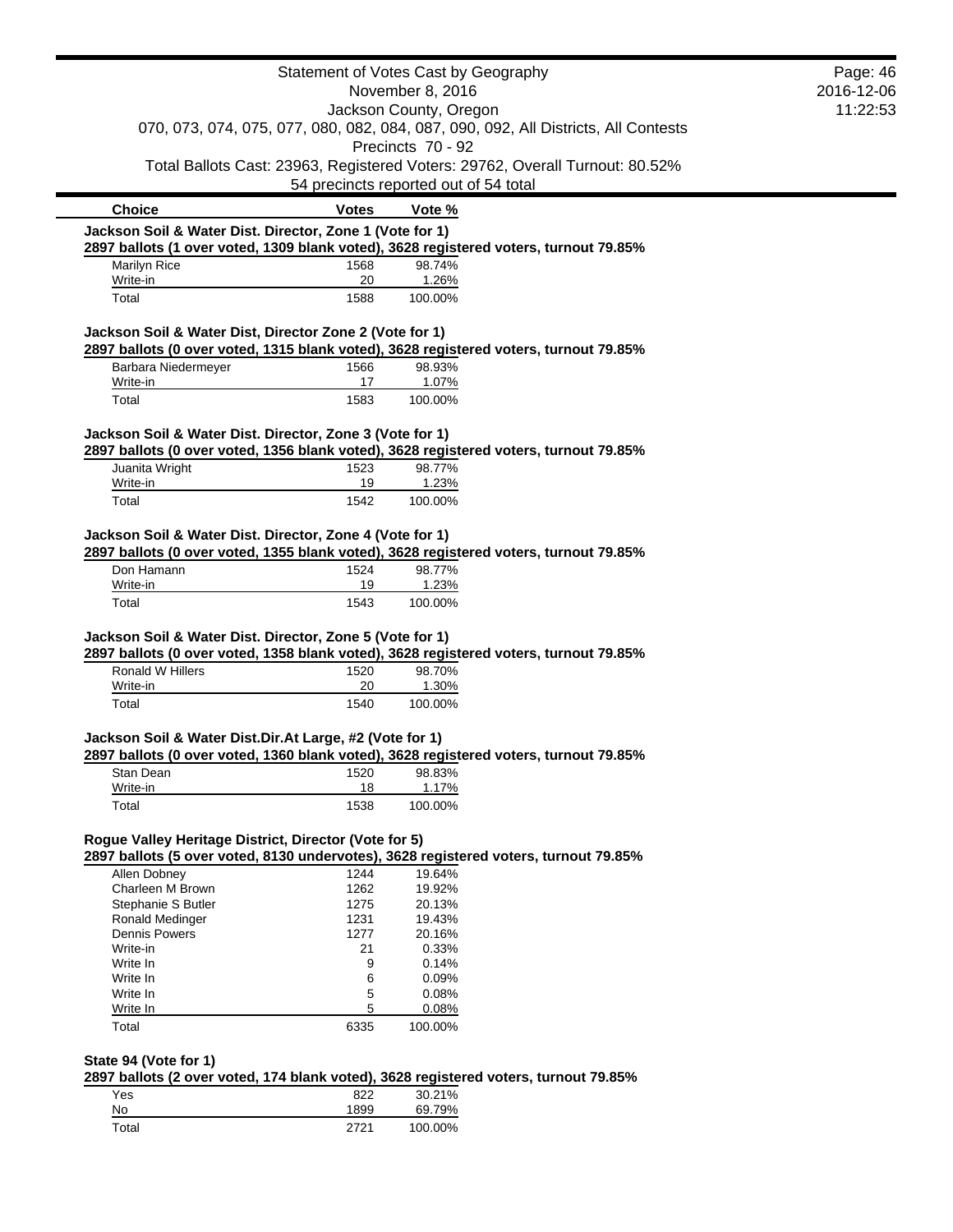Statement of Votes Cast by Geography
November 8, 2016
Jackson County, Oregon
070, 073, 074, 075, 077, 080, 082, 084, 087, 090, 092, All Districts, All Contests
Precincts 70 - 92
Total Ballots Cast: 23963, Registered Voters: 29762, Overall Turnout: 80.52%
54 precincts reported out of 54 total

| Choice | Votes | Vote % |
|---|---|---|

**Jackson Soil & Water Dist. Director, Zone 1 (Vote for 1)**
**2897 ballots (1 over voted, 1309 blank voted), 3628 registered voters, turnout 79.85%**

| Choice | Votes | Vote % |
|---|---|---|
| Marilyn Rice | 1568 | 98.74% |
| Write-in | 20 | 1.26% |
| Total | 1588 | 100.00% |

**Jackson Soil & Water Dist, Director Zone 2 (Vote for 1)**
**2897 ballots (0 over voted, 1315 blank voted), 3628 registered voters, turnout 79.85%**

| Choice | Votes | Vote % |
|---|---|---|
| Barbara Niedermeyer | 1566 | 98.93% |
| Write-in | 17 | 1.07% |
| Total | 1583 | 100.00% |

**Jackson Soil & Water Dist. Director, Zone 3 (Vote for 1)**
**2897 ballots (0 over voted, 1356 blank voted), 3628 registered voters, turnout 79.85%**

| Choice | Votes | Vote % |
|---|---|---|
| Juanita Wright | 1523 | 98.77% |
| Write-in | 19 | 1.23% |
| Total | 1542 | 100.00% |

**Jackson Soil & Water Dist. Director, Zone 4 (Vote for 1)**
**2897 ballots (0 over voted, 1355 blank voted), 3628 registered voters, turnout 79.85%**

| Choice | Votes | Vote % |
|---|---|---|
| Don Hamann | 1524 | 98.77% |
| Write-in | 19 | 1.23% |
| Total | 1543 | 100.00% |

**Jackson Soil & Water Dist. Director, Zone 5 (Vote for 1)**
**2897 ballots (0 over voted, 1358 blank voted), 3628 registered voters, turnout 79.85%**

| Choice | Votes | Vote % |
|---|---|---|
| Ronald W Hillers | 1520 | 98.70% |
| Write-in | 20 | 1.30% |
| Total | 1540 | 100.00% |

**Jackson Soil & Water Dist.Dir.At Large, #2 (Vote for 1)**
**2897 ballots (0 over voted, 1360 blank voted), 3628 registered voters, turnout 79.85%**

| Choice | Votes | Vote % |
|---|---|---|
| Stan Dean | 1520 | 98.83% |
| Write-in | 18 | 1.17% |
| Total | 1538 | 100.00% |

**Rogue Valley Heritage District, Director (Vote for 5)**
**2897 ballots (5 over voted, 8130 undervotes), 3628 registered voters, turnout 79.85%**

| Choice | Votes | Vote % |
|---|---|---|
| Allen Dobney | 1244 | 19.64% |
| Charleen M Brown | 1262 | 19.92% |
| Stephanie S Butler | 1275 | 20.13% |
| Ronald Medinger | 1231 | 19.43% |
| Dennis Powers | 1277 | 20.16% |
| Write-in | 21 | 0.33% |
| Write In | 9 | 0.14% |
| Write In | 6 | 0.09% |
| Write In | 5 | 0.08% |
| Write In | 5 | 0.08% |
| Total | 6335 | 100.00% |

**State 94 (Vote for 1)**
**2897 ballots (2 over voted, 174 blank voted), 3628 registered voters, turnout 79.85%**

| Choice | Votes | Vote % |
|---|---|---|
| Yes | 822 | 30.21% |
| No | 1899 | 69.79% |
| Total | 2721 | 100.00% |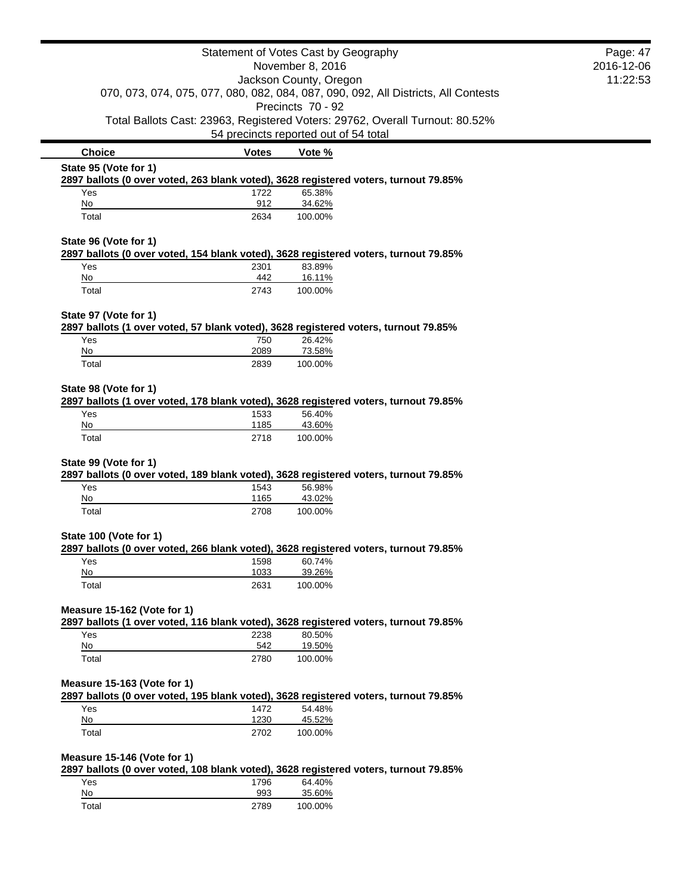Statement of Votes Cast by Geography
November 8, 2016
Jackson County, Oregon
070, 073, 074, 075, 077, 080, 082, 084, 087, 090, 092, All Districts, All Contests
Precincts 70 - 92
Total Ballots Cast: 23963, Registered Voters: 29762, Overall Turnout: 80.52%
54 precincts reported out of 54 total

| Choice | Votes | Vote % |
|---|---|---|

**State 95 (Vote for 1)**
**2897 ballots (0 over voted, 263 blank voted), 3628 registered voters, turnout 79.85%**

| Choice | Votes | Vote % |
|---|---|---|
| Yes | 1722 | 65.38% |
| No | 912 | 34.62% |
| Total | 2634 | 100.00% |

**State 96 (Vote for 1)**
**2897 ballots (0 over voted, 154 blank voted), 3628 registered voters, turnout 79.85%**

| Choice | Votes | Vote % |
|---|---|---|
| Yes | 2301 | 83.89% |
| No | 442 | 16.11% |
| Total | 2743 | 100.00% |

**State 97 (Vote for 1)**
**2897 ballots (1 over voted, 57 blank voted), 3628 registered voters, turnout 79.85%**

| Choice | Votes | Vote % |
|---|---|---|
| Yes | 750 | 26.42% |
| No | 2089 | 73.58% |
| Total | 2839 | 100.00% |

**State 98 (Vote for 1)**
**2897 ballots (1 over voted, 178 blank voted), 3628 registered voters, turnout 79.85%**

| Choice | Votes | Vote % |
|---|---|---|
| Yes | 1533 | 56.40% |
| No | 1185 | 43.60% |
| Total | 2718 | 100.00% |

**State 99 (Vote for 1)**
**2897 ballots (0 over voted, 189 blank voted), 3628 registered voters, turnout 79.85%**

| Choice | Votes | Vote % |
|---|---|---|
| Yes | 1543 | 56.98% |
| No | 1165 | 43.02% |
| Total | 2708 | 100.00% |

**State 100 (Vote for 1)**
**2897 ballots (0 over voted, 266 blank voted), 3628 registered voters, turnout 79.85%**

| Choice | Votes | Vote % |
|---|---|---|
| Yes | 1598 | 60.74% |
| No | 1033 | 39.26% |
| Total | 2631 | 100.00% |

**Measure 15-162 (Vote for 1)**
**2897 ballots (1 over voted, 116 blank voted), 3628 registered voters, turnout 79.85%**

| Choice | Votes | Vote % |
|---|---|---|
| Yes | 2238 | 80.50% |
| No | 542 | 19.50% |
| Total | 2780 | 100.00% |

**Measure 15-163 (Vote for 1)**
**2897 ballots (0 over voted, 195 blank voted), 3628 registered voters, turnout 79.85%**

| Choice | Votes | Vote % |
|---|---|---|
| Yes | 1472 | 54.48% |
| No | 1230 | 45.52% |
| Total | 2702 | 100.00% |

**Measure 15-146 (Vote for 1)**
**2897 ballots (0 over voted, 108 blank voted), 3628 registered voters, turnout 79.85%**

| Choice | Votes | Vote % |
|---|---|---|
| Yes | 1796 | 64.40% |
| No | 993 | 35.60% |
| Total | 2789 | 100.00% |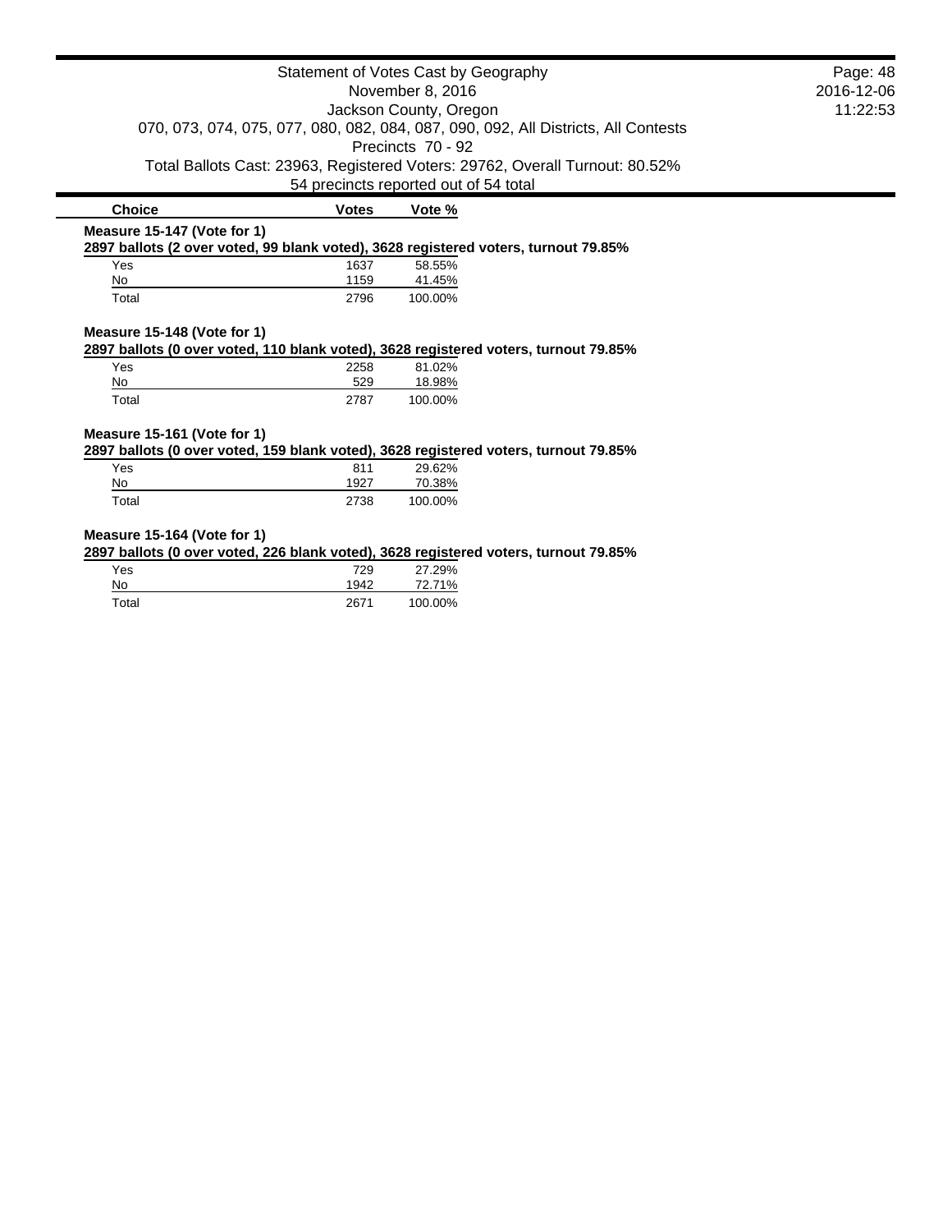Statement of Votes Cast by Geography
November 8, 2016
Jackson County, Oregon
070, 073, 074, 075, 077, 080, 082, 084, 087, 090, 092, All Districts, All Contests
Precincts 70 - 92
Total Ballots Cast: 23963, Registered Voters: 29762, Overall Turnout: 80.52%
54 precincts reported out of 54 total

| Choice | Votes | Vote % |
|---|---|---|

**Measure 15-147 (Vote for 1)**
**2897 ballots (2 over voted, 99 blank voted), 3628 registered voters, turnout 79.85%**

| Choice | Votes | Vote % |
|---|---|---|
| Yes | 1637 | 58.55% |
| No | 1159 | 41.45% |
| Total | 2796 | 100.00% |

**Measure 15-148 (Vote for 1)**
**2897 ballots (0 over voted, 110 blank voted), 3628 registered voters, turnout 79.85%**

| Choice | Votes | Vote % |
|---|---|---|
| Yes | 2258 | 81.02% |
| No | 529 | 18.98% |
| Total | 2787 | 100.00% |

**Measure 15-161 (Vote for 1)**
**2897 ballots (0 over voted, 159 blank voted), 3628 registered voters, turnout 79.85%**

| Choice | Votes | Vote % |
|---|---|---|
| Yes | 811 | 29.62% |
| No | 1927 | 70.38% |
| Total | 2738 | 100.00% |

**Measure 15-164 (Vote for 1)**
**2897 ballots (0 over voted, 226 blank voted), 3628 registered voters, turnout 79.85%**

| Choice | Votes | Vote % |
|---|---|---|
| Yes | 729 | 27.29% |
| No | 1942 | 72.71% |
| Total | 2671 | 100.00% |